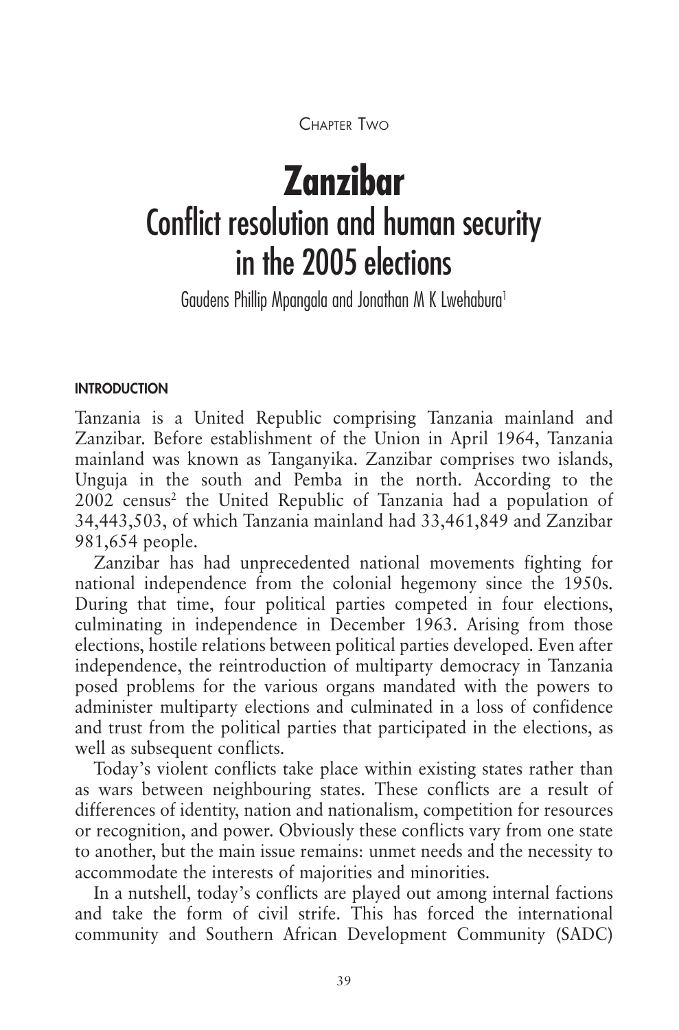Chapter Two

# Zanzibar

## Conflict resolution and human security in the 2005 elections

Gaudens Phillip Mpangala and Jonathan M K Lwehabura[1]

### INTRODUCTION

Tanzania is a United Republic comprising Tanzania mainland and Zanzibar. Before establishment of the Union in April 1964, Tanzania mainland was known as Tanganyika. Zanzibar comprises two islands, Unguja in the south and Pemba in the north. According to the 2002 census[2] the United Republic of Tanzania had a population of 34,443,503, of which Tanzania mainland had 33,461,849 and Zanzibar 981,654 people.

Zanzibar has had unprecedented national movements fighting for national independence from the colonial hegemony since the 1950s. During that time, four political parties competed in four elections, culminating in independence in December 1963. Arising from those elections, hostile relations between political parties developed. Even after independence, the reintroduction of multiparty democracy in Tanzania posed problems for the various organs mandated with the powers to administer multiparty elections and culminated in a loss of confidence and trust from the political parties that participated in the elections, as well as subsequent conflicts.

Today's violent conflicts take place within existing states rather than as wars between neighbouring states. These conflicts are a result of differences of identity, nation and nationalism, competition for resources or recognition, and power. Obviously these conflicts vary from one state to another, but the main issue remains: unmet needs and the necessity to accommodate the interests of majorities and minorities.

In a nutshell, today's conflicts are played out among internal factions and take the form of civil strife. This has forced the international community and Southern African Development Community (SADC)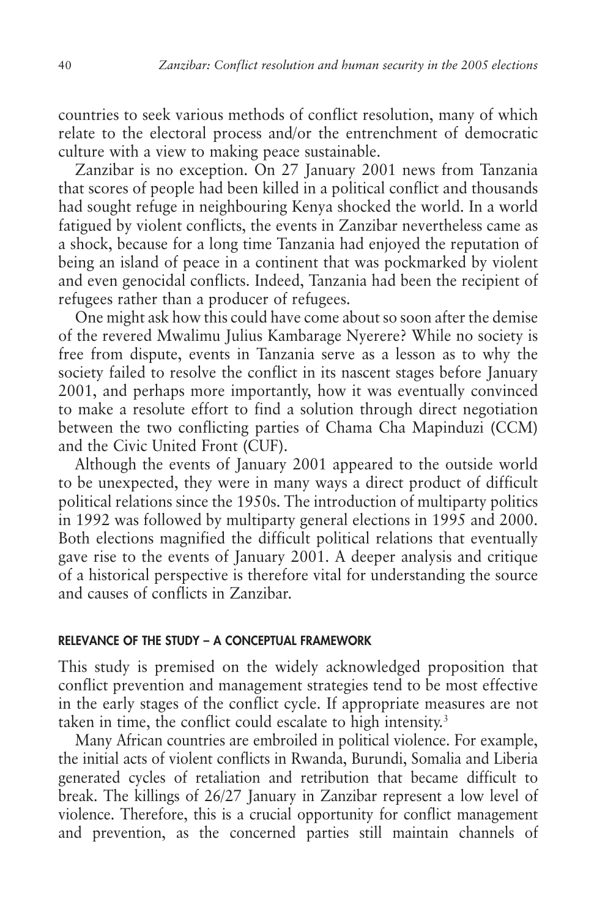countries to seek various methods of conflict resolution, many of which relate to the electoral process and/or the entrenchment of democratic culture with a view to making peace sustainable.

Zanzibar is no exception. On 27 January 2001 news from Tanzania that scores of people had been killed in a political conflict and thousands had sought refuge in neighbouring Kenya shocked the world. In a world fatigued by violent conflicts, the events in Zanzibar nevertheless came as a shock, because for a long time Tanzania had enjoyed the reputation of being an island of peace in a continent that was pockmarked by violent and even genocidal conflicts. Indeed, Tanzania had been the recipient of refugees rather than a producer of refugees.

One might ask how this could have come about so soon after the demise of the revered Mwalimu Julius Kambarage Nyerere? While no society is free from dispute, events in Tanzania serve as a lesson as to why the society failed to resolve the conflict in its nascent stages before January 2001, and perhaps more importantly, how it was eventually convinced to make a resolute effort to find a solution through direct negotiation between the two conflicting parties of Chama Cha Mapinduzi (CCM) and the Civic United Front (CUF).

Although the events of January 2001 appeared to the outside world to be unexpected, they were in many ways a direct product of difficult political relations since the 1950s. The introduction of multiparty politics in 1992 was followed by multiparty general elections in 1995 and 2000. Both elections magnified the difficult political relations that eventually gave rise to the events of January 2001. A deeper analysis and critique of a historical perspective is therefore vital for understanding the source and causes of conflicts in Zanzibar.

## RELEVANCE OF THE STUDY – A CONCEPTUAL FRAMEWORK

This study is premised on the widely acknowledged proposition that conflict prevention and management strategies tend to be most effective in the early stages of the conflict cycle. If appropriate measures are not taken in time, the conflict could escalate to high intensity.[3]

Many African countries are embroiled in political violence. For example, the initial acts of violent conflicts in Rwanda, Burundi, Somalia and Liberia generated cycles of retaliation and retribution that became difficult to break. The killings of 26/27 January in Zanzibar represent a low level of violence. Therefore, this is a crucial opportunity for conflict management and prevention, as the concerned parties still maintain channels of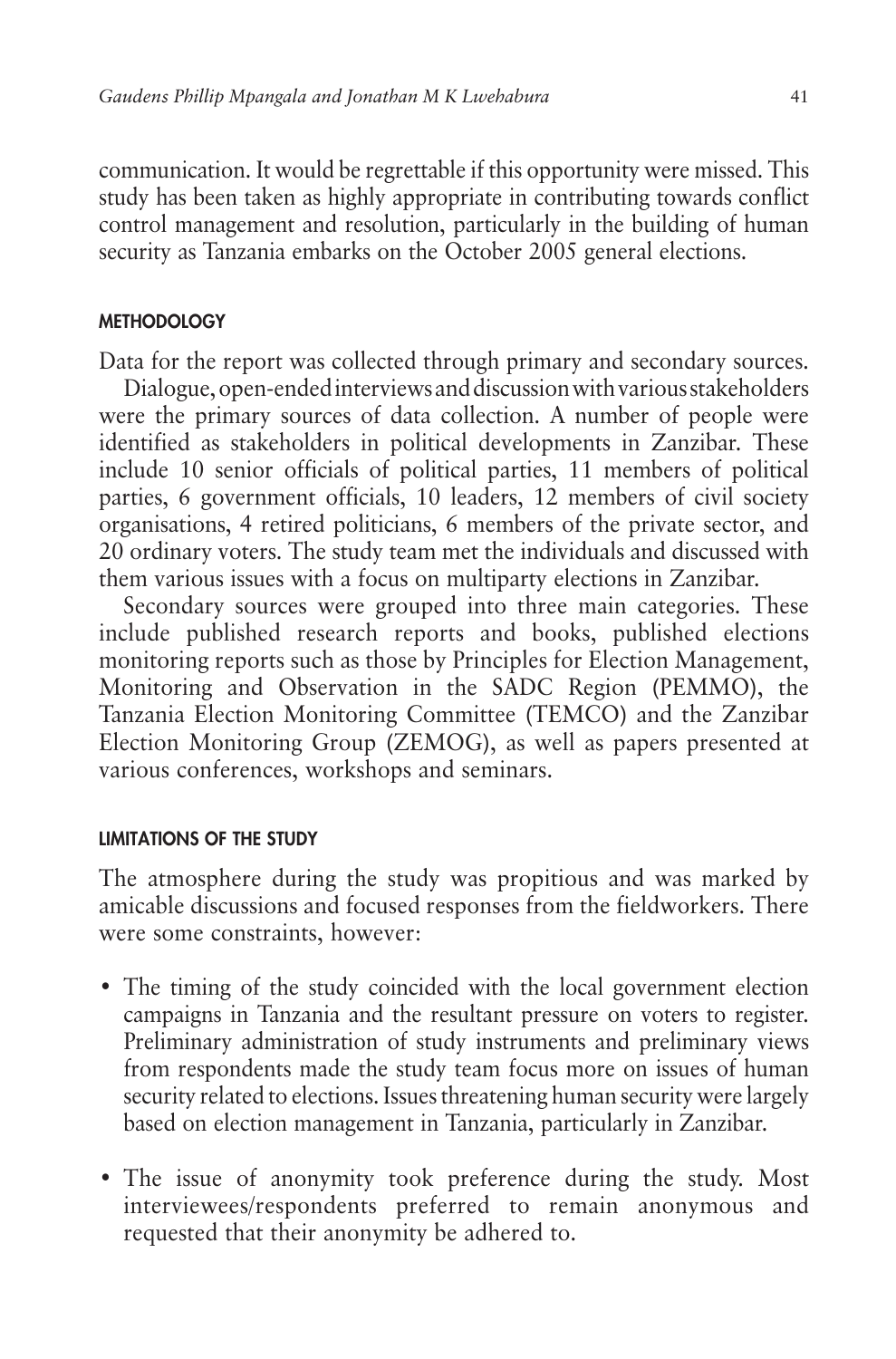communication. It would be regrettable if this opportunity were missed. This study has been taken as highly appropriate in contributing towards conflict control management and resolution, particularly in the building of human security as Tanzania embarks on the October 2005 general elections.

## METHODOLOGY

Data for the report was collected through primary and secondary sources.

Dialogue, open-ended interviews and discussion with various stakeholders were the primary sources of data collection. A number of people were identified as stakeholders in political developments in Zanzibar. These include 10 senior officials of political parties, 11 members of political parties, 6 government officials, 10 leaders, 12 members of civil society organisations, 4 retired politicians, 6 members of the private sector, and 20 ordinary voters. The study team met the individuals and discussed with them various issues with a focus on multiparty elections in Zanzibar.

Secondary sources were grouped into three main categories. These include published research reports and books, published elections monitoring reports such as those by Principles for Election Management, Monitoring and Observation in the SADC Region (PEMMO), the Tanzania Election Monitoring Committee (TEMCO) and the Zanzibar Election Monitoring Group (ZEMOG), as well as papers presented at various conferences, workshops and seminars.

## LIMITATIONS OF THE STUDY

The atmosphere during the study was propitious and was marked by amicable discussions and focused responses from the fieldworkers. There were some constraints, however:

- The timing of the study coincided with the local government election campaigns in Tanzania and the resultant pressure on voters to register. Preliminary administration of study instruments and preliminary views from respondents made the study team focus more on issues of human security related to elections. Issues threatening human security were largely based on election management in Tanzania, particularly in Zanzibar.

- The issue of anonymity took preference during the study. Most interviewees/respondents preferred to remain anonymous and requested that their anonymity be adhered to.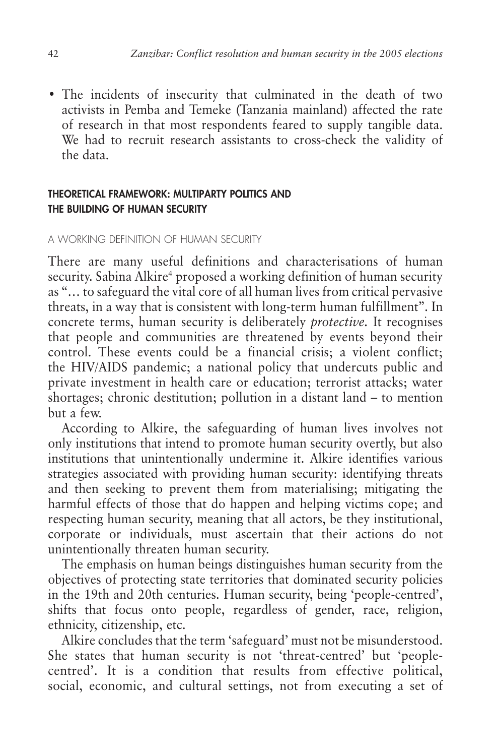- The incidents of insecurity that culminated in the death of two activists in Pemba and Temeke (Tanzania mainland) affected the rate of research in that most respondents feared to supply tangible data. We had to recruit research assistants to cross-check the validity of the data.

## THEORETICAL FRAMEWORK: MULTIPARTY POLITICS AND THE BUILDING OF HUMAN SECURITY

### A WORKING DEFINITION OF HUMAN SECURITY

There are many useful definitions and characterisations of human security. Sabina Alkire[4] proposed a working definition of human security as "… to safeguard the vital core of all human lives from critical pervasive threats, in a way that is consistent with long-term human fulfillment". In concrete terms, human security is deliberately *protective*. It recognises that people and communities are threatened by events beyond their control. These events could be a financial crisis; a violent conflict; the HIV/AIDS pandemic; a national policy that undercuts public and private investment in health care or education; terrorist attacks; water shortages; chronic destitution; pollution in a distant land – to mention but a few.

According to Alkire, the safeguarding of human lives involves not only institutions that intend to promote human security overtly, but also institutions that unintentionally undermine it. Alkire identifies various strategies associated with providing human security: identifying threats and then seeking to prevent them from materialising; mitigating the harmful effects of those that do happen and helping victims cope; and respecting human security, meaning that all actors, be they institutional, corporate or individuals, must ascertain that their actions do not unintentionally threaten human security.

The emphasis on human beings distinguishes human security from the objectives of protecting state territories that dominated security policies in the 19th and 20th centuries. Human security, being 'people-centred', shifts that focus onto people, regardless of gender, race, religion, ethnicity, citizenship, etc.

Alkire concludes that the term 'safeguard' must not be misunderstood. She states that human security is not 'threat-centred' but 'people-centred'. It is a condition that results from effective political, social, economic, and cultural settings, not from executing a set of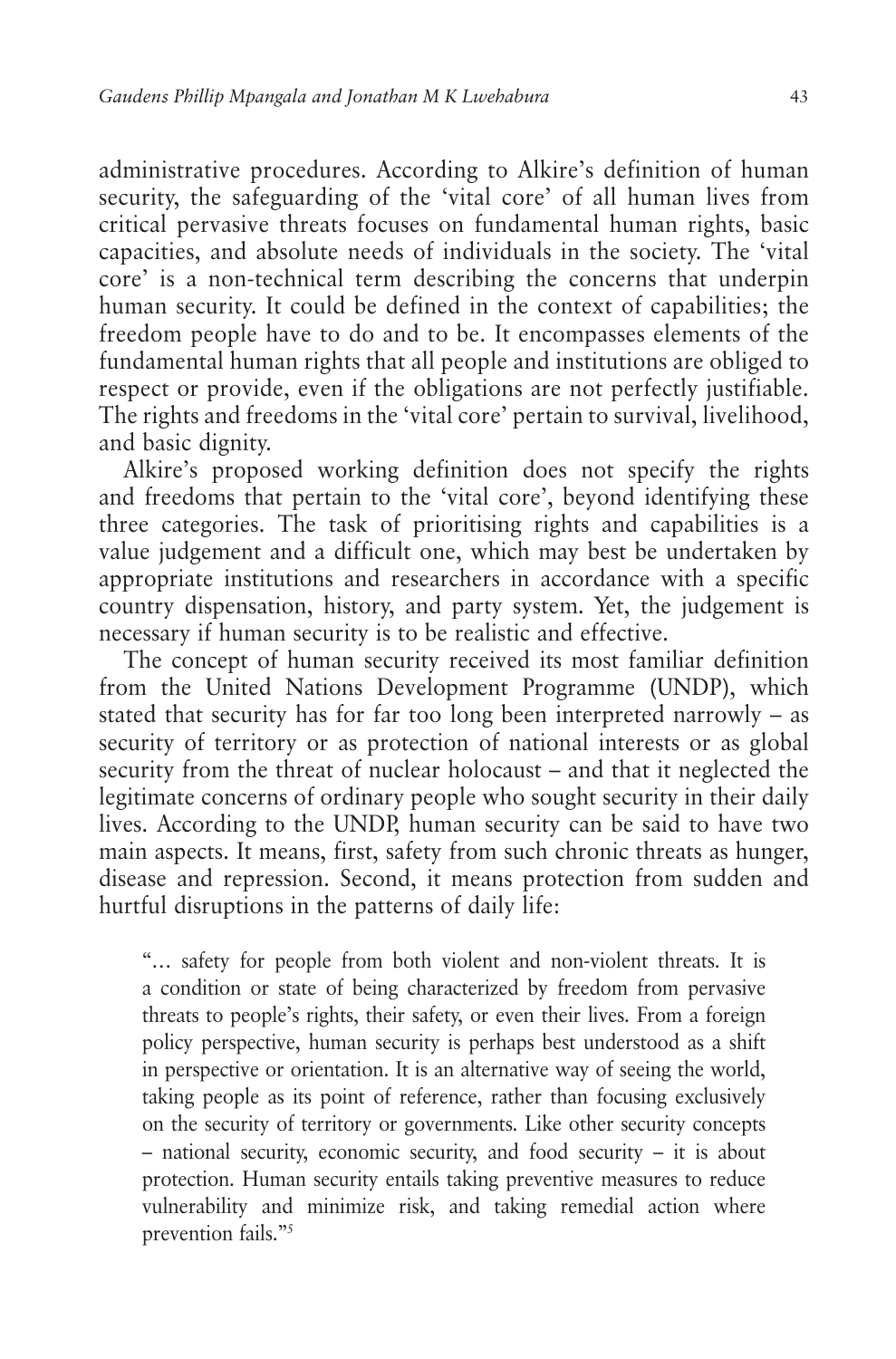administrative procedures. According to Alkire's definition of human security, the safeguarding of the 'vital core' of all human lives from critical pervasive threats focuses on fundamental human rights, basic capacities, and absolute needs of individuals in the society. The 'vital core' is a non-technical term describing the concerns that underpin human security. It could be defined in the context of capabilities; the freedom people have to do and to be. It encompasses elements of the fundamental human rights that all people and institutions are obliged to respect or provide, even if the obligations are not perfectly justifiable. The rights and freedoms in the 'vital core' pertain to survival, livelihood, and basic dignity.

Alkire's proposed working definition does not specify the rights and freedoms that pertain to the 'vital core', beyond identifying these three categories. The task of prioritising rights and capabilities is a value judgement and a difficult one, which may best be undertaken by appropriate institutions and researchers in accordance with a specific country dispensation, history, and party system. Yet, the judgement is necessary if human security is to be realistic and effective.

The concept of human security received its most familiar definition from the United Nations Development Programme (UNDP), which stated that security has for far too long been interpreted narrowly – as security of territory or as protection of national interests or as global security from the threat of nuclear holocaust – and that it neglected the legitimate concerns of ordinary people who sought security in their daily lives. According to the UNDP, human security can be said to have two main aspects. It means, first, safety from such chronic threats as hunger, disease and repression. Second, it means protection from sudden and hurtful disruptions in the patterns of daily life:

> "… safety for people from both violent and non-violent threats. It is a condition or state of being characterized by freedom from pervasive threats to people's rights, their safety, or even their lives. From a foreign policy perspective, human security is perhaps best understood as a shift in perspective or orientation. It is an alternative way of seeing the world, taking people as its point of reference, rather than focusing exclusively on the security of territory or governments. Like other security concepts – national security, economic security, and food security – it is about protection. Human security entails taking preventive measures to reduce vulnerability and minimize risk, and taking remedial action where prevention fails."[5]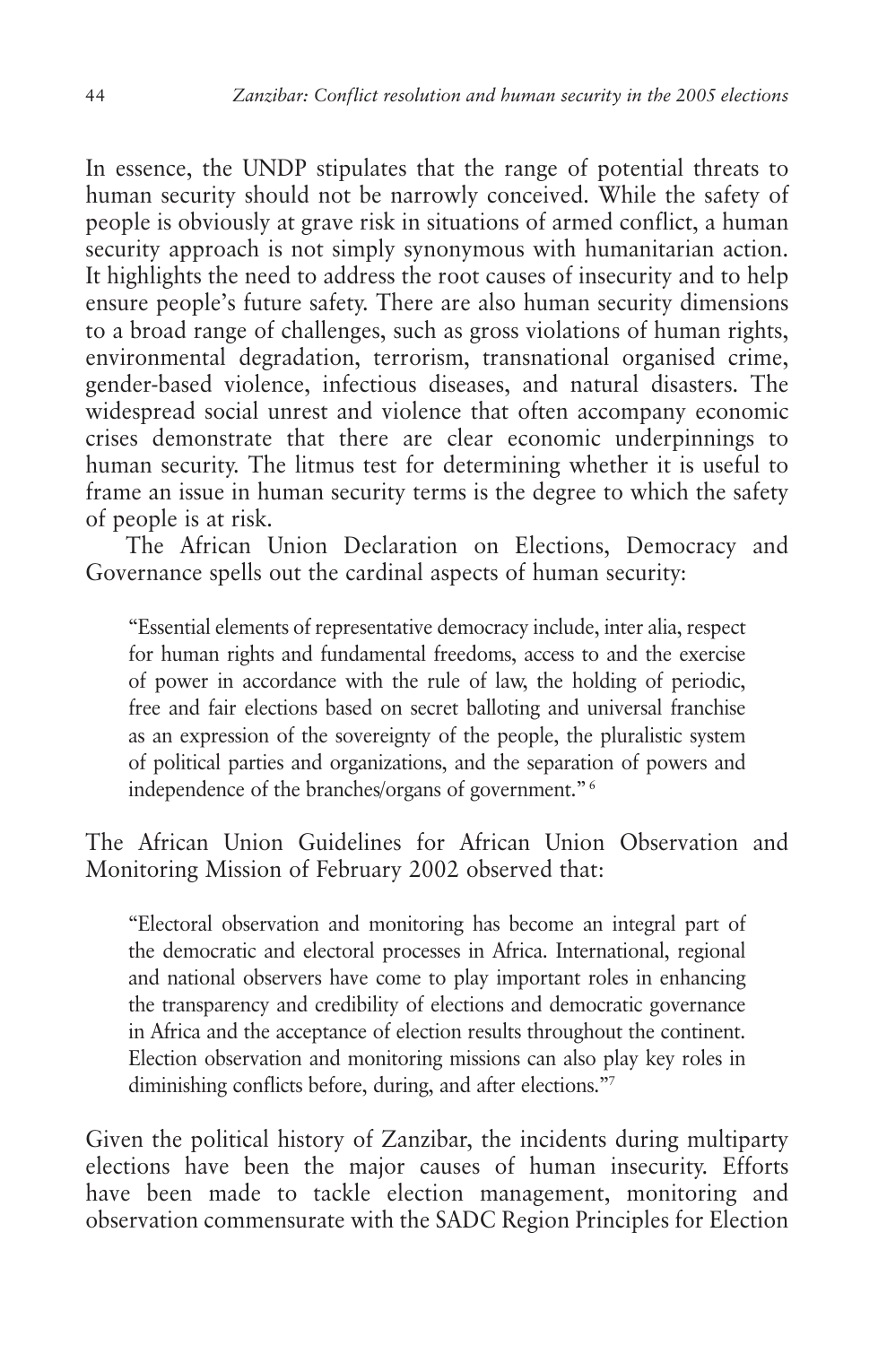In essence, the UNDP stipulates that the range of potential threats to human security should not be narrowly conceived. While the safety of people is obviously at grave risk in situations of armed conflict, a human security approach is not simply synonymous with humanitarian action. It highlights the need to address the root causes of insecurity and to help ensure people's future safety. There are also human security dimensions to a broad range of challenges, such as gross violations of human rights, environmental degradation, terrorism, transnational organised crime, gender-based violence, infectious diseases, and natural disasters. The widespread social unrest and violence that often accompany economic crises demonstrate that there are clear economic underpinnings to human security. The litmus test for determining whether it is useful to frame an issue in human security terms is the degree to which the safety of people is at risk.

The African Union Declaration on Elections, Democracy and Governance spells out the cardinal aspects of human security:

> "Essential elements of representative democracy include, inter alia, respect for human rights and fundamental freedoms, access to and the exercise of power in accordance with the rule of law, the holding of periodic, free and fair elections based on secret balloting and universal franchise as an expression of the sovereignty of the people, the pluralistic system of political parties and organizations, and the separation of powers and independence of the branches/organs of government." [6]

The African Union Guidelines for African Union Observation and Monitoring Mission of February 2002 observed that:

> "Electoral observation and monitoring has become an integral part of the democratic and electoral processes in Africa. International, regional and national observers have come to play important roles in enhancing the transparency and credibility of elections and democratic governance in Africa and the acceptance of election results throughout the continent. Election observation and monitoring missions can also play key roles in diminishing conflicts before, during, and after elections."[7]

Given the political history of Zanzibar, the incidents during multiparty elections have been the major causes of human insecurity. Efforts have been made to tackle election management, monitoring and observation commensurate with the SADC Region Principles for Election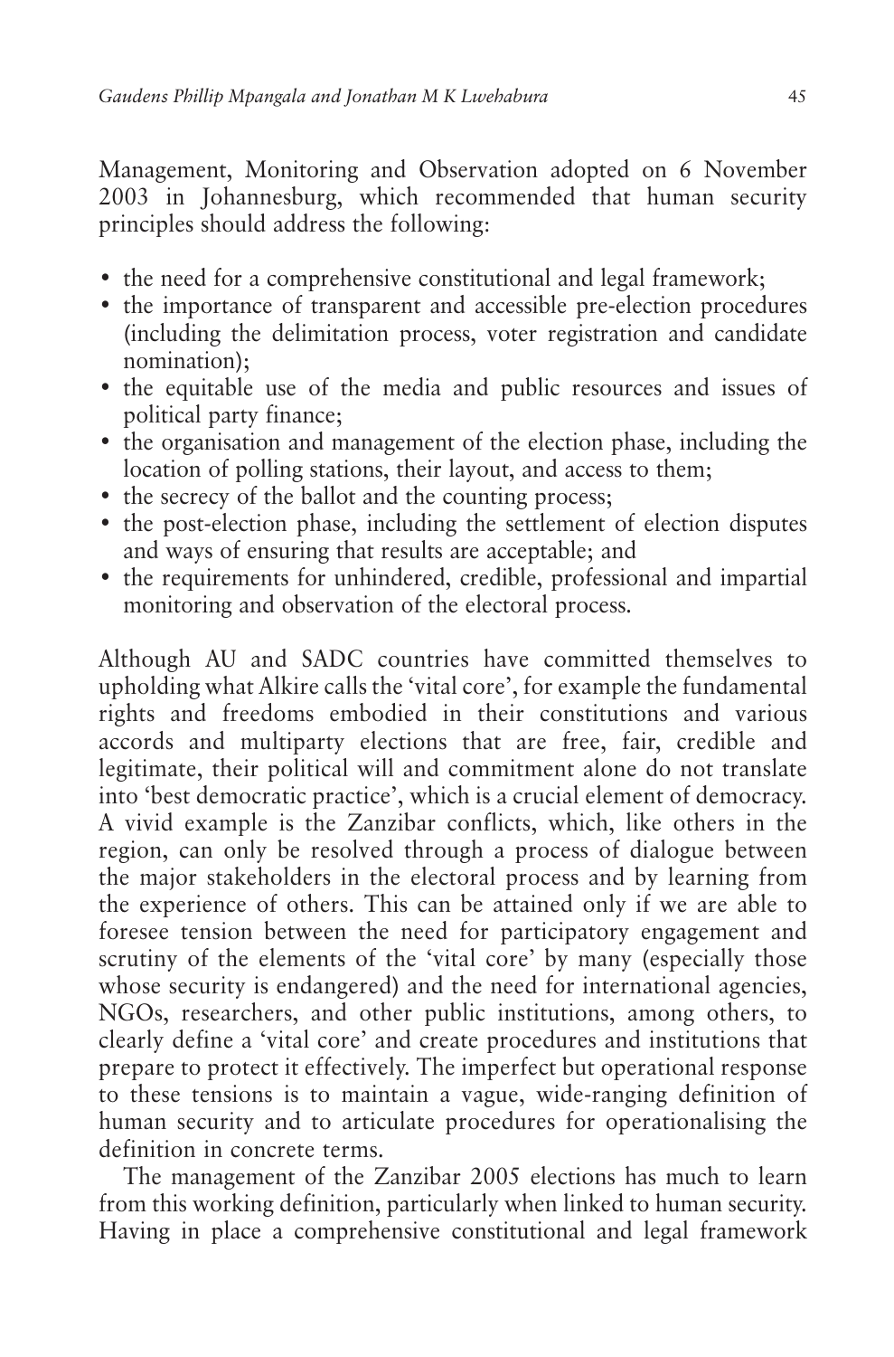Management, Monitoring and Observation adopted on 6 November 2003 in Johannesburg, which recommended that human security principles should address the following:

- the need for a comprehensive constitutional and legal framework;
- the importance of transparent and accessible pre-election procedures (including the delimitation process, voter registration and candidate nomination);
- the equitable use of the media and public resources and issues of political party finance;
- the organisation and management of the election phase, including the location of polling stations, their layout, and access to them;
- the secrecy of the ballot and the counting process;
- the post-election phase, including the settlement of election disputes and ways of ensuring that results are acceptable; and
- the requirements for unhindered, credible, professional and impartial monitoring and observation of the electoral process.

Although AU and SADC countries have committed themselves to upholding what Alkire calls the 'vital core', for example the fundamental rights and freedoms embodied in their constitutions and various accords and multiparty elections that are free, fair, credible and legitimate, their political will and commitment alone do not translate into 'best democratic practice', which is a crucial element of democracy. A vivid example is the Zanzibar conflicts, which, like others in the region, can only be resolved through a process of dialogue between the major stakeholders in the electoral process and by learning from the experience of others. This can be attained only if we are able to foresee tension between the need for participatory engagement and scrutiny of the elements of the 'vital core' by many (especially those whose security is endangered) and the need for international agencies, NGOs, researchers, and other public institutions, among others, to clearly define a 'vital core' and create procedures and institutions that prepare to protect it effectively. The imperfect but operational response to these tensions is to maintain a vague, wide-ranging definition of human security and to articulate procedures for operationalising the definition in concrete terms.

The management of the Zanzibar 2005 elections has much to learn from this working definition, particularly when linked to human security. Having in place a comprehensive constitutional and legal framework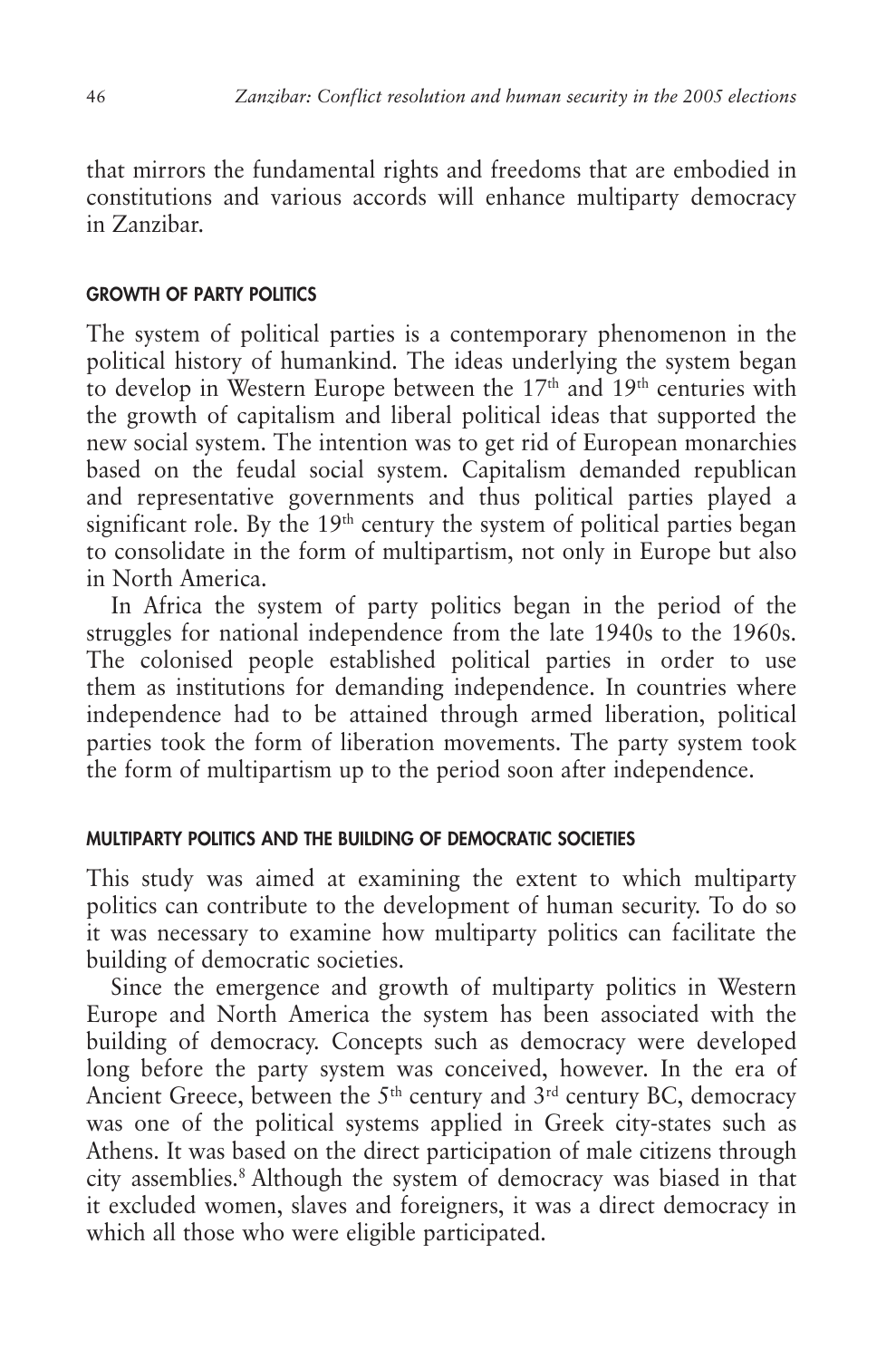that mirrors the fundamental rights and freedoms that are embodied in constitutions and various accords will enhance multiparty democracy in Zanzibar.

## GROWTH OF PARTY POLITICS

The system of political parties is a contemporary phenomenon in the political history of humankind. The ideas underlying the system began to develop in Western Europe between the 17th and 19th centuries with the growth of capitalism and liberal political ideas that supported the new social system. The intention was to get rid of European monarchies based on the feudal social system. Capitalism demanded republican and representative governments and thus political parties played a significant role. By the 19th century the system of political parties began to consolidate in the form of multipartism, not only in Europe but also in North America.

In Africa the system of party politics began in the period of the struggles for national independence from the late 1940s to the 1960s. The colonised people established political parties in order to use them as institutions for demanding independence. In countries where independence had to be attained through armed liberation, political parties took the form of liberation movements. The party system took the form of multipartism up to the period soon after independence.

## MULTIPARTY POLITICS AND THE BUILDING OF DEMOCRATIC SOCIETIES

This study was aimed at examining the extent to which multiparty politics can contribute to the development of human security. To do so it was necessary to examine how multiparty politics can facilitate the building of democratic societies.

Since the emergence and growth of multiparty politics in Western Europe and North America the system has been associated with the building of democracy. Concepts such as democracy were developed long before the party system was conceived, however. In the era of Ancient Greece, between the 5th century and 3rd century BC, democracy was one of the political systems applied in Greek city-states such as Athens. It was based on the direct participation of male citizens through city assemblies.[8] Although the system of democracy was biased in that it excluded women, slaves and foreigners, it was a direct democracy in which all those who were eligible participated.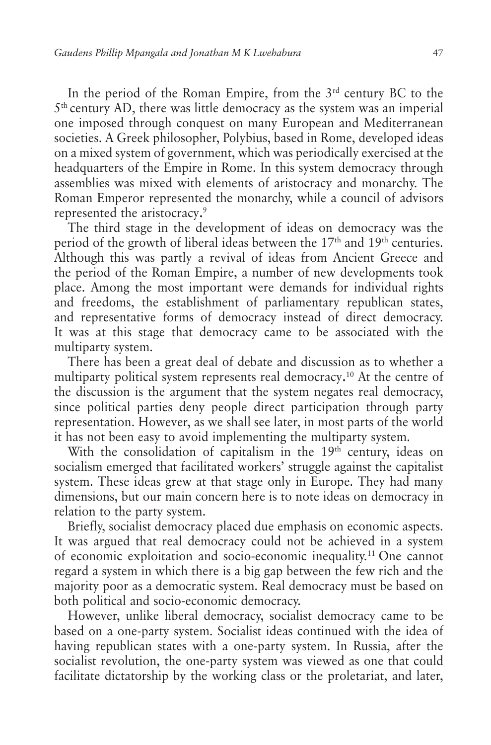In the period of the Roman Empire, from the 3rd century BC to the 5th century AD, there was little democracy as the system was an imperial one imposed through conquest on many European and Mediterranean societies. A Greek philosopher, Polybius, based in Rome, developed ideas on a mixed system of government, which was periodically exercised at the headquarters of the Empire in Rome. In this system democracy through assemblies was mixed with elements of aristocracy and monarchy. The Roman Emperor represented the monarchy, while a council of advisors represented the aristocracy.[9]

The third stage in the development of ideas on democracy was the period of the growth of liberal ideas between the 17th and 19th centuries. Although this was partly a revival of ideas from Ancient Greece and the period of the Roman Empire, a number of new developments took place. Among the most important were demands for individual rights and freedoms, the establishment of parliamentary republican states, and representative forms of democracy instead of direct democracy. It was at this stage that democracy came to be associated with the multiparty system.

There has been a great deal of debate and discussion as to whether a multiparty political system represents real democracy.[10] At the centre of the discussion is the argument that the system negates real democracy, since political parties deny people direct participation through party representation. However, as we shall see later, in most parts of the world it has not been easy to avoid implementing the multiparty system.

With the consolidation of capitalism in the 19th century, ideas on socialism emerged that facilitated workers' struggle against the capitalist system. These ideas grew at that stage only in Europe. They had many dimensions, but our main concern here is to note ideas on democracy in relation to the party system.

Briefly, socialist democracy placed due emphasis on economic aspects. It was argued that real democracy could not be achieved in a system of economic exploitation and socio-economic inequality.[11] One cannot regard a system in which there is a big gap between the few rich and the majority poor as a democratic system. Real democracy must be based on both political and socio-economic democracy.

However, unlike liberal democracy, socialist democracy came to be based on a one-party system. Socialist ideas continued with the idea of having republican states with a one-party system. In Russia, after the socialist revolution, the one-party system was viewed as one that could facilitate dictatorship by the working class or the proletariat, and later,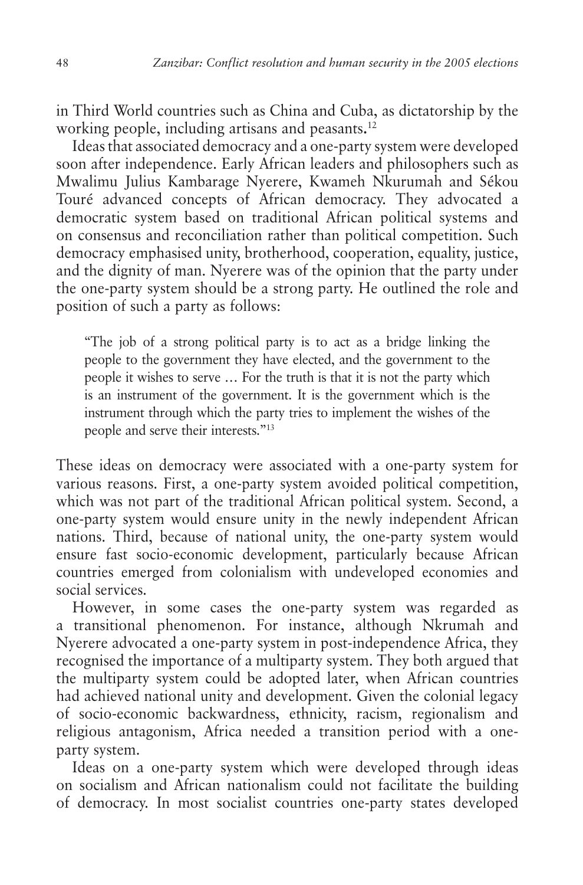in Third World countries such as China and Cuba, as dictatorship by the working people, including artisans and peasants.[12]

Ideas that associated democracy and a one-party system were developed soon after independence. Early African leaders and philosophers such as Mwalimu Julius Kambarage Nyerere, Kwameh Nkurumah and Sékou Touré advanced concepts of African democracy. They advocated a democratic system based on traditional African political systems and on consensus and reconciliation rather than political competition. Such democracy emphasised unity, brotherhood, cooperation, equality, justice, and the dignity of man. Nyerere was of the opinion that the party under the one-party system should be a strong party. He outlined the role and position of such a party as follows:

> "The job of a strong political party is to act as a bridge linking the people to the government they have elected, and the government to the people it wishes to serve … For the truth is that it is not the party which is an instrument of the government. It is the government which is the instrument through which the party tries to implement the wishes of the people and serve their interests."[13]

These ideas on democracy were associated with a one-party system for various reasons. First, a one-party system avoided political competition, which was not part of the traditional African political system. Second, a one-party system would ensure unity in the newly independent African nations. Third, because of national unity, the one-party system would ensure fast socio-economic development, particularly because African countries emerged from colonialism with undeveloped economies and social services.

However, in some cases the one-party system was regarded as a transitional phenomenon. For instance, although Nkrumah and Nyerere advocated a one-party system in post-independence Africa, they recognised the importance of a multiparty system. They both argued that the multiparty system could be adopted later, when African countries had achieved national unity and development. Given the colonial legacy of socio-economic backwardness, ethnicity, racism, regionalism and religious antagonism, Africa needed a transition period with a one-party system.

Ideas on a one-party system which were developed through ideas on socialism and African nationalism could not facilitate the building of democracy. In most socialist countries one-party states developed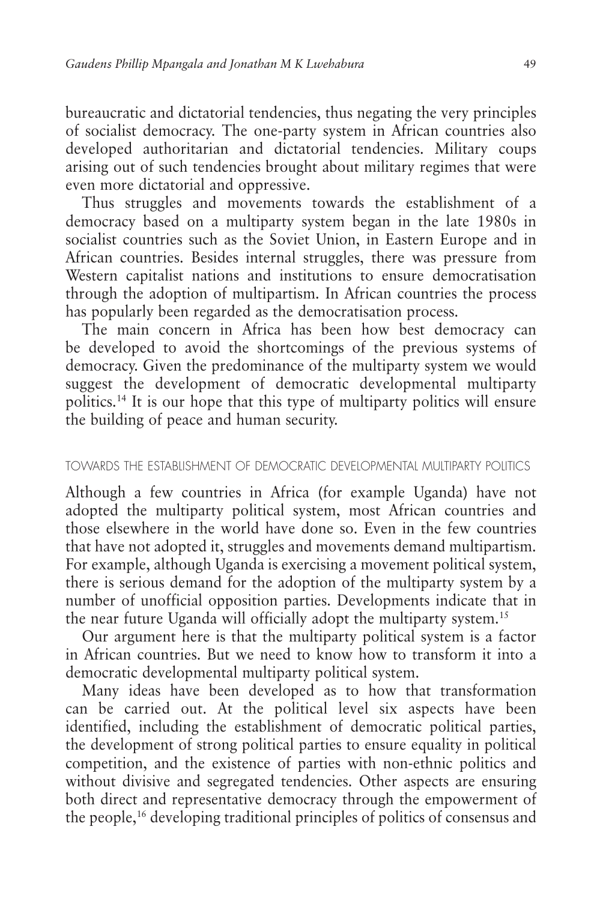bureaucratic and dictatorial tendencies, thus negating the very principles of socialist democracy. The one-party system in African countries also developed authoritarian and dictatorial tendencies. Military coups arising out of such tendencies brought about military regimes that were even more dictatorial and oppressive.

Thus struggles and movements towards the establishment of a democracy based on a multiparty system began in the late 1980s in socialist countries such as the Soviet Union, in Eastern Europe and in African countries. Besides internal struggles, there was pressure from Western capitalist nations and institutions to ensure democratisation through the adoption of multipartism. In African countries the process has popularly been regarded as the democratisation process.

The main concern in Africa has been how best democracy can be developed to avoid the shortcomings of the previous systems of democracy. Given the predominance of the multiparty system we would suggest the development of democratic developmental multiparty politics.[14] It is our hope that this type of multiparty politics will ensure the building of peace and human security.

## TOWARDS THE ESTABLISHMENT OF DEMOCRATIC DEVELOPMENTAL MULTIPARTY POLITICS

Although a few countries in Africa (for example Uganda) have not adopted the multiparty political system, most African countries and those elsewhere in the world have done so. Even in the few countries that have not adopted it, struggles and movements demand multipartism. For example, although Uganda is exercising a movement political system, there is serious demand for the adoption of the multiparty system by a number of unofficial opposition parties. Developments indicate that in the near future Uganda will officially adopt the multiparty system.[15]

Our argument here is that the multiparty political system is a factor in African countries. But we need to know how to transform it into a democratic developmental multiparty political system.

Many ideas have been developed as to how that transformation can be carried out. At the political level six aspects have been identified, including the establishment of democratic political parties, the development of strong political parties to ensure equality in political competition, and the existence of parties with non-ethnic politics and without divisive and segregated tendencies. Other aspects are ensuring both direct and representative democracy through the empowerment of the people,[16] developing traditional principles of politics of consensus and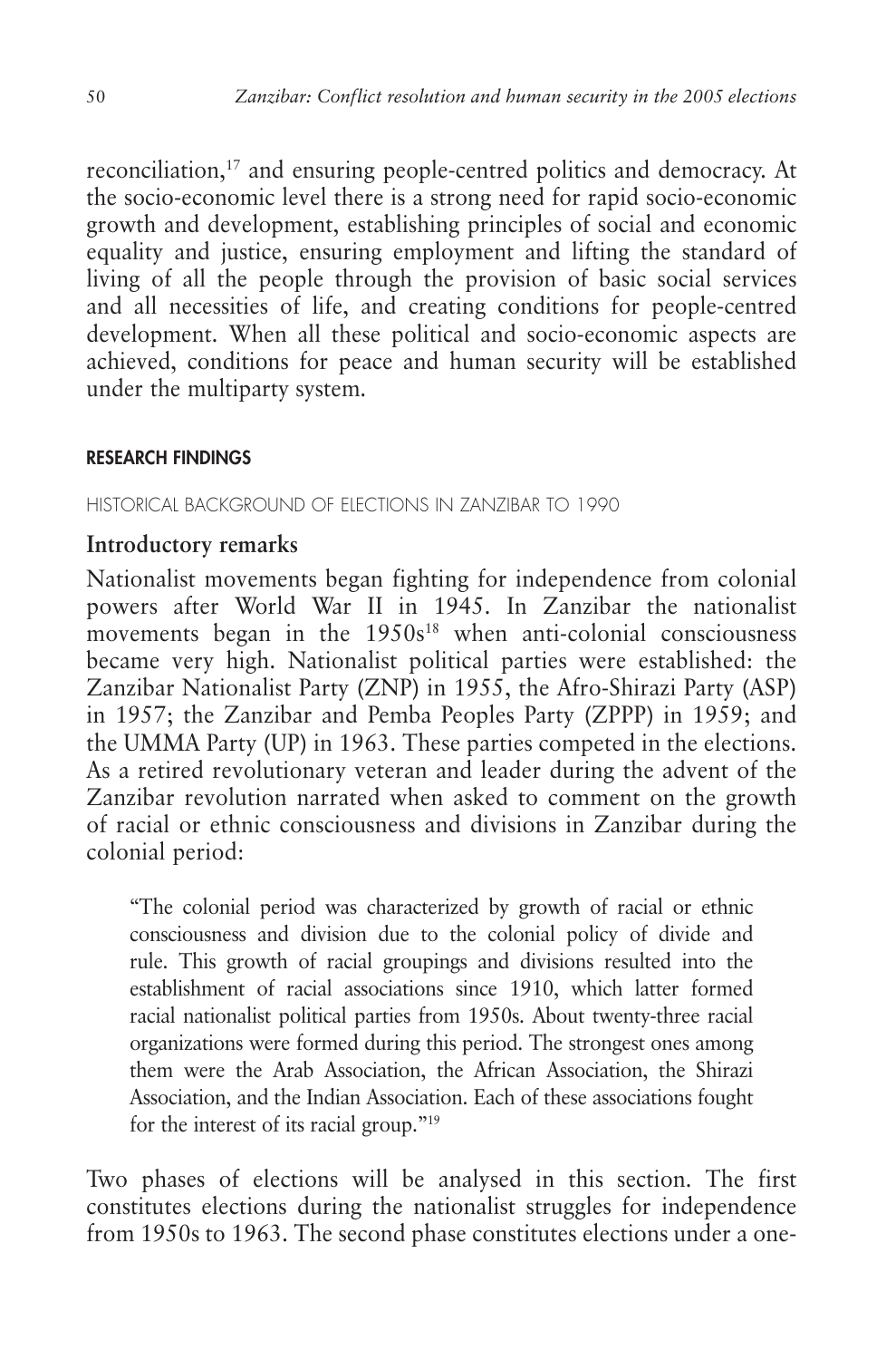reconciliation,[17] and ensuring people-centred politics and democracy. At the socio-economic level there is a strong need for rapid socio-economic growth and development, establishing principles of social and economic equality and justice, ensuring employment and lifting the standard of living of all the people through the provision of basic social services and all necessities of life, and creating conditions for people-centred development. When all these political and socio-economic aspects are achieved, conditions for peace and human security will be established under the multiparty system.

## RESEARCH FINDINGS

### HISTORICAL BACKGROUND OF ELECTIONS IN ZANZIBAR TO 1990

#### Introductory remarks

Nationalist movements began fighting for independence from colonial powers after World War II in 1945. In Zanzibar the nationalist movements began in the 1950s[18] when anti-colonial consciousness became very high. Nationalist political parties were established: the Zanzibar Nationalist Party (ZNP) in 1955, the Afro-Shirazi Party (ASP) in 1957; the Zanzibar and Pemba Peoples Party (ZPPP) in 1959; and the UMMA Party (UP) in 1963. These parties competed in the elections. As a retired revolutionary veteran and leader during the advent of the Zanzibar revolution narrated when asked to comment on the growth of racial or ethnic consciousness and divisions in Zanzibar during the colonial period:

> "The colonial period was characterized by growth of racial or ethnic consciousness and division due to the colonial policy of divide and rule. This growth of racial groupings and divisions resulted into the establishment of racial associations since 1910, which latter formed racial nationalist political parties from 1950s. About twenty-three racial organizations were formed during this period. The strongest ones among them were the Arab Association, the African Association, the Shirazi Association, and the Indian Association. Each of these associations fought for the interest of its racial group."[19]

Two phases of elections will be analysed in this section. The first constitutes elections during the nationalist struggles for independence from 1950s to 1963. The second phase constitutes elections under a one-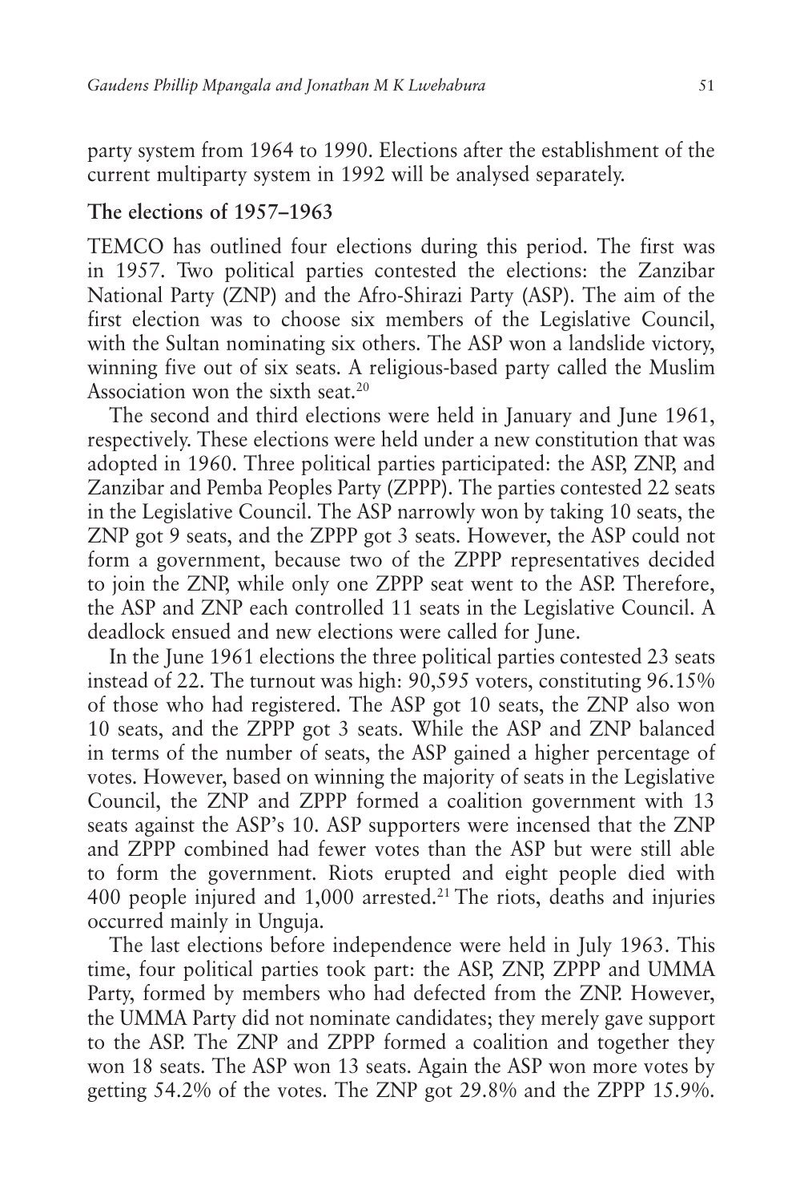party system from 1964 to 1990. Elections after the establishment of the current multiparty system in 1992 will be analysed separately.

### The elections of 1957–1963

TEMCO has outlined four elections during this period. The first was in 1957. Two political parties contested the elections: the Zanzibar National Party (ZNP) and the Afro-Shirazi Party (ASP). The aim of the first election was to choose six members of the Legislative Council, with the Sultan nominating six others. The ASP won a landslide victory, winning five out of six seats. A religious-based party called the Muslim Association won the sixth seat.[20]

The second and third elections were held in January and June 1961, respectively. These elections were held under a new constitution that was adopted in 1960. Three political parties participated: the ASP, ZNP, and Zanzibar and Pemba Peoples Party (ZPPP). The parties contested 22 seats in the Legislative Council. The ASP narrowly won by taking 10 seats, the ZNP got 9 seats, and the ZPPP got 3 seats. However, the ASP could not form a government, because two of the ZPPP representatives decided to join the ZNP, while only one ZPPP seat went to the ASP. Therefore, the ASP and ZNP each controlled 11 seats in the Legislative Council. A deadlock ensued and new elections were called for June.

In the June 1961 elections the three political parties contested 23 seats instead of 22. The turnout was high: 90,595 voters, constituting 96.15% of those who had registered. The ASP got 10 seats, the ZNP also won 10 seats, and the ZPPP got 3 seats. While the ASP and ZNP balanced in terms of the number of seats, the ASP gained a higher percentage of votes. However, based on winning the majority of seats in the Legislative Council, the ZNP and ZPPP formed a coalition government with 13 seats against the ASP's 10. ASP supporters were incensed that the ZNP and ZPPP combined had fewer votes than the ASP but were still able to form the government. Riots erupted and eight people died with 400 people injured and 1,000 arrested.[21] The riots, deaths and injuries occurred mainly in Unguja.

The last elections before independence were held in July 1963. This time, four political parties took part: the ASP, ZNP, ZPPP and UMMA Party, formed by members who had defected from the ZNP. However, the UMMA Party did not nominate candidates; they merely gave support to the ASP. The ZNP and ZPPP formed a coalition and together they won 18 seats. The ASP won 13 seats. Again the ASP won more votes by getting 54.2% of the votes. The ZNP got 29.8% and the ZPPP 15.9%.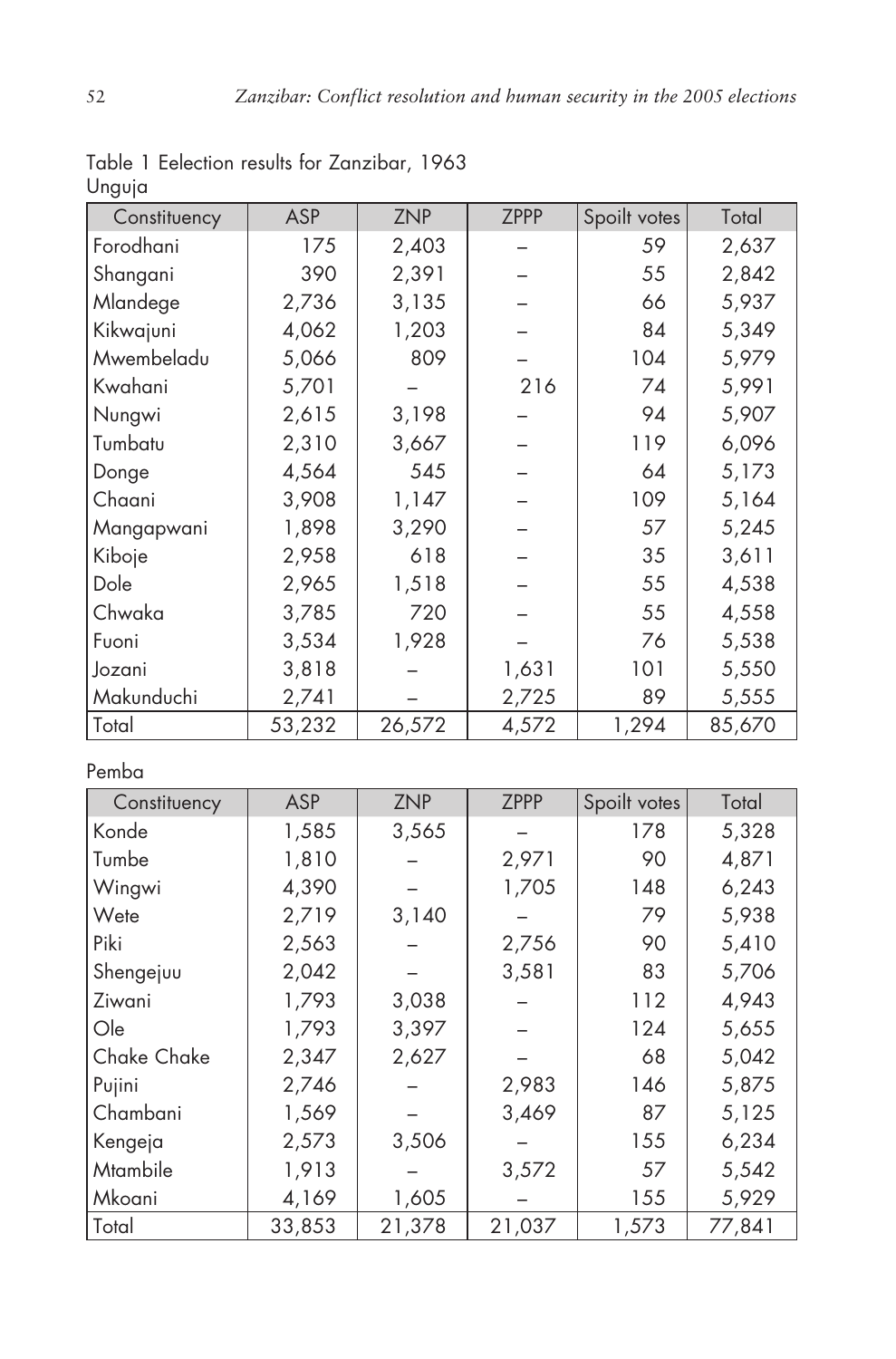Table 1 Eelection results for Zanzibar, 1963

Unguja

| Constituency | ASP | ZNP | ZPPP | Spoilt votes | Total |
|---|---|---|---|---|---|
| Forodhani | 175 | 2,403 | – | 59 | 2,637 |
| Shangani | 390 | 2,391 | – | 55 | 2,842 |
| Mlandege | 2,736 | 3,135 | – | 66 | 5,937 |
| Kikwajuni | 4,062 | 1,203 | – | 84 | 5,349 |
| Mwembeladu | 5,066 | 809 | – | 104 | 5,979 |
| Kwahani | 5,701 | – | 216 | 74 | 5,991 |
| Nungwi | 2,615 | 3,198 | – | 94 | 5,907 |
| Tumbatu | 2,310 | 3,667 | – | 119 | 6,096 |
| Donge | 4,564 | 545 | – | 64 | 5,173 |
| Chaani | 3,908 | 1,147 | – | 109 | 5,164 |
| Mangapwani | 1,898 | 3,290 | – | 57 | 5,245 |
| Kiboje | 2,958 | 618 | – | 35 | 3,611 |
| Dole | 2,965 | 1,518 | – | 55 | 4,538 |
| Chwaka | 3,785 | 720 | – | 55 | 4,558 |
| Fuoni | 3,534 | 1,928 | – | 76 | 5,538 |
| Jozani | 3,818 | – | 1,631 | 101 | 5,550 |
| Makunduchi | 2,741 | – | 2,725 | 89 | 5,555 |
| Total | 53,232 | 26,572 | 4,572 | 1,294 | 85,670 |

Pemba

| Constituency | ASP | ZNP | ZPPP | Spoilt votes | Total |
|---|---|---|---|---|---|
| Konde | 1,585 | 3,565 | – | 178 | 5,328 |
| Tumbe | 1,810 | – | 2,971 | 90 | 4,871 |
| Wingwi | 4,390 | – | 1,705 | 148 | 6,243 |
| Wete | 2,719 | 3,140 | – | 79 | 5,938 |
| Piki | 2,563 | – | 2,756 | 90 | 5,410 |
| Shengejuu | 2,042 | – | 3,581 | 83 | 5,706 |
| Ziwani | 1,793 | 3,038 | – | 112 | 4,943 |
| Ole | 1,793 | 3,397 | – | 124 | 5,655 |
| Chake Chake | 2,347 | 2,627 | – | 68 | 5,042 |
| Pujini | 2,746 | – | 2,983 | 146 | 5,875 |
| Chambani | 1,569 | – | 3,469 | 87 | 5,125 |
| Kengeja | 2,573 | 3,506 | – | 155 | 6,234 |
| Mtambile | 1,913 | – | 3,572 | 57 | 5,542 |
| Mkoani | 4,169 | 1,605 | – | 155 | 5,929 |
| Total | 33,853 | 21,378 | 21,037 | 1,573 | 77,841 |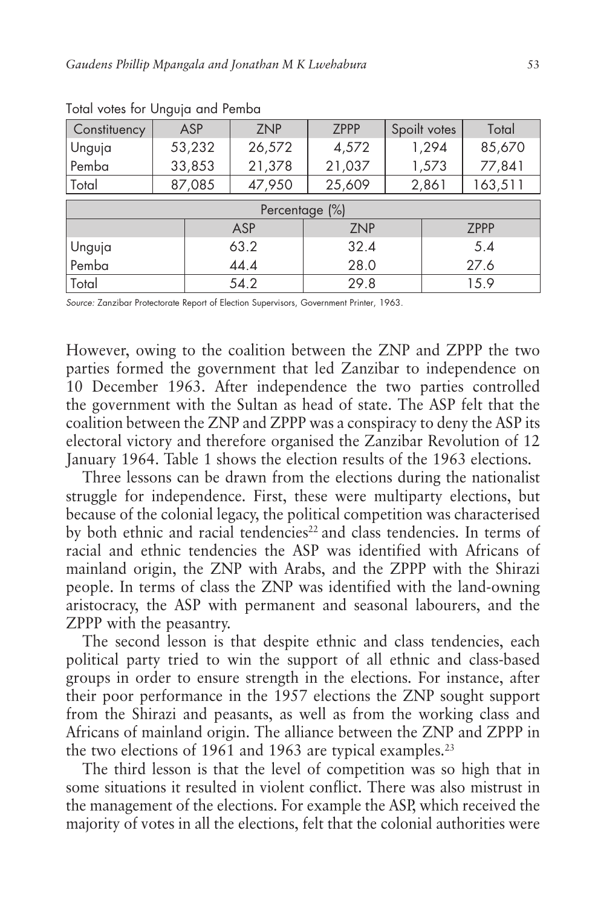Total votes for Unguja and Pemba

| Constituency | ASP | ZNP | ZPPP | Spoilt votes | Total |
|---|---|---|---|---|---|
| Unguja | 53,232 | 26,572 | 4,572 | 1,294 | 85,670 |
| Pemba | 33,853 | 21,378 | 21,037 | 1,573 | 77,841 |
| Total | 87,085 | 47,950 | 25,609 | 2,861 | 163,511 |

| Percentage (%) | | | |
|---|---|---|---|
| | ASP | ZNP | ZPPP |
| Unguja | 63.2 | 32.4 | 5.4 |
| Pemba | 44.4 | 28.0 | 27.6 |
| Total | 54.2 | 29.8 | 15.9 |

*Source:* Zanzibar Protectorate Report of Election Supervisors, Government Printer, 1963.

However, owing to the coalition between the ZNP and ZPPP the two parties formed the government that led Zanzibar to independence on 10 December 1963. After independence the two parties controlled the government with the Sultan as head of state. The ASP felt that the coalition between the ZNP and ZPPP was a conspiracy to deny the ASP its electoral victory and therefore organised the Zanzibar Revolution of 12 January 1964. Table 1 shows the election results of the 1963 elections.

Three lessons can be drawn from the elections during the nationalist struggle for independence. First, these were multiparty elections, but because of the colonial legacy, the political competition was characterised by both ethnic and racial tendencies[22] and class tendencies. In terms of racial and ethnic tendencies the ASP was identified with Africans of mainland origin, the ZNP with Arabs, and the ZPPP with the Shirazi people. In terms of class the ZNP was identified with the land-owning aristocracy, the ASP with permanent and seasonal labourers, and the ZPPP with the peasantry.

The second lesson is that despite ethnic and class tendencies, each political party tried to win the support of all ethnic and class-based groups in order to ensure strength in the elections. For instance, after their poor performance in the 1957 elections the ZNP sought support from the Shirazi and peasants, as well as from the working class and Africans of mainland origin. The alliance between the ZNP and ZPPP in the two elections of 1961 and 1963 are typical examples.[23]

The third lesson is that the level of competition was so high that in some situations it resulted in violent conflict. There was also mistrust in the management of the elections. For example the ASP, which received the majority of votes in all the elections, felt that the colonial authorities were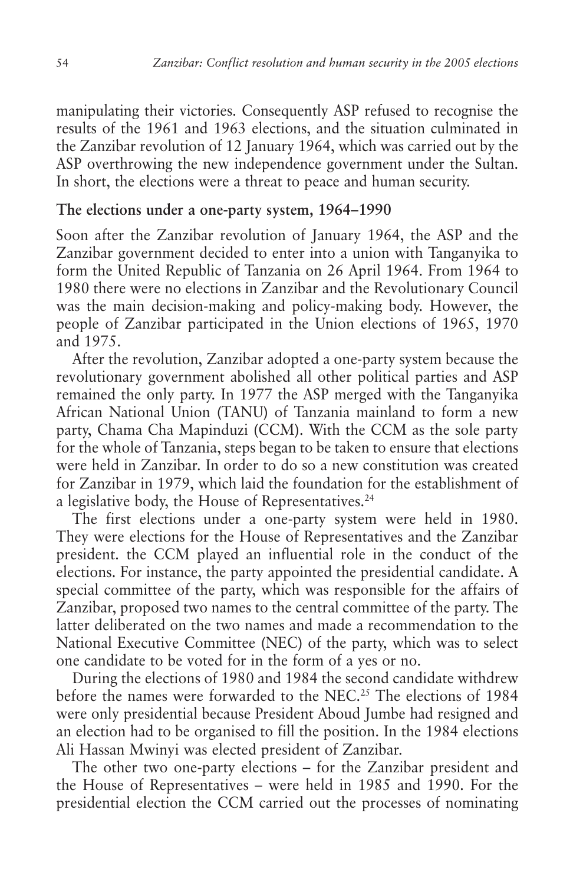manipulating their victories. Consequently ASP refused to recognise the results of the 1961 and 1963 elections, and the situation culminated in the Zanzibar revolution of 12 January 1964, which was carried out by the ASP overthrowing the new independence government under the Sultan. In short, the elections were a threat to peace and human security.

### The elections under a one-party system, 1964–1990

Soon after the Zanzibar revolution of January 1964, the ASP and the Zanzibar government decided to enter into a union with Tanganyika to form the United Republic of Tanzania on 26 April 1964. From 1964 to 1980 there were no elections in Zanzibar and the Revolutionary Council was the main decision-making and policy-making body. However, the people of Zanzibar participated in the Union elections of 1965, 1970 and 1975.

After the revolution, Zanzibar adopted a one-party system because the revolutionary government abolished all other political parties and ASP remained the only party. In 1977 the ASP merged with the Tanganyika African National Union (TANU) of Tanzania mainland to form a new party, Chama Cha Mapinduzi (CCM). With the CCM as the sole party for the whole of Tanzania, steps began to be taken to ensure that elections were held in Zanzibar. In order to do so a new constitution was created for Zanzibar in 1979, which laid the foundation for the establishment of a legislative body, the House of Representatives.[24]

The first elections under a one-party system were held in 1980. They were elections for the House of Representatives and the Zanzibar president. the CCM played an influential role in the conduct of the elections. For instance, the party appointed the presidential candidate. A special committee of the party, which was responsible for the affairs of Zanzibar, proposed two names to the central committee of the party. The latter deliberated on the two names and made a recommendation to the National Executive Committee (NEC) of the party, which was to select one candidate to be voted for in the form of a yes or no.

During the elections of 1980 and 1984 the second candidate withdrew before the names were forwarded to the NEC.[25] The elections of 1984 were only presidential because President Aboud Jumbe had resigned and an election had to be organised to fill the position. In the 1984 elections Ali Hassan Mwinyi was elected president of Zanzibar.

The other two one-party elections – for the Zanzibar president and the House of Representatives – were held in 1985 and 1990. For the presidential election the CCM carried out the processes of nominating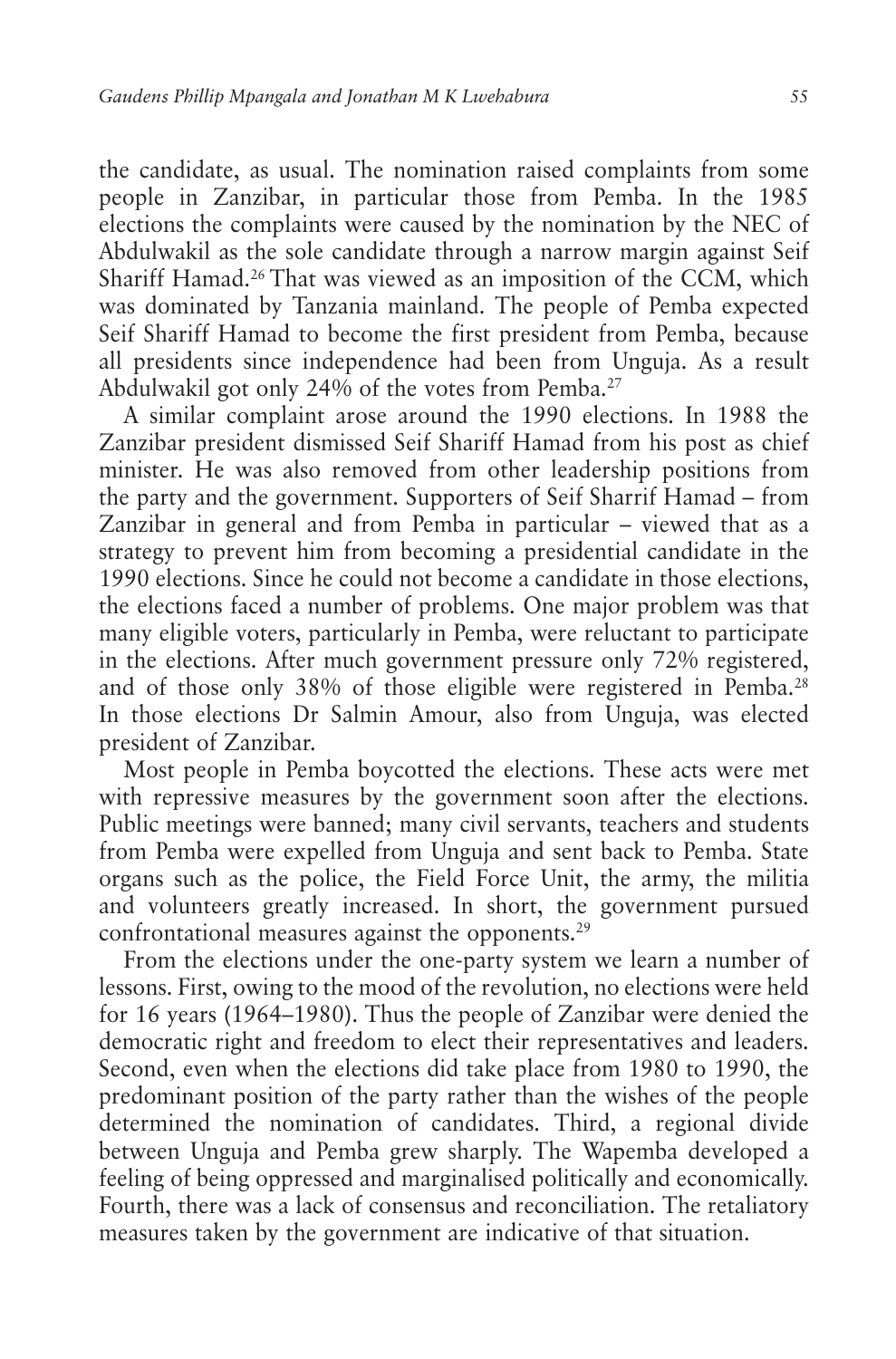the candidate, as usual. The nomination raised complaints from some people in Zanzibar, in particular those from Pemba. In the 1985 elections the complaints were caused by the nomination by the NEC of Abdulwakil as the sole candidate through a narrow margin against Seif Shariff Hamad.[26] That was viewed as an imposition of the CCM, which was dominated by Tanzania mainland. The people of Pemba expected Seif Shariff Hamad to become the first president from Pemba, because all presidents since independence had been from Unguja. As a result Abdulwakil got only 24% of the votes from Pemba.[27]

A similar complaint arose around the 1990 elections. In 1988 the Zanzibar president dismissed Seif Shariff Hamad from his post as chief minister. He was also removed from other leadership positions from the party and the government. Supporters of Seif Sharrif Hamad – from Zanzibar in general and from Pemba in particular – viewed that as a strategy to prevent him from becoming a presidential candidate in the 1990 elections. Since he could not become a candidate in those elections, the elections faced a number of problems. One major problem was that many eligible voters, particularly in Pemba, were reluctant to participate in the elections. After much government pressure only 72% registered, and of those only 38% of those eligible were registered in Pemba.[28] In those elections Dr Salmin Amour, also from Unguja, was elected president of Zanzibar.

Most people in Pemba boycotted the elections. These acts were met with repressive measures by the government soon after the elections. Public meetings were banned; many civil servants, teachers and students from Pemba were expelled from Unguja and sent back to Pemba. State organs such as the police, the Field Force Unit, the army, the militia and volunteers greatly increased. In short, the government pursued confrontational measures against the opponents.[29]

From the elections under the one-party system we learn a number of lessons. First, owing to the mood of the revolution, no elections were held for 16 years (1964–1980). Thus the people of Zanzibar were denied the democratic right and freedom to elect their representatives and leaders. Second, even when the elections did take place from 1980 to 1990, the predominant position of the party rather than the wishes of the people determined the nomination of candidates. Third, a regional divide between Unguja and Pemba grew sharply. The Wapemba developed a feeling of being oppressed and marginalised politically and economically. Fourth, there was a lack of consensus and reconciliation. The retaliatory measures taken by the government are indicative of that situation.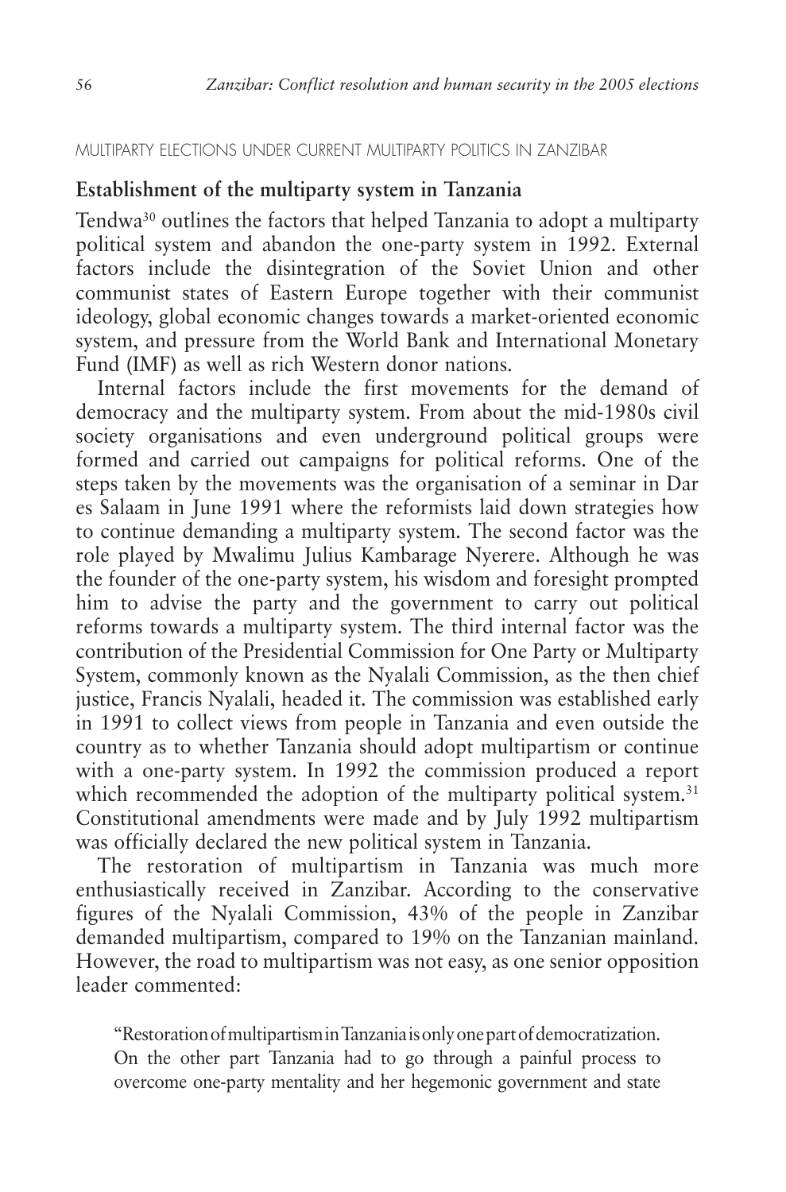MULTIPARTY ELECTIONS UNDER CURRENT MULTIPARTY POLITICS IN ZANZIBAR

## Establishment of the multiparty system in Tanzania

Tendwa[30] outlines the factors that helped Tanzania to adopt a multiparty political system and abandon the one-party system in 1992. External factors include the disintegration of the Soviet Union and other communist states of Eastern Europe together with their communist ideology, global economic changes towards a market-oriented economic system, and pressure from the World Bank and International Monetary Fund (IMF) as well as rich Western donor nations.

Internal factors include the first movements for the demand of democracy and the multiparty system. From about the mid-1980s civil society organisations and even underground political groups were formed and carried out campaigns for political reforms. One of the steps taken by the movements was the organisation of a seminar in Dar es Salaam in June 1991 where the reformists laid down strategies how to continue demanding a multiparty system. The second factor was the role played by Mwalimu Julius Kambarage Nyerere. Although he was the founder of the one-party system, his wisdom and foresight prompted him to advise the party and the government to carry out political reforms towards a multiparty system. The third internal factor was the contribution of the Presidential Commission for One Party or Multiparty System, commonly known as the Nyalali Commission, as the then chief justice, Francis Nyalali, headed it. The commission was established early in 1991 to collect views from people in Tanzania and even outside the country as to whether Tanzania should adopt multipartism or continue with a one-party system. In 1992 the commission produced a report which recommended the adoption of the multiparty political system.[31] Constitutional amendments were made and by July 1992 multipartism was officially declared the new political system in Tanzania.

The restoration of multipartism in Tanzania was much more enthusiastically received in Zanzibar. According to the conservative figures of the Nyalali Commission, 43% of the people in Zanzibar demanded multipartism, compared to 19% on the Tanzanian mainland. However, the road to multipartism was not easy, as one senior opposition leader commented:

> "Restoration of multipartism in Tanzania is only one part of democratization. On the other part Tanzania had to go through a painful process to overcome one-party mentality and her hegemonic government and state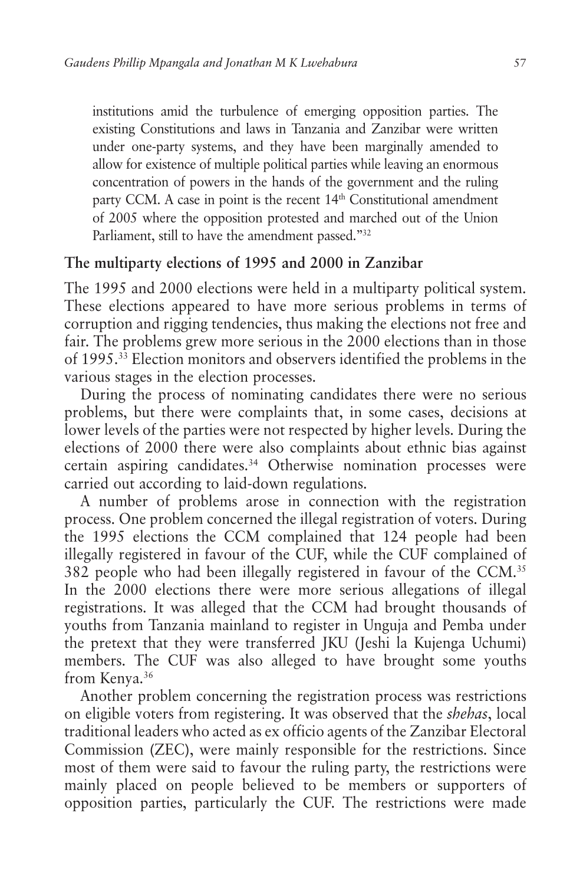institutions amid the turbulence of emerging opposition parties. The existing Constitutions and laws in Tanzania and Zanzibar were written under one-party systems, and they have been marginally amended to allow for existence of multiple political parties while leaving an enormous concentration of powers in the hands of the government and the ruling party CCM. A case in point is the recent 14th Constitutional amendment of 2005 where the opposition protested and marched out of the Union Parliament, still to have the amendment passed."[32]

## The multiparty elections of 1995 and 2000 in Zanzibar

The 1995 and 2000 elections were held in a multiparty political system. These elections appeared to have more serious problems in terms of corruption and rigging tendencies, thus making the elections not free and fair. The problems grew more serious in the 2000 elections than in those of 1995.[33] Election monitors and observers identified the problems in the various stages in the election processes.

During the process of nominating candidates there were no serious problems, but there were complaints that, in some cases, decisions at lower levels of the parties were not respected by higher levels. During the elections of 2000 there were also complaints about ethnic bias against certain aspiring candidates.[34] Otherwise nomination processes were carried out according to laid-down regulations.

A number of problems arose in connection with the registration process. One problem concerned the illegal registration of voters. During the 1995 elections the CCM complained that 124 people had been illegally registered in favour of the CUF, while the CUF complained of 382 people who had been illegally registered in favour of the CCM.[35] In the 2000 elections there were more serious allegations of illegal registrations. It was alleged that the CCM had brought thousands of youths from Tanzania mainland to register in Unguja and Pemba under the pretext that they were transferred JKU (Jeshi la Kujenga Uchumi) members. The CUF was also alleged to have brought some youths from Kenya.[36]

Another problem concerning the registration process was restrictions on eligible voters from registering. It was observed that the *shehas*, local traditional leaders who acted as ex officio agents of the Zanzibar Electoral Commission (ZEC), were mainly responsible for the restrictions. Since most of them were said to favour the ruling party, the restrictions were mainly placed on people believed to be members or supporters of opposition parties, particularly the CUF. The restrictions were made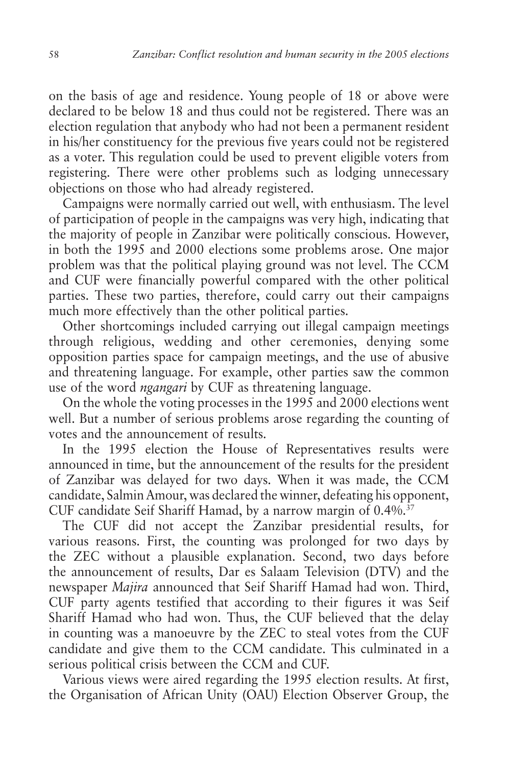on the basis of age and residence. Young people of 18 or above were declared to be below 18 and thus could not be registered. There was an election regulation that anybody who had not been a permanent resident in his/her constituency for the previous five years could not be registered as a voter. This regulation could be used to prevent eligible voters from registering. There were other problems such as lodging unnecessary objections on those who had already registered.

Campaigns were normally carried out well, with enthusiasm. The level of participation of people in the campaigns was very high, indicating that the majority of people in Zanzibar were politically conscious. However, in both the 1995 and 2000 elections some problems arose. One major problem was that the political playing ground was not level. The CCM and CUF were financially powerful compared with the other political parties. These two parties, therefore, could carry out their campaigns much more effectively than the other political parties.

Other shortcomings included carrying out illegal campaign meetings through religious, wedding and other ceremonies, denying some opposition parties space for campaign meetings, and the use of abusive and threatening language. For example, other parties saw the common use of the word *ngangari* by CUF as threatening language.

On the whole the voting processes in the 1995 and 2000 elections went well. But a number of serious problems arose regarding the counting of votes and the announcement of results.

In the 1995 election the House of Representatives results were announced in time, but the announcement of the results for the president of Zanzibar was delayed for two days. When it was made, the CCM candidate, Salmin Amour, was declared the winner, defeating his opponent, CUF candidate Seif Shariff Hamad, by a narrow margin of 0.4%.[37]

The CUF did not accept the Zanzibar presidential results, for various reasons. First, the counting was prolonged for two days by the ZEC without a plausible explanation. Second, two days before the announcement of results, Dar es Salaam Television (DTV) and the newspaper *Majira* announced that Seif Shariff Hamad had won. Third, CUF party agents testified that according to their figures it was Seif Shariff Hamad who had won. Thus, the CUF believed that the delay in counting was a manoeuvre by the ZEC to steal votes from the CUF candidate and give them to the CCM candidate. This culminated in a serious political crisis between the CCM and CUF.

Various views were aired regarding the 1995 election results. At first, the Organisation of African Unity (OAU) Election Observer Group, the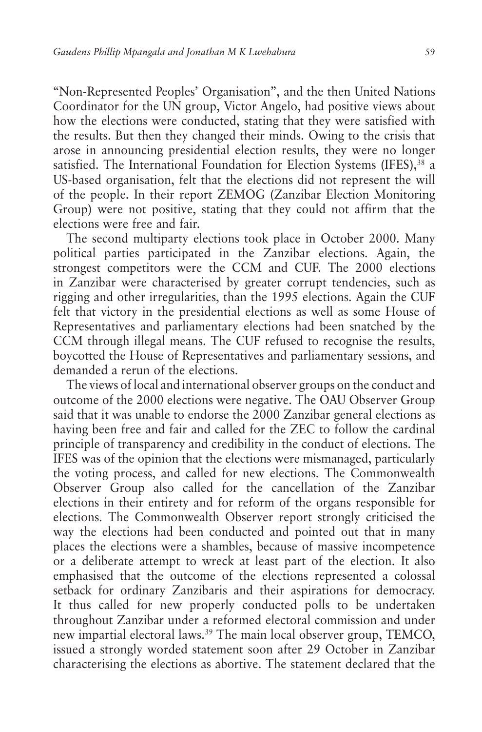"Non-Represented Peoples' Organisation", and the then United Nations Coordinator for the UN group, Victor Angelo, had positive views about how the elections were conducted, stating that they were satisfied with the results. But then they changed their minds. Owing to the crisis that arose in announcing presidential election results, they were no longer satisfied. The International Foundation for Election Systems (IFES),[38] a US-based organisation, felt that the elections did not represent the will of the people. In their report ZEMOG (Zanzibar Election Monitoring Group) were not positive, stating that they could not affirm that the elections were free and fair.

The second multiparty elections took place in October 2000. Many political parties participated in the Zanzibar elections. Again, the strongest competitors were the CCM and CUF. The 2000 elections in Zanzibar were characterised by greater corrupt tendencies, such as rigging and other irregularities, than the 1995 elections. Again the CUF felt that victory in the presidential elections as well as some House of Representatives and parliamentary elections had been snatched by the CCM through illegal means. The CUF refused to recognise the results, boycotted the House of Representatives and parliamentary sessions, and demanded a rerun of the elections.

The views of local and international observer groups on the conduct and outcome of the 2000 elections were negative. The OAU Observer Group said that it was unable to endorse the 2000 Zanzibar general elections as having been free and fair and called for the ZEC to follow the cardinal principle of transparency and credibility in the conduct of elections. The IFES was of the opinion that the elections were mismanaged, particularly the voting process, and called for new elections. The Commonwealth Observer Group also called for the cancellation of the Zanzibar elections in their entirety and for reform of the organs responsible for elections. The Commonwealth Observer report strongly criticised the way the elections had been conducted and pointed out that in many places the elections were a shambles, because of massive incompetence or a deliberate attempt to wreck at least part of the election. It also emphasised that the outcome of the elections represented a colossal setback for ordinary Zanzibaris and their aspirations for democracy. It thus called for new properly conducted polls to be undertaken throughout Zanzibar under a reformed electoral commission and under new impartial electoral laws.[39] The main local observer group, TEMCO, issued a strongly worded statement soon after 29 October in Zanzibar characterising the elections as abortive. The statement declared that the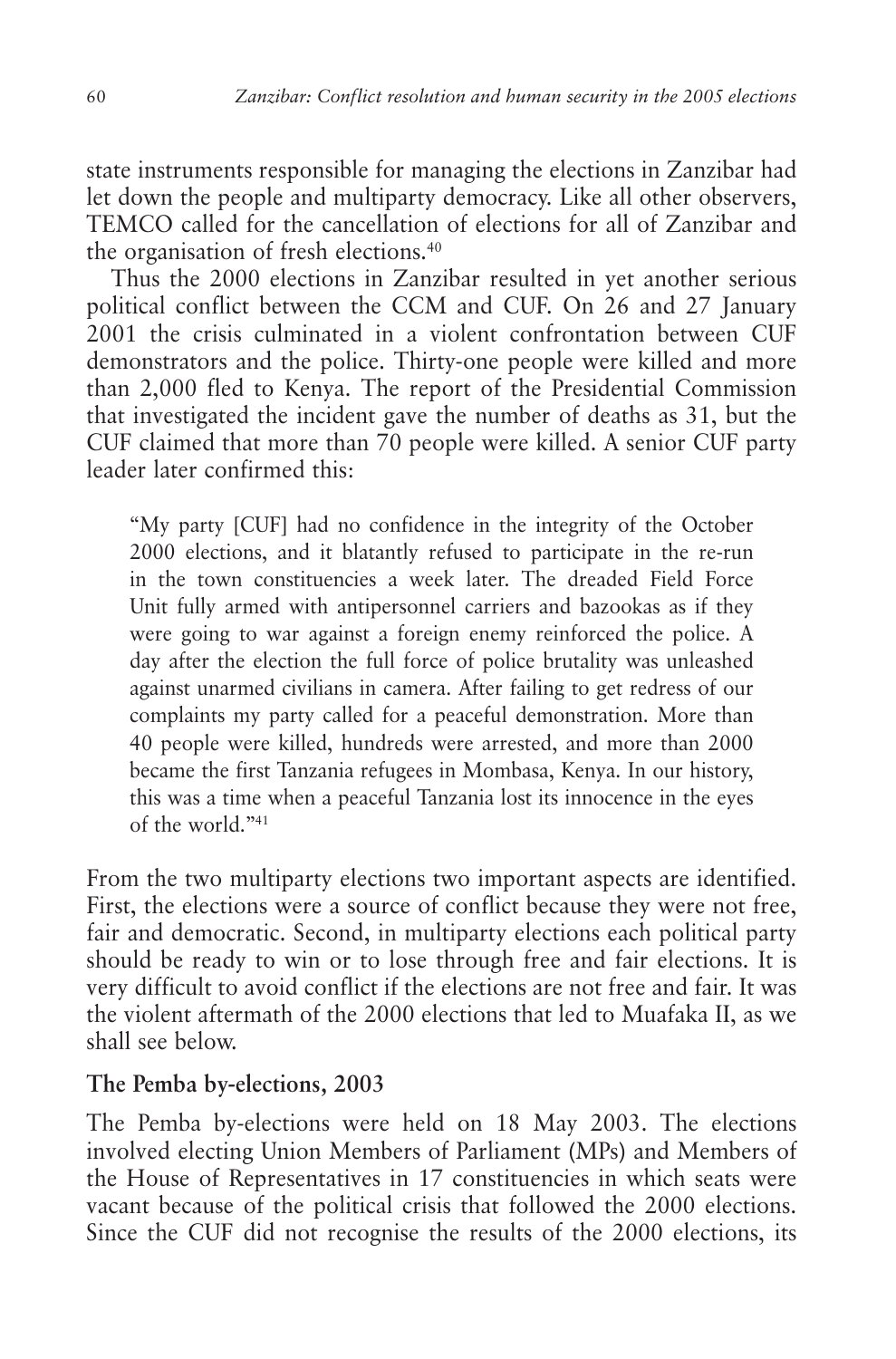state instruments responsible for managing the elections in Zanzibar had let down the people and multiparty democracy. Like all other observers, TEMCO called for the cancellation of elections for all of Zanzibar and the organisation of fresh elections.[40]

Thus the 2000 elections in Zanzibar resulted in yet another serious political conflict between the CCM and CUF. On 26 and 27 January 2001 the crisis culminated in a violent confrontation between CUF demonstrators and the police. Thirty-one people were killed and more than 2,000 fled to Kenya. The report of the Presidential Commission that investigated the incident gave the number of deaths as 31, but the CUF claimed that more than 70 people were killed. A senior CUF party leader later confirmed this:

> "My party [CUF] had no confidence in the integrity of the October 2000 elections, and it blatantly refused to participate in the re-run in the town constituencies a week later. The dreaded Field Force Unit fully armed with antipersonnel carriers and bazookas as if they were going to war against a foreign enemy reinforced the police. A day after the election the full force of police brutality was unleashed against unarmed civilians in camera. After failing to get redress of our complaints my party called for a peaceful demonstration. More than 40 people were killed, hundreds were arrested, and more than 2000 became the first Tanzania refugees in Mombasa, Kenya. In our history, this was a time when a peaceful Tanzania lost its innocence in the eyes of the world."[41]

From the two multiparty elections two important aspects are identified. First, the elections were a source of conflict because they were not free, fair and democratic. Second, in multiparty elections each political party should be ready to win or to lose through free and fair elections. It is very difficult to avoid conflict if the elections are not free and fair. It was the violent aftermath of the 2000 elections that led to Muafaka II, as we shall see below.

### The Pemba by-elections, 2003

The Pemba by-elections were held on 18 May 2003. The elections involved electing Union Members of Parliament (MPs) and Members of the House of Representatives in 17 constituencies in which seats were vacant because of the political crisis that followed the 2000 elections. Since the CUF did not recognise the results of the 2000 elections, its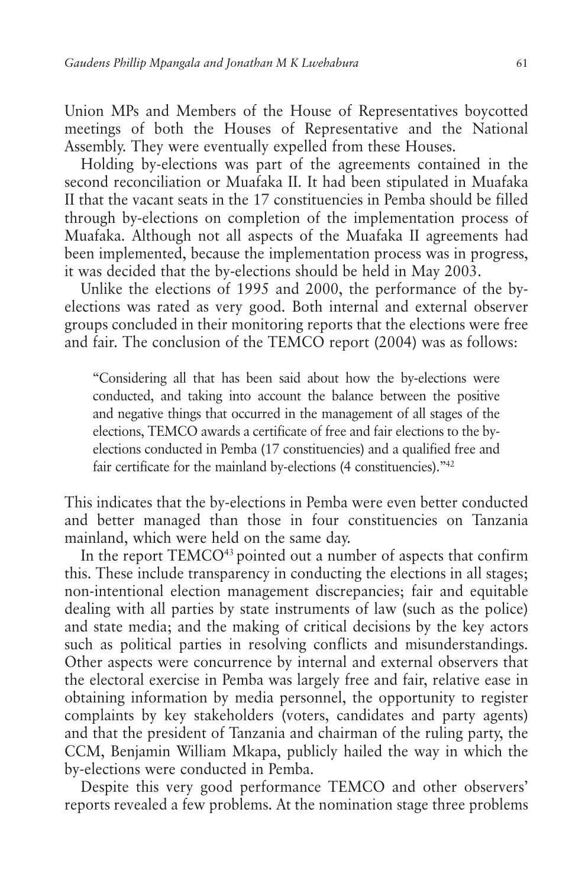Union MPs and Members of the House of Representatives boycotted meetings of both the Houses of Representative and the National Assembly. They were eventually expelled from these Houses.

Holding by-elections was part of the agreements contained in the second reconciliation or Muafaka II. It had been stipulated in Muafaka II that the vacant seats in the 17 constituencies in Pemba should be filled through by-elections on completion of the implementation process of Muafaka. Although not all aspects of the Muafaka II agreements had been implemented, because the implementation process was in progress, it was decided that the by-elections should be held in May 2003.

Unlike the elections of 1995 and 2000, the performance of the by-elections was rated as very good. Both internal and external observer groups concluded in their monitoring reports that the elections were free and fair. The conclusion of the TEMCO report (2004) was as follows:

> "Considering all that has been said about how the by-elections were conducted, and taking into account the balance between the positive and negative things that occurred in the management of all stages of the elections, TEMCO awards a certificate of free and fair elections to the by-elections conducted in Pemba (17 constituencies) and a qualified free and fair certificate for the mainland by-elections (4 constituencies)."[42]

This indicates that the by-elections in Pemba were even better conducted and better managed than those in four constituencies on Tanzania mainland, which were held on the same day.

In the report TEMCO[43] pointed out a number of aspects that confirm this. These include transparency in conducting the elections in all stages; non-intentional election management discrepancies; fair and equitable dealing with all parties by state instruments of law (such as the police) and state media; and the making of critical decisions by the key actors such as political parties in resolving conflicts and misunderstandings. Other aspects were concurrence by internal and external observers that the electoral exercise in Pemba was largely free and fair, relative ease in obtaining information by media personnel, the opportunity to register complaints by key stakeholders (voters, candidates and party agents) and that the president of Tanzania and chairman of the ruling party, the CCM, Benjamin William Mkapa, publicly hailed the way in which the by-elections were conducted in Pemba.

Despite this very good performance TEMCO and other observers' reports revealed a few problems. At the nomination stage three problems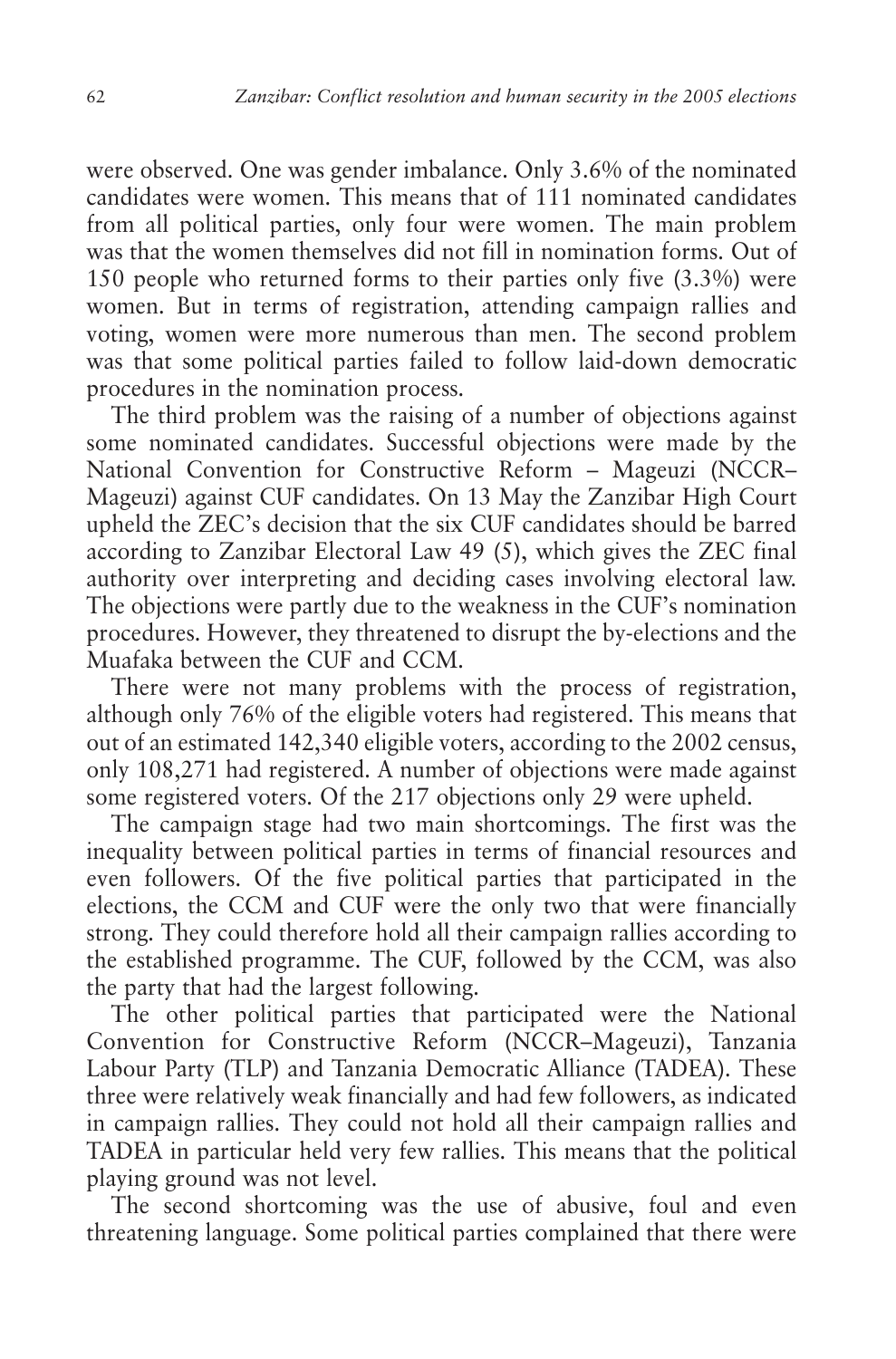were observed. One was gender imbalance. Only 3.6% of the nominated candidates were women. This means that of 111 nominated candidates from all political parties, only four were women. The main problem was that the women themselves did not fill in nomination forms. Out of 150 people who returned forms to their parties only five (3.3%) were women. But in terms of registration, attending campaign rallies and voting, women were more numerous than men. The second problem was that some political parties failed to follow laid-down democratic procedures in the nomination process.

The third problem was the raising of a number of objections against some nominated candidates. Successful objections were made by the National Convention for Constructive Reform – Mageuzi (NCCR–Mageuzi) against CUF candidates. On 13 May the Zanzibar High Court upheld the ZEC's decision that the six CUF candidates should be barred according to Zanzibar Electoral Law 49 (5), which gives the ZEC final authority over interpreting and deciding cases involving electoral law. The objections were partly due to the weakness in the CUF's nomination procedures. However, they threatened to disrupt the by-elections and the Muafaka between the CUF and CCM.

There were not many problems with the process of registration, although only 76% of the eligible voters had registered. This means that out of an estimated 142,340 eligible voters, according to the 2002 census, only 108,271 had registered. A number of objections were made against some registered voters. Of the 217 objections only 29 were upheld.

The campaign stage had two main shortcomings. The first was the inequality between political parties in terms of financial resources and even followers. Of the five political parties that participated in the elections, the CCM and CUF were the only two that were financially strong. They could therefore hold all their campaign rallies according to the established programme. The CUF, followed by the CCM, was also the party that had the largest following.

The other political parties that participated were the National Convention for Constructive Reform (NCCR–Mageuzi), Tanzania Labour Party (TLP) and Tanzania Democratic Alliance (TADEA). These three were relatively weak financially and had few followers, as indicated in campaign rallies. They could not hold all their campaign rallies and TADEA in particular held very few rallies. This means that the political playing ground was not level.

The second shortcoming was the use of abusive, foul and even threatening language. Some political parties complained that there were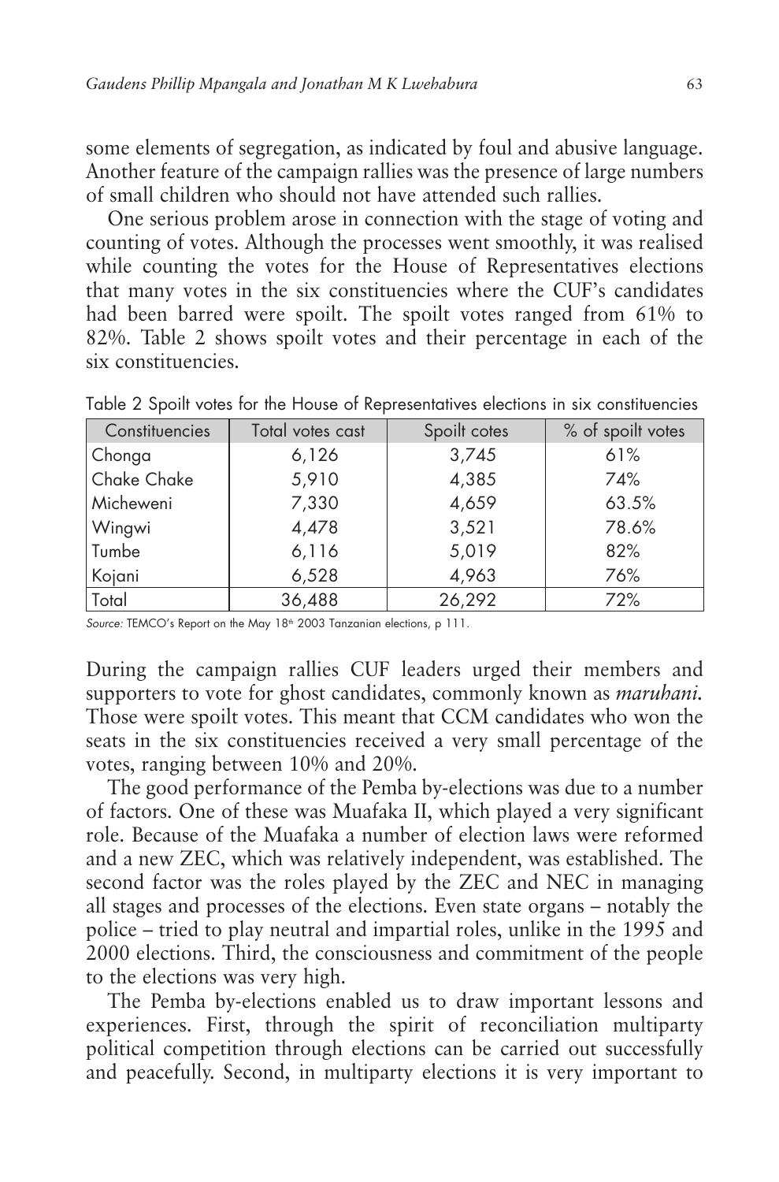some elements of segregation, as indicated by foul and abusive language. Another feature of the campaign rallies was the presence of large numbers of small children who should not have attended such rallies.

One serious problem arose in connection with the stage of voting and counting of votes. Although the processes went smoothly, it was realised while counting the votes for the House of Representatives elections that many votes in the six constituencies where the CUF's candidates had been barred were spoilt. The spoilt votes ranged from 61% to 82%. Table 2 shows spoilt votes and their percentage in each of the six constituencies.

Table 2 Spoilt votes for the House of Representatives elections in six constituencies

| Constituencies | Total votes cast | Spoilt cotes | % of spoilt votes |
|---|---|---|---|
| Chonga | 6,126 | 3,745 | 61% |
| Chake Chake | 5,910 | 4,385 | 74% |
| Micheweni | 7,330 | 4,659 | 63.5% |
| Wingwi | 4,478 | 3,521 | 78.6% |
| Tumbe | 6,116 | 5,019 | 82% |
| Kojani | 6,528 | 4,963 | 76% |
| Total | 36,488 | 26,292 | 72% |

*Source:* TEMCO's Report on the May 18th 2003 Tanzanian elections, p 111.

During the campaign rallies CUF leaders urged their members and supporters to vote for ghost candidates, commonly known as *maruhani.* Those were spoilt votes. This meant that CCM candidates who won the seats in the six constituencies received a very small percentage of the votes, ranging between 10% and 20%.

The good performance of the Pemba by-elections was due to a number of factors. One of these was Muafaka II, which played a very significant role. Because of the Muafaka a number of election laws were reformed and a new ZEC, which was relatively independent, was established. The second factor was the roles played by the ZEC and NEC in managing all stages and processes of the elections. Even state organs – notably the police – tried to play neutral and impartial roles, unlike in the 1995 and 2000 elections. Third, the consciousness and commitment of the people to the elections was very high.

The Pemba by-elections enabled us to draw important lessons and experiences. First, through the spirit of reconciliation multiparty political competition through elections can be carried out successfully and peacefully. Second, in multiparty elections it is very important to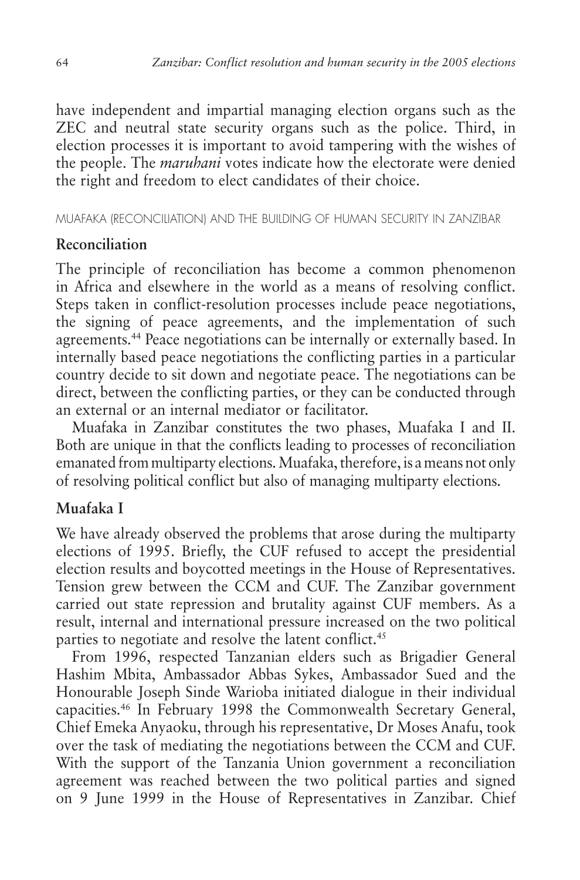have independent and impartial managing election organs such as the ZEC and neutral state security organs such as the police. Third, in election processes it is important to avoid tampering with the wishes of the people. The *maruhani* votes indicate how the electorate were denied the right and freedom to elect candidates of their choice.

## MUAFAKA (RECONCILIATION) AND THE BUILDING OF HUMAN SECURITY IN ZANZIBAR

### Reconciliation

The principle of reconciliation has become a common phenomenon in Africa and elsewhere in the world as a means of resolving conflict. Steps taken in conflict-resolution processes include peace negotiations, the signing of peace agreements, and the implementation of such agreements.[44] Peace negotiations can be internally or externally based. In internally based peace negotiations the conflicting parties in a particular country decide to sit down and negotiate peace. The negotiations can be direct, between the conflicting parties, or they can be conducted through an external or an internal mediator or facilitator.

Muafaka in Zanzibar constitutes the two phases, Muafaka I and II. Both are unique in that the conflicts leading to processes of reconciliation emanated from multiparty elections. Muafaka, therefore, is a means not only of resolving political conflict but also of managing multiparty elections.

### Muafaka I

We have already observed the problems that arose during the multiparty elections of 1995. Briefly, the CUF refused to accept the presidential election results and boycotted meetings in the House of Representatives. Tension grew between the CCM and CUF. The Zanzibar government carried out state repression and brutality against CUF members. As a result, internal and international pressure increased on the two political parties to negotiate and resolve the latent conflict.[45]

From 1996, respected Tanzanian elders such as Brigadier General Hashim Mbita, Ambassador Abbas Sykes, Ambassador Sued and the Honourable Joseph Sinde Warioba initiated dialogue in their individual capacities.[46] In February 1998 the Commonwealth Secretary General, Chief Emeka Anyaoku, through his representative, Dr Moses Anafu, took over the task of mediating the negotiations between the CCM and CUF. With the support of the Tanzania Union government a reconciliation agreement was reached between the two political parties and signed on 9 June 1999 in the House of Representatives in Zanzibar. Chief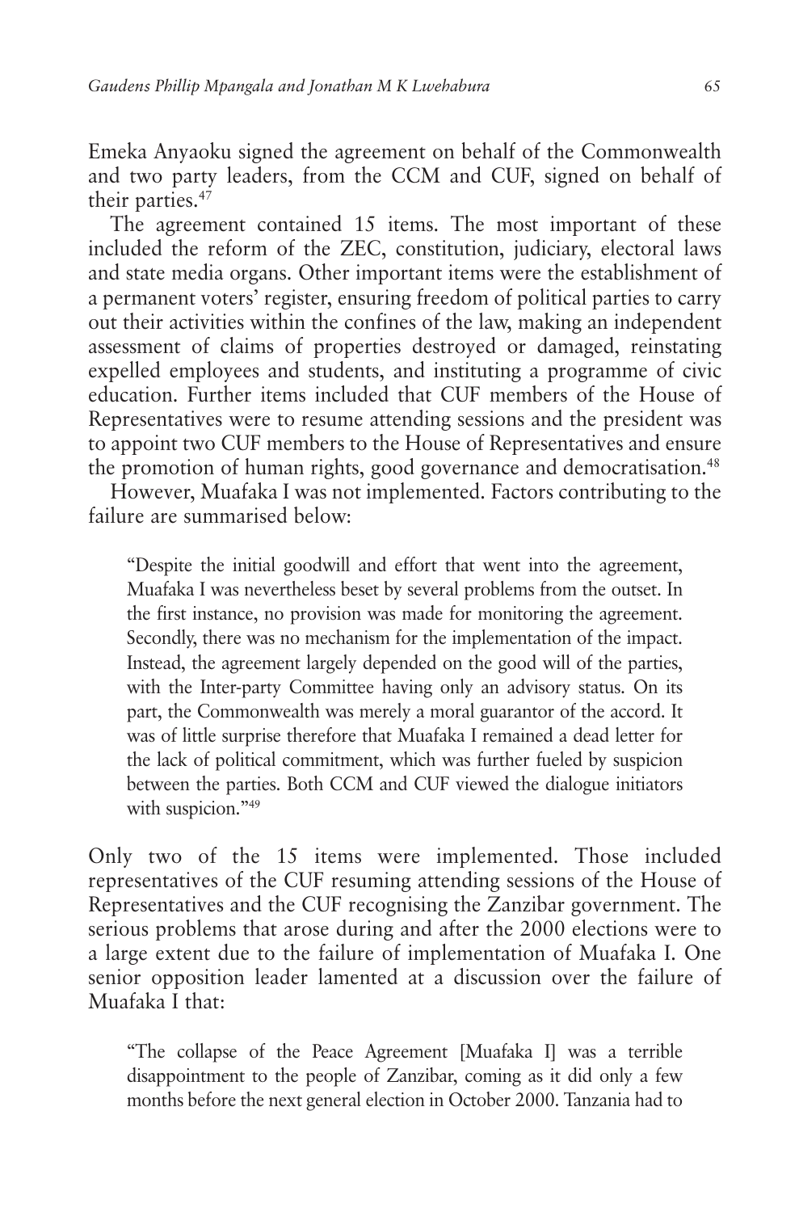Emeka Anyaoku signed the agreement on behalf of the Commonwealth and two party leaders, from the CCM and CUF, signed on behalf of their parties.[47]

The agreement contained 15 items. The most important of these included the reform of the ZEC, constitution, judiciary, electoral laws and state media organs. Other important items were the establishment of a permanent voters' register, ensuring freedom of political parties to carry out their activities within the confines of the law, making an independent assessment of claims of properties destroyed or damaged, reinstating expelled employees and students, and instituting a programme of civic education. Further items included that CUF members of the House of Representatives were to resume attending sessions and the president was to appoint two CUF members to the House of Representatives and ensure the promotion of human rights, good governance and democratisation.[48]

However, Muafaka I was not implemented. Factors contributing to the failure are summarised below:

> "Despite the initial goodwill and effort that went into the agreement, Muafaka I was nevertheless beset by several problems from the outset. In the first instance, no provision was made for monitoring the agreement. Secondly, there was no mechanism for the implementation of the impact. Instead, the agreement largely depended on the good will of the parties, with the Inter-party Committee having only an advisory status. On its part, the Commonwealth was merely a moral guarantor of the accord. It was of little surprise therefore that Muafaka I remained a dead letter for the lack of political commitment, which was further fueled by suspicion between the parties. Both CCM and CUF viewed the dialogue initiators with suspicion."[49]

Only two of the 15 items were implemented. Those included representatives of the CUF resuming attending sessions of the House of Representatives and the CUF recognising the Zanzibar government. The serious problems that arose during and after the 2000 elections were to a large extent due to the failure of implementation of Muafaka I. One senior opposition leader lamented at a discussion over the failure of Muafaka I that:

> "The collapse of the Peace Agreement [Muafaka I] was a terrible disappointment to the people of Zanzibar, coming as it did only a few months before the next general election in October 2000. Tanzania had to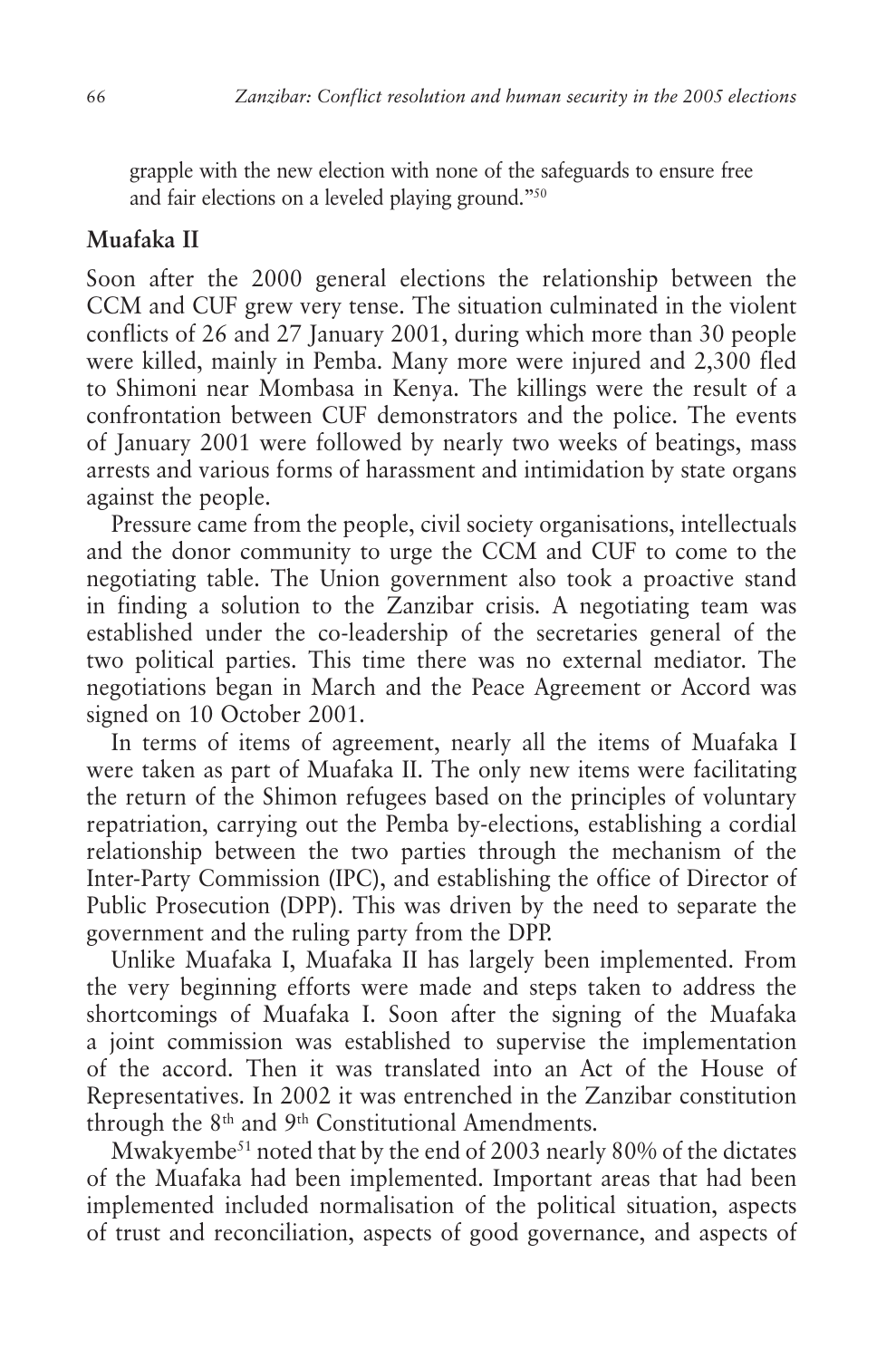grapple with the new election with none of the safeguards to ensure free and fair elections on a leveled playing ground."[50]

## Muafaka II

Soon after the 2000 general elections the relationship between the CCM and CUF grew very tense. The situation culminated in the violent conflicts of 26 and 27 January 2001, during which more than 30 people were killed, mainly in Pemba. Many more were injured and 2,300 fled to Shimoni near Mombasa in Kenya. The killings were the result of a confrontation between CUF demonstrators and the police. The events of January 2001 were followed by nearly two weeks of beatings, mass arrests and various forms of harassment and intimidation by state organs against the people.

Pressure came from the people, civil society organisations, intellectuals and the donor community to urge the CCM and CUF to come to the negotiating table. The Union government also took a proactive stand in finding a solution to the Zanzibar crisis. A negotiating team was established under the co-leadership of the secretaries general of the two political parties. This time there was no external mediator. The negotiations began in March and the Peace Agreement or Accord was signed on 10 October 2001.

In terms of items of agreement, nearly all the items of Muafaka I were taken as part of Muafaka II. The only new items were facilitating the return of the Shimon refugees based on the principles of voluntary repatriation, carrying out the Pemba by-elections, establishing a cordial relationship between the two parties through the mechanism of the Inter-Party Commission (IPC), and establishing the office of Director of Public Prosecution (DPP). This was driven by the need to separate the government and the ruling party from the DPP.

Unlike Muafaka I, Muafaka II has largely been implemented. From the very beginning efforts were made and steps taken to address the shortcomings of Muafaka I. Soon after the signing of the Muafaka a joint commission was established to supervise the implementation of the accord. Then it was translated into an Act of the House of Representatives. In 2002 it was entrenched in the Zanzibar constitution through the 8th and 9th Constitutional Amendments.

Mwakyembe[51] noted that by the end of 2003 nearly 80% of the dictates of the Muafaka had been implemented. Important areas that had been implemented included normalisation of the political situation, aspects of trust and reconciliation, aspects of good governance, and aspects of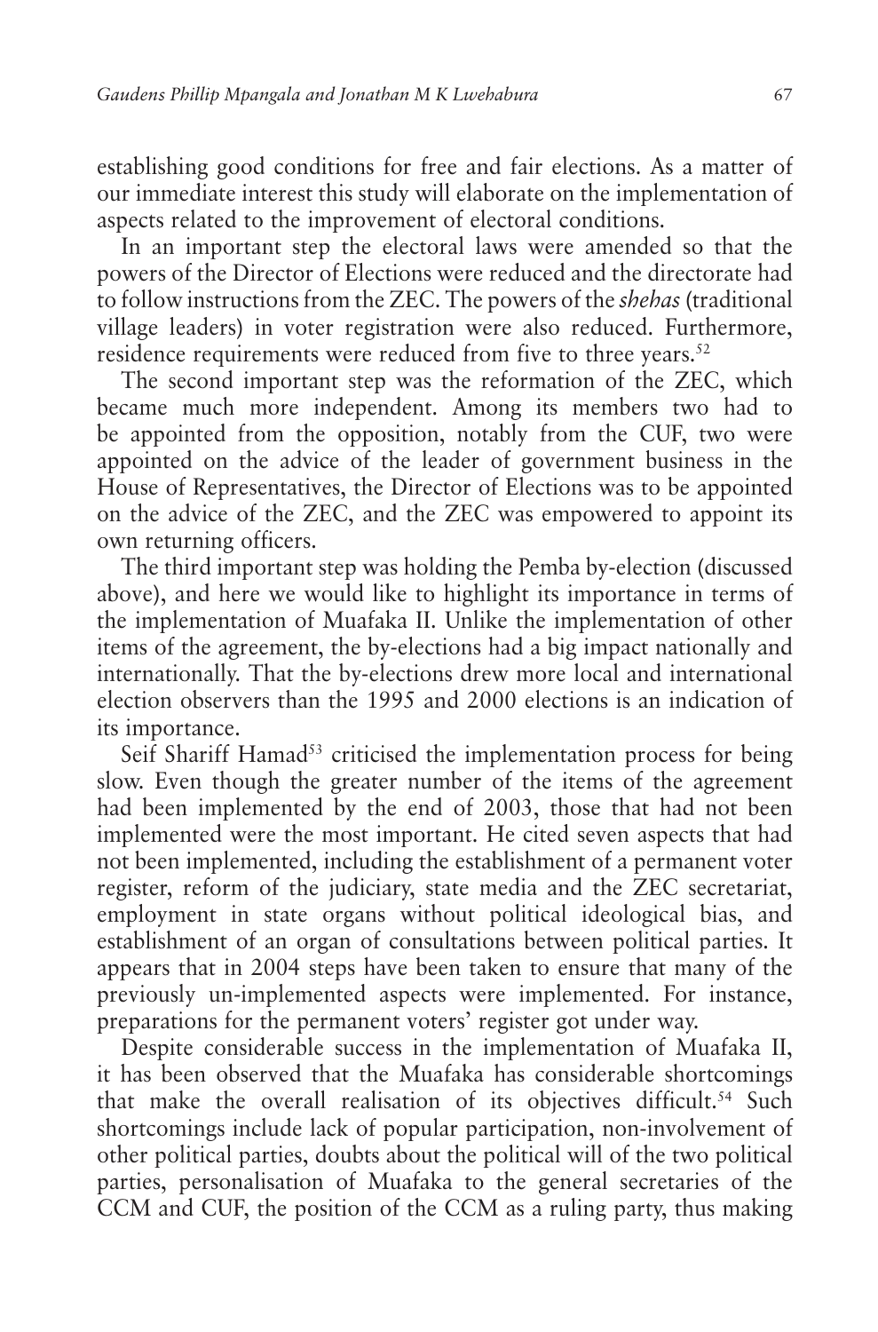establishing good conditions for free and fair elections. As a matter of our immediate interest this study will elaborate on the implementation of aspects related to the improvement of electoral conditions.

In an important step the electoral laws were amended so that the powers of the Director of Elections were reduced and the directorate had to follow instructions from the ZEC. The powers of the *shehas* (traditional village leaders) in voter registration were also reduced. Furthermore, residence requirements were reduced from five to three years.[52]

The second important step was the reformation of the ZEC, which became much more independent. Among its members two had to be appointed from the opposition, notably from the CUF, two were appointed on the advice of the leader of government business in the House of Representatives, the Director of Elections was to be appointed on the advice of the ZEC, and the ZEC was empowered to appoint its own returning officers.

The third important step was holding the Pemba by-election (discussed above), and here we would like to highlight its importance in terms of the implementation of Muafaka II. Unlike the implementation of other items of the agreement, the by-elections had a big impact nationally and internationally. That the by-elections drew more local and international election observers than the 1995 and 2000 elections is an indication of its importance.

Seif Shariff Hamad[53] criticised the implementation process for being slow. Even though the greater number of the items of the agreement had been implemented by the end of 2003, those that had not been implemented were the most important. He cited seven aspects that had not been implemented, including the establishment of a permanent voter register, reform of the judiciary, state media and the ZEC secretariat, employment in state organs without political ideological bias, and establishment of an organ of consultations between political parties. It appears that in 2004 steps have been taken to ensure that many of the previously un-implemented aspects were implemented. For instance, preparations for the permanent voters' register got under way.

Despite considerable success in the implementation of Muafaka II, it has been observed that the Muafaka has considerable shortcomings that make the overall realisation of its objectives difficult.[54] Such shortcomings include lack of popular participation, non-involvement of other political parties, doubts about the political will of the two political parties, personalisation of Muafaka to the general secretaries of the CCM and CUF, the position of the CCM as a ruling party, thus making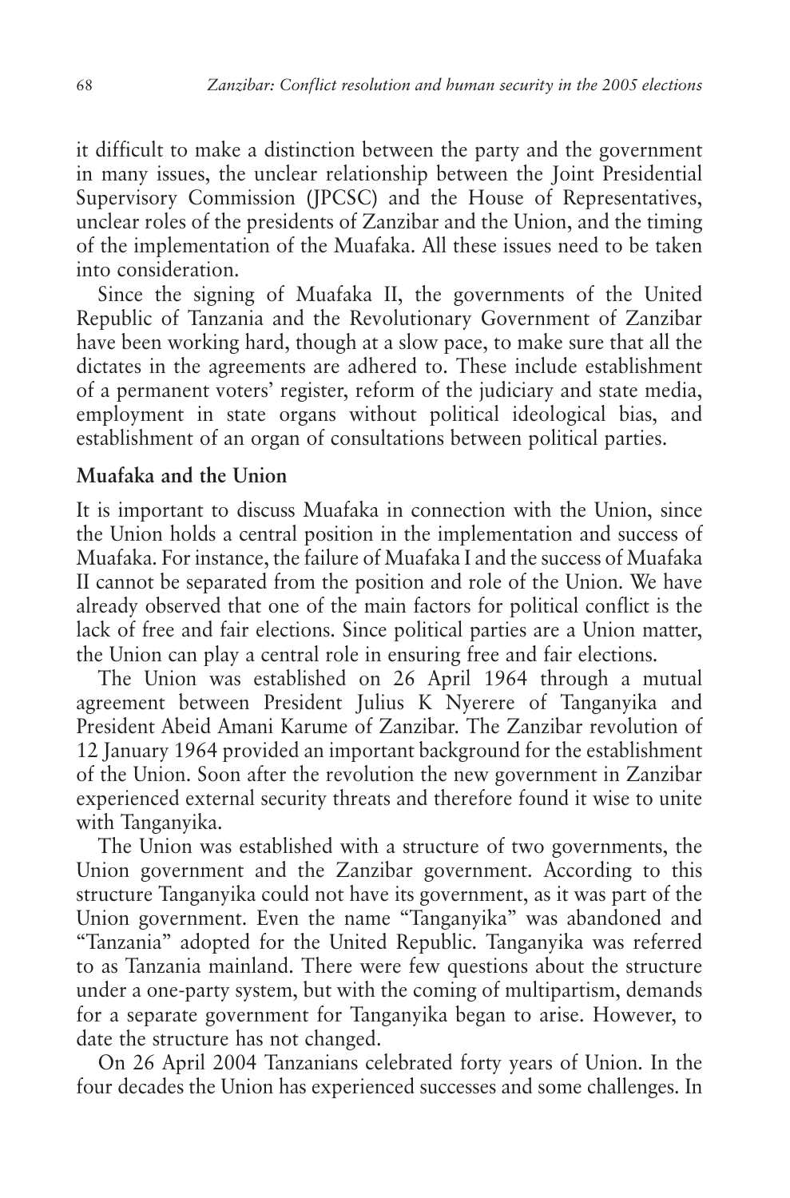it difficult to make a distinction between the party and the government in many issues, the unclear relationship between the Joint Presidential Supervisory Commission (JPCSC) and the House of Representatives, unclear roles of the presidents of Zanzibar and the Union, and the timing of the implementation of the Muafaka. All these issues need to be taken into consideration.

Since the signing of Muafaka II, the governments of the United Republic of Tanzania and the Revolutionary Government of Zanzibar have been working hard, though at a slow pace, to make sure that all the dictates in the agreements are adhered to. These include establishment of a permanent voters' register, reform of the judiciary and state media, employment in state organs without political ideological bias, and establishment of an organ of consultations between political parties.

### Muafaka and the Union

It is important to discuss Muafaka in connection with the Union, since the Union holds a central position in the implementation and success of Muafaka. For instance, the failure of Muafaka I and the success of Muafaka II cannot be separated from the position and role of the Union. We have already observed that one of the main factors for political conflict is the lack of free and fair elections. Since political parties are a Union matter, the Union can play a central role in ensuring free and fair elections.

The Union was established on 26 April 1964 through a mutual agreement between President Julius K Nyerere of Tanganyika and President Abeid Amani Karume of Zanzibar. The Zanzibar revolution of 12 January 1964 provided an important background for the establishment of the Union. Soon after the revolution the new government in Zanzibar experienced external security threats and therefore found it wise to unite with Tanganyika.

The Union was established with a structure of two governments, the Union government and the Zanzibar government. According to this structure Tanganyika could not have its government, as it was part of the Union government. Even the name "Tanganyika" was abandoned and "Tanzania" adopted for the United Republic. Tanganyika was referred to as Tanzania mainland. There were few questions about the structure under a one-party system, but with the coming of multipartism, demands for a separate government for Tanganyika began to arise. However, to date the structure has not changed.

On 26 April 2004 Tanzanians celebrated forty years of Union. In the four decades the Union has experienced successes and some challenges. In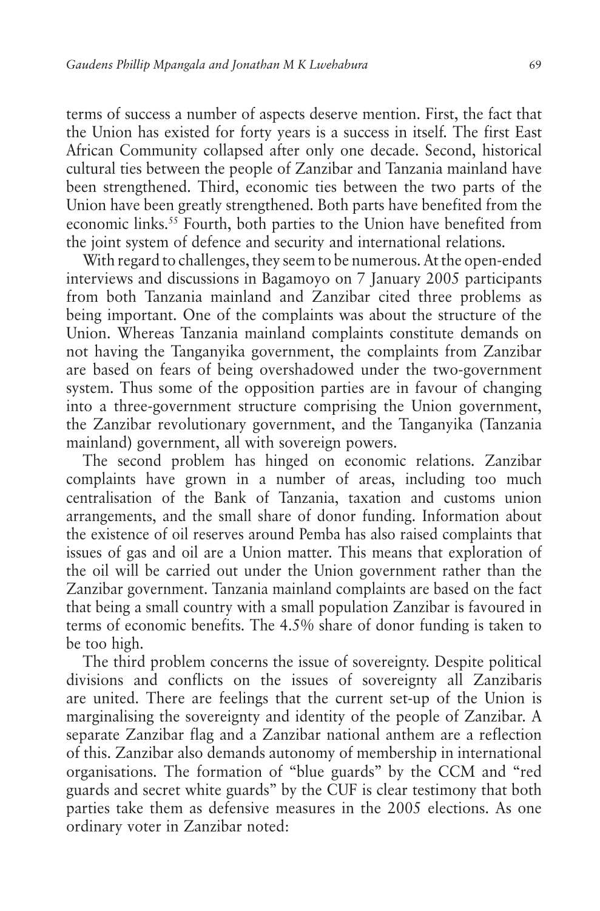terms of success a number of aspects deserve mention. First, the fact that the Union has existed for forty years is a success in itself. The first East African Community collapsed after only one decade. Second, historical cultural ties between the people of Zanzibar and Tanzania mainland have been strengthened. Third, economic ties between the two parts of the Union have been greatly strengthened. Both parts have benefited from the economic links.[55] Fourth, both parties to the Union have benefited from the joint system of defence and security and international relations.

With regard to challenges, they seem to be numerous. At the open-ended interviews and discussions in Bagamoyo on 7 January 2005 participants from both Tanzania mainland and Zanzibar cited three problems as being important. One of the complaints was about the structure of the Union. Whereas Tanzania mainland complaints constitute demands on not having the Tanganyika government, the complaints from Zanzibar are based on fears of being overshadowed under the two-government system. Thus some of the opposition parties are in favour of changing into a three-government structure comprising the Union government, the Zanzibar revolutionary government, and the Tanganyika (Tanzania mainland) government, all with sovereign powers.

The second problem has hinged on economic relations. Zanzibar complaints have grown in a number of areas, including too much centralisation of the Bank of Tanzania, taxation and customs union arrangements, and the small share of donor funding. Information about the existence of oil reserves around Pemba has also raised complaints that issues of gas and oil are a Union matter. This means that exploration of the oil will be carried out under the Union government rather than the Zanzibar government. Tanzania mainland complaints are based on the fact that being a small country with a small population Zanzibar is favoured in terms of economic benefits. The 4.5% share of donor funding is taken to be too high.

The third problem concerns the issue of sovereignty. Despite political divisions and conflicts on the issues of sovereignty all Zanzibaris are united. There are feelings that the current set-up of the Union is marginalising the sovereignty and identity of the people of Zanzibar. A separate Zanzibar flag and a Zanzibar national anthem are a reflection of this. Zanzibar also demands autonomy of membership in international organisations. The formation of "blue guards" by the CCM and "red guards and secret white guards" by the CUF is clear testimony that both parties take them as defensive measures in the 2005 elections. As one ordinary voter in Zanzibar noted: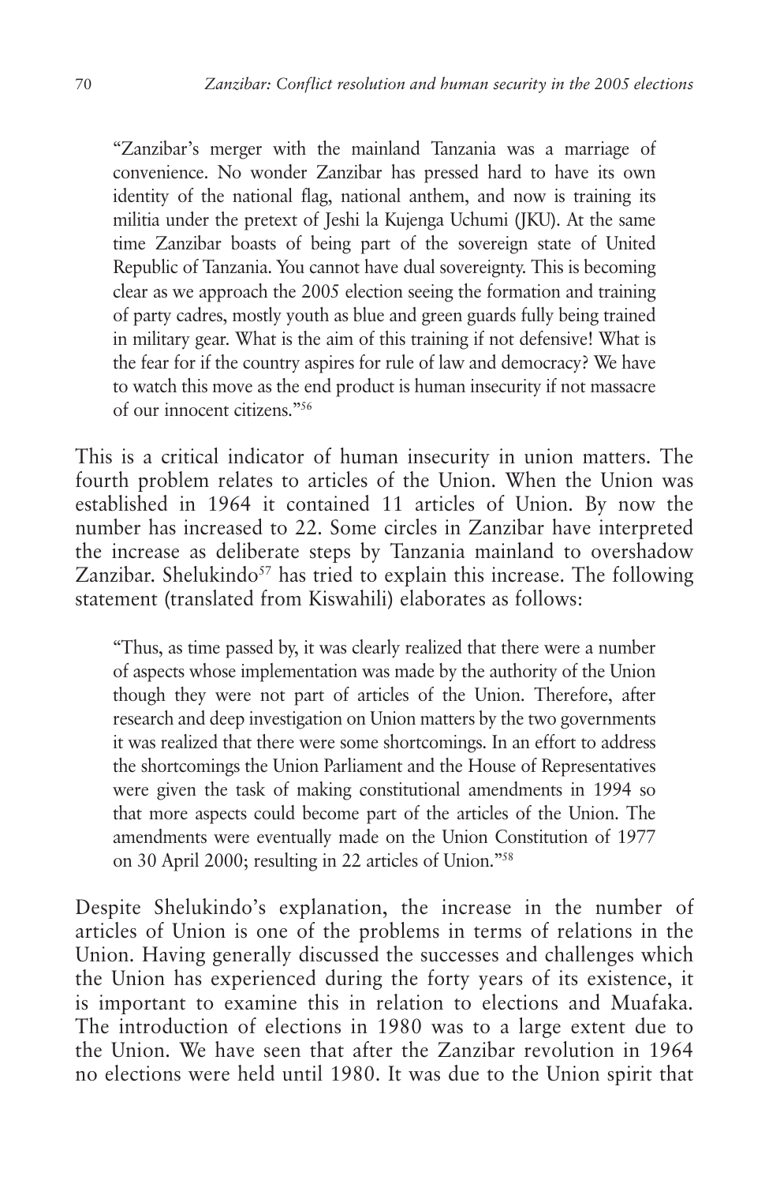"Zanzibar's merger with the mainland Tanzania was a marriage of convenience. No wonder Zanzibar has pressed hard to have its own identity of the national flag, national anthem, and now is training its militia under the pretext of Jeshi la Kujenga Uchumi (JKU). At the same time Zanzibar boasts of being part of the sovereign state of United Republic of Tanzania. You cannot have dual sovereignty. This is becoming clear as we approach the 2005 election seeing the formation and training of party cadres, mostly youth as blue and green guards fully being trained in military gear. What is the aim of this training if not defensive! What is the fear for if the country aspires for rule of law and democracy? We have to watch this move as the end product is human insecurity if not massacre of our innocent citizens."[56]

This is a critical indicator of human insecurity in union matters. The fourth problem relates to articles of the Union. When the Union was established in 1964 it contained 11 articles of Union. By now the number has increased to 22. Some circles in Zanzibar have interpreted the increase as deliberate steps by Tanzania mainland to overshadow Zanzibar. Shelukindo[57] has tried to explain this increase. The following statement (translated from Kiswahili) elaborates as follows:

"Thus, as time passed by, it was clearly realized that there were a number of aspects whose implementation was made by the authority of the Union though they were not part of articles of the Union. Therefore, after research and deep investigation on Union matters by the two governments it was realized that there were some shortcomings. In an effort to address the shortcomings the Union Parliament and the House of Representatives were given the task of making constitutional amendments in 1994 so that more aspects could become part of the articles of the Union. The amendments were eventually made on the Union Constitution of 1977 on 30 April 2000; resulting in 22 articles of Union."[58]

Despite Shelukindo's explanation, the increase in the number of articles of Union is one of the problems in terms of relations in the Union. Having generally discussed the successes and challenges which the Union has experienced during the forty years of its existence, it is important to examine this in relation to elections and Muafaka. The introduction of elections in 1980 was to a large extent due to the Union. We have seen that after the Zanzibar revolution in 1964 no elections were held until 1980. It was due to the Union spirit that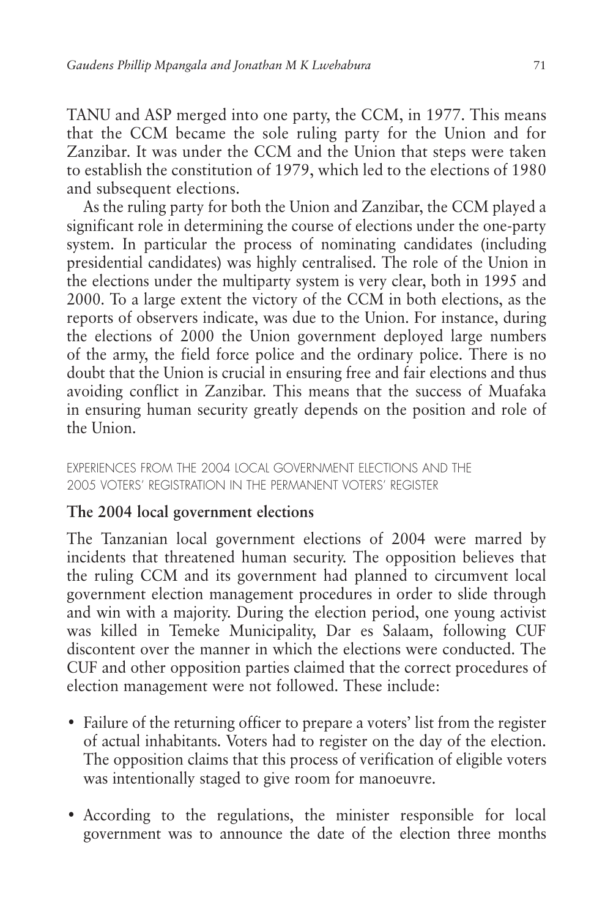TANU and ASP merged into one party, the CCM, in 1977. This means that the CCM became the sole ruling party for the Union and for Zanzibar. It was under the CCM and the Union that steps were taken to establish the constitution of 1979, which led to the elections of 1980 and subsequent elections.

As the ruling party for both the Union and Zanzibar, the CCM played a significant role in determining the course of elections under the one-party system. In particular the process of nominating candidates (including presidential candidates) was highly centralised. The role of the Union in the elections under the multiparty system is very clear, both in 1995 and 2000. To a large extent the victory of the CCM in both elections, as the reports of observers indicate, was due to the Union. For instance, during the elections of 2000 the Union government deployed large numbers of the army, the field force police and the ordinary police. There is no doubt that the Union is crucial in ensuring free and fair elections and thus avoiding conflict in Zanzibar. This means that the success of Muafaka in ensuring human security greatly depends on the position and role of the Union.

## EXPERIENCES FROM THE 2004 LOCAL GOVERNMENT ELECTIONS AND THE 2005 VOTERS' REGISTRATION IN THE PERMANENT VOTERS' REGISTER

### The 2004 local government elections

The Tanzanian local government elections of 2004 were marred by incidents that threatened human security. The opposition believes that the ruling CCM and its government had planned to circumvent local government election management procedures in order to slide through and win with a majority. During the election period, one young activist was killed in Temeke Municipality, Dar es Salaam, following CUF discontent over the manner in which the elections were conducted. The CUF and other opposition parties claimed that the correct procedures of election management were not followed. These include:

- Failure of the returning officer to prepare a voters' list from the register of actual inhabitants. Voters had to register on the day of the election. The opposition claims that this process of verification of eligible voters was intentionally staged to give room for manoeuvre.
- According to the regulations, the minister responsible for local government was to announce the date of the election three months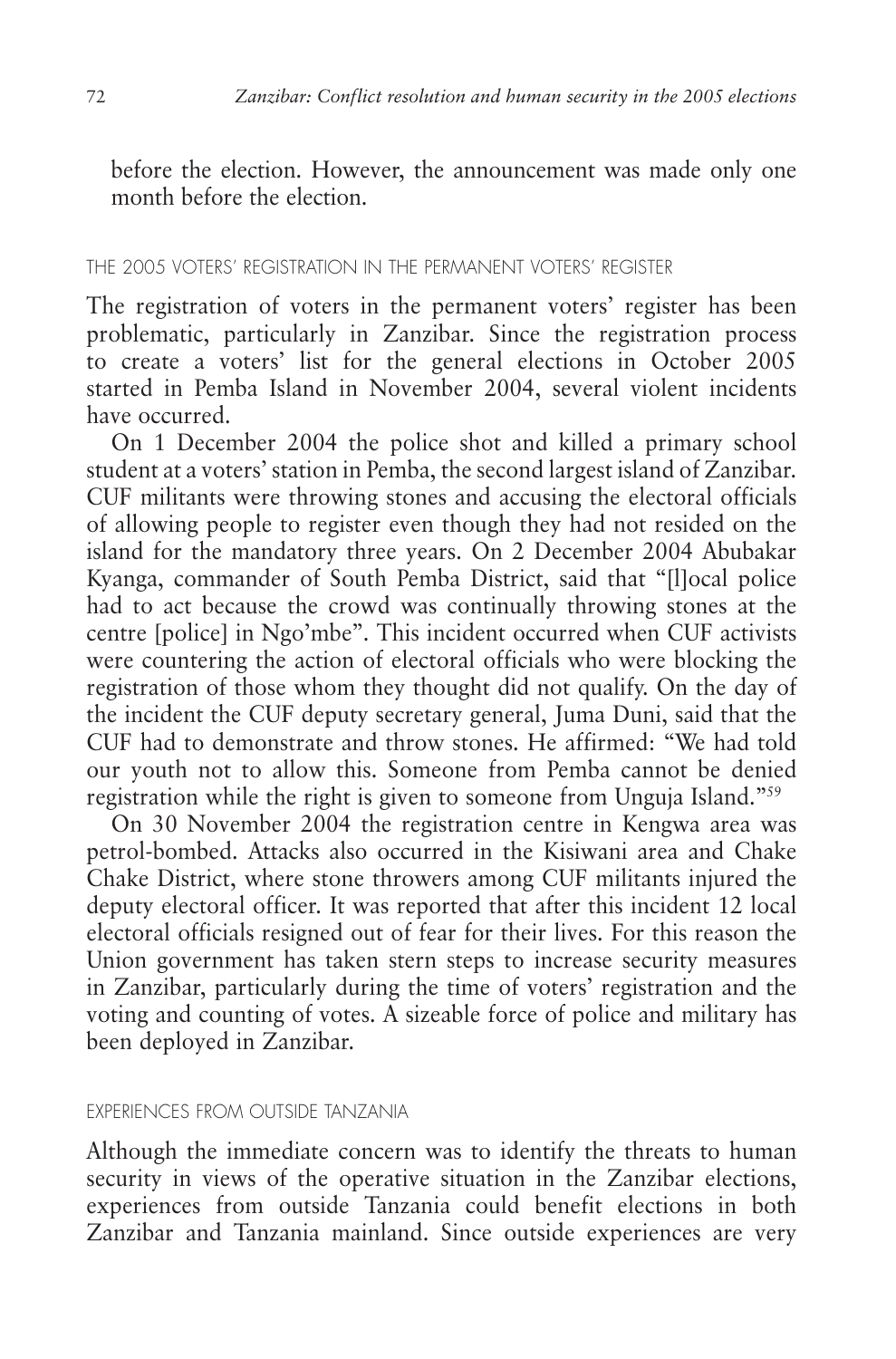before the election. However, the announcement was made only one month before the election.

### THE 2005 VOTERS' REGISTRATION IN THE PERMANENT VOTERS' REGISTER

The registration of voters in the permanent voters' register has been problematic, particularly in Zanzibar. Since the registration process to create a voters' list for the general elections in October 2005 started in Pemba Island in November 2004, several violent incidents have occurred.

On 1 December 2004 the police shot and killed a primary school student at a voters' station in Pemba, the second largest island of Zanzibar. CUF militants were throwing stones and accusing the electoral officials of allowing people to register even though they had not resided on the island for the mandatory three years. On 2 December 2004 Abubakar Kyanga, commander of South Pemba District, said that "[l]ocal police had to act because the crowd was continually throwing stones at the centre [police] in Ngo'mbe". This incident occurred when CUF activists were countering the action of electoral officials who were blocking the registration of those whom they thought did not qualify. On the day of the incident the CUF deputy secretary general, Juma Duni, said that the CUF had to demonstrate and throw stones. He affirmed: "We had told our youth not to allow this. Someone from Pemba cannot be denied registration while the right is given to someone from Unguja Island."[59]

On 30 November 2004 the registration centre in Kengwa area was petrol-bombed. Attacks also occurred in the Kisiwani area and Chake Chake District, where stone throwers among CUF militants injured the deputy electoral officer. It was reported that after this incident 12 local electoral officials resigned out of fear for their lives. For this reason the Union government has taken stern steps to increase security measures in Zanzibar, particularly during the time of voters' registration and the voting and counting of votes. A sizeable force of police and military has been deployed in Zanzibar.

### EXPERIENCES FROM OUTSIDE TANZANIA

Although the immediate concern was to identify the threats to human security in views of the operative situation in the Zanzibar elections, experiences from outside Tanzania could benefit elections in both Zanzibar and Tanzania mainland. Since outside experiences are very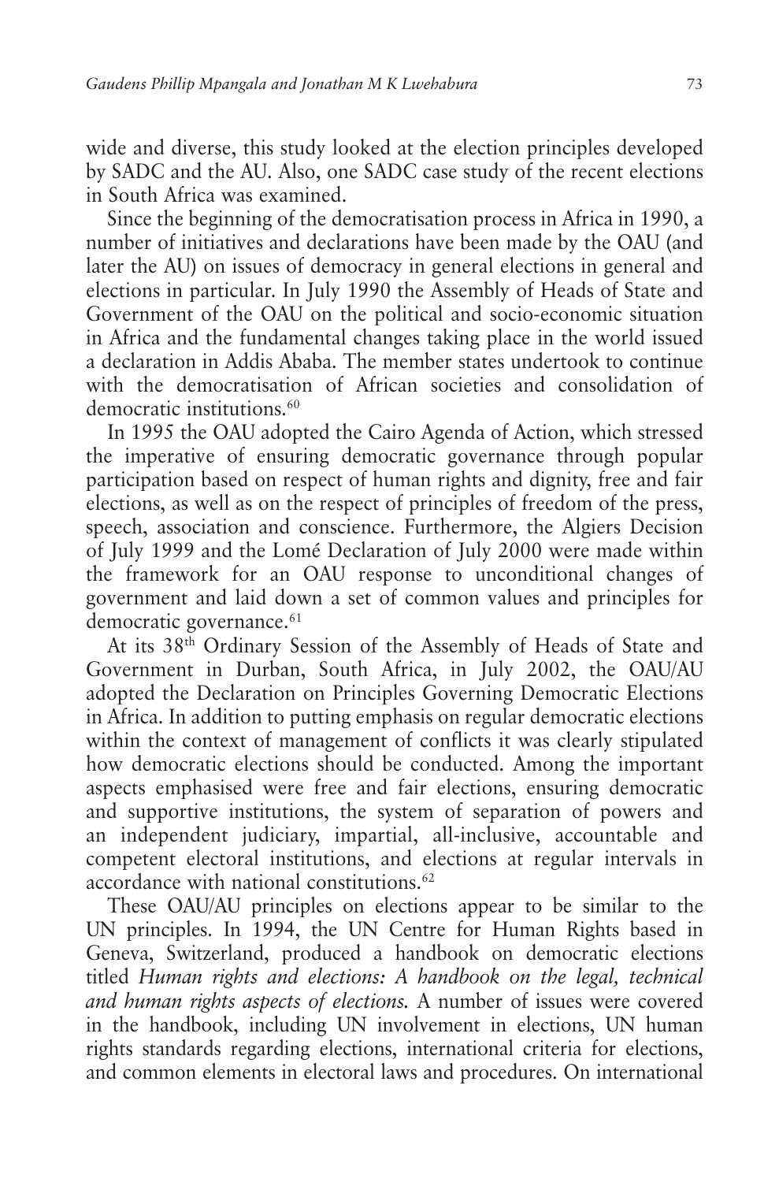wide and diverse, this study looked at the election principles developed by SADC and the AU. Also, one SADC case study of the recent elections in South Africa was examined.

Since the beginning of the democratisation process in Africa in 1990, a number of initiatives and declarations have been made by the OAU (and later the AU) on issues of democracy in general elections in general and elections in particular. In July 1990 the Assembly of Heads of State and Government of the OAU on the political and socio-economic situation in Africa and the fundamental changes taking place in the world issued a declaration in Addis Ababa. The member states undertook to continue with the democratisation of African societies and consolidation of democratic institutions.[60]

In 1995 the OAU adopted the Cairo Agenda of Action, which stressed the imperative of ensuring democratic governance through popular participation based on respect of human rights and dignity, free and fair elections, as well as on the respect of principles of freedom of the press, speech, association and conscience. Furthermore, the Algiers Decision of July 1999 and the Lomé Declaration of July 2000 were made within the framework for an OAU response to unconditional changes of government and laid down a set of common values and principles for democratic governance.[61]

At its 38th Ordinary Session of the Assembly of Heads of State and Government in Durban, South Africa, in July 2002, the OAU/AU adopted the Declaration on Principles Governing Democratic Elections in Africa. In addition to putting emphasis on regular democratic elections within the context of management of conflicts it was clearly stipulated how democratic elections should be conducted. Among the important aspects emphasised were free and fair elections, ensuring democratic and supportive institutions, the system of separation of powers and an independent judiciary, impartial, all-inclusive, accountable and competent electoral institutions, and elections at regular intervals in accordance with national constitutions.[62]

These OAU/AU principles on elections appear to be similar to the UN principles. In 1994, the UN Centre for Human Rights based in Geneva, Switzerland, produced a handbook on democratic elections titled *Human rights and elections: A handbook on the legal, technical and human rights aspects of elections.* A number of issues were covered in the handbook, including UN involvement in elections, UN human rights standards regarding elections, international criteria for elections, and common elements in electoral laws and procedures. On international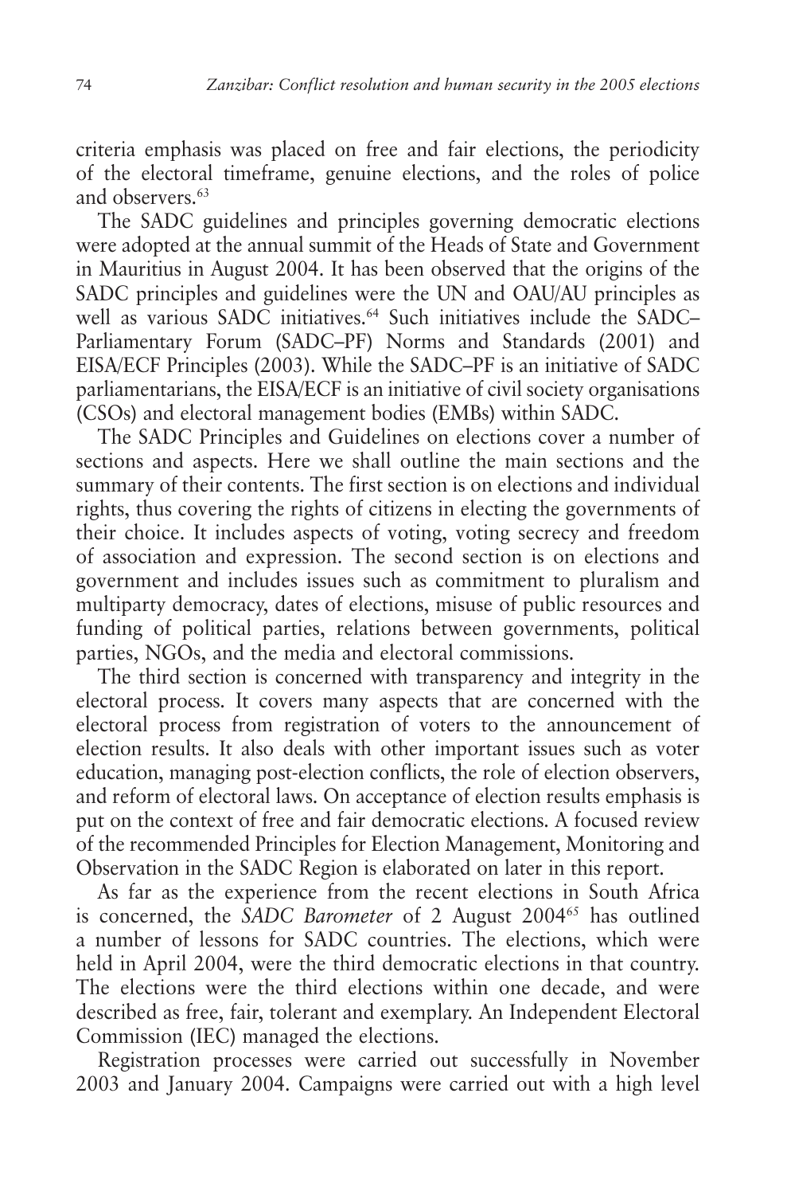criteria emphasis was placed on free and fair elections, the periodicity of the electoral timeframe, genuine elections, and the roles of police and observers.[63]

The SADC guidelines and principles governing democratic elections were adopted at the annual summit of the Heads of State and Government in Mauritius in August 2004. It has been observed that the origins of the SADC principles and guidelines were the UN and OAU/AU principles as well as various SADC initiatives.[64] Such initiatives include the SADC–Parliamentary Forum (SADC–PF) Norms and Standards (2001) and EISA/ECF Principles (2003). While the SADC–PF is an initiative of SADC parliamentarians, the EISA/ECF is an initiative of civil society organisations (CSOs) and electoral management bodies (EMBs) within SADC.

The SADC Principles and Guidelines on elections cover a number of sections and aspects. Here we shall outline the main sections and the summary of their contents. The first section is on elections and individual rights, thus covering the rights of citizens in electing the governments of their choice. It includes aspects of voting, voting secrecy and freedom of association and expression. The second section is on elections and government and includes issues such as commitment to pluralism and multiparty democracy, dates of elections, misuse of public resources and funding of political parties, relations between governments, political parties, NGOs, and the media and electoral commissions.

The third section is concerned with transparency and integrity in the electoral process. It covers many aspects that are concerned with the electoral process from registration of voters to the announcement of election results. It also deals with other important issues such as voter education, managing post-election conflicts, the role of election observers, and reform of electoral laws. On acceptance of election results emphasis is put on the context of free and fair democratic elections. A focused review of the recommended Principles for Election Management, Monitoring and Observation in the SADC Region is elaborated on later in this report.

As far as the experience from the recent elections in South Africa is concerned, the *SADC Barometer* of 2 August 2004[65] has outlined a number of lessons for SADC countries. The elections, which were held in April 2004, were the third democratic elections in that country. The elections were the third elections within one decade, and were described as free, fair, tolerant and exemplary. An Independent Electoral Commission (IEC) managed the elections.

Registration processes were carried out successfully in November 2003 and January 2004. Campaigns were carried out with a high level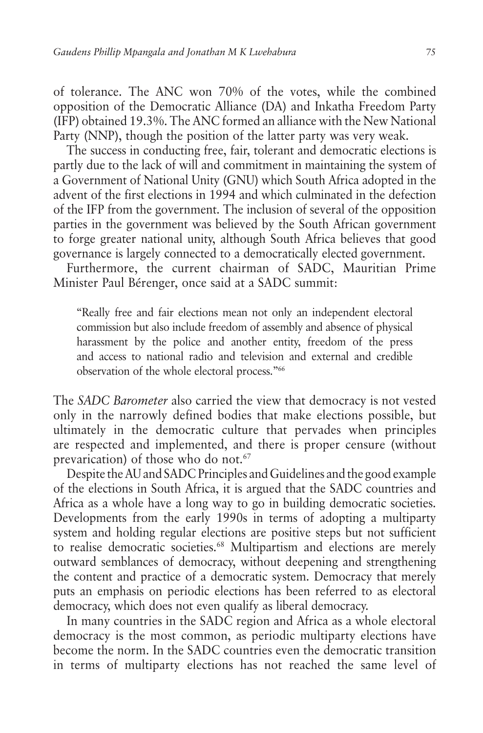of tolerance. The ANC won 70% of the votes, while the combined opposition of the Democratic Alliance (DA) and Inkatha Freedom Party (IFP) obtained 19.3%. The ANC formed an alliance with the New National Party (NNP), though the position of the latter party was very weak.

The success in conducting free, fair, tolerant and democratic elections is partly due to the lack of will and commitment in maintaining the system of a Government of National Unity (GNU) which South Africa adopted in the advent of the first elections in 1994 and which culminated in the defection of the IFP from the government. The inclusion of several of the opposition parties in the government was believed by the South African government to forge greater national unity, although South Africa believes that good governance is largely connected to a democratically elected government.

Furthermore, the current chairman of SADC, Mauritian Prime Minister Paul Bérenger, once said at a SADC summit:

> "Really free and fair elections mean not only an independent electoral commission but also include freedom of assembly and absence of physical harassment by the police and another entity, freedom of the press and access to national radio and television and external and credible observation of the whole electoral process."[66]

The *SADC Barometer* also carried the view that democracy is not vested only in the narrowly defined bodies that make elections possible, but ultimately in the democratic culture that pervades when principles are respected and implemented, and there is proper censure (without prevarication) of those who do not.[67]

Despite the AU and SADC Principles and Guidelines and the good example of the elections in South Africa, it is argued that the SADC countries and Africa as a whole have a long way to go in building democratic societies. Developments from the early 1990s in terms of adopting a multiparty system and holding regular elections are positive steps but not sufficient to realise democratic societies.[68] Multipartism and elections are merely outward semblances of democracy, without deepening and strengthening the content and practice of a democratic system. Democracy that merely puts an emphasis on periodic elections has been referred to as electoral democracy, which does not even qualify as liberal democracy.

In many countries in the SADC region and Africa as a whole electoral democracy is the most common, as periodic multiparty elections have become the norm. In the SADC countries even the democratic transition in terms of multiparty elections has not reached the same level of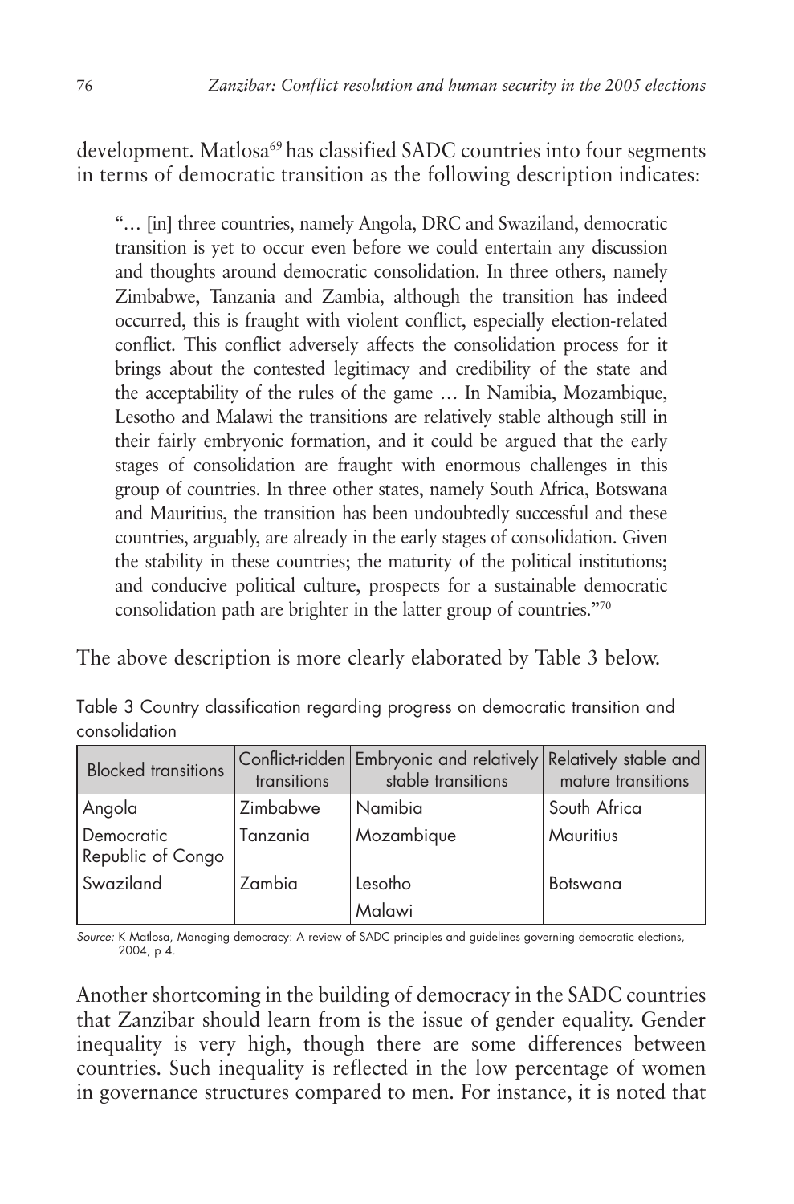development. Matlosa[69] has classified SADC countries into four segments in terms of democratic transition as the following description indicates:

> "… [in] three countries, namely Angola, DRC and Swaziland, democratic transition is yet to occur even before we could entertain any discussion and thoughts around democratic consolidation. In three others, namely Zimbabwe, Tanzania and Zambia, although the transition has indeed occurred, this is fraught with violent conflict, especially election-related conflict. This conflict adversely affects the consolidation process for it brings about the contested legitimacy and credibility of the state and the acceptability of the rules of the game … In Namibia, Mozambique, Lesotho and Malawi the transitions are relatively stable although still in their fairly embryonic formation, and it could be argued that the early stages of consolidation are fraught with enormous challenges in this group of countries. In three other states, namely South Africa, Botswana and Mauritius, the transition has been undoubtedly successful and these countries, arguably, are already in the early stages of consolidation. Given the stability in these countries; the maturity of the political institutions; and conducive political culture, prospects for a sustainable democratic consolidation path are brighter in the latter group of countries."[70]

The above description is more clearly elaborated by Table 3 below.

Table 3 Country classification regarding progress on democratic transition and consolidation

| Blocked transitions | Conflict-ridden transitions | Embryonic and relatively stable transitions | Relatively stable and mature transitions |
|---|---|---|---|
| Angola | Zimbabwe | Namibia | South Africa |
| Democratic Republic of Congo | Tanzania | Mozambique | Mauritius |
| Swaziland | Zambia | Lesotho | Botswana |
| | | Malawi | |

*Source:* K Matlosa, Managing democracy: A review of SADC principles and guidelines governing democratic elections, 2004, p 4.

Another shortcoming in the building of democracy in the SADC countries that Zanzibar should learn from is the issue of gender equality. Gender inequality is very high, though there are some differences between countries. Such inequality is reflected in the low percentage of women in governance structures compared to men. For instance, it is noted that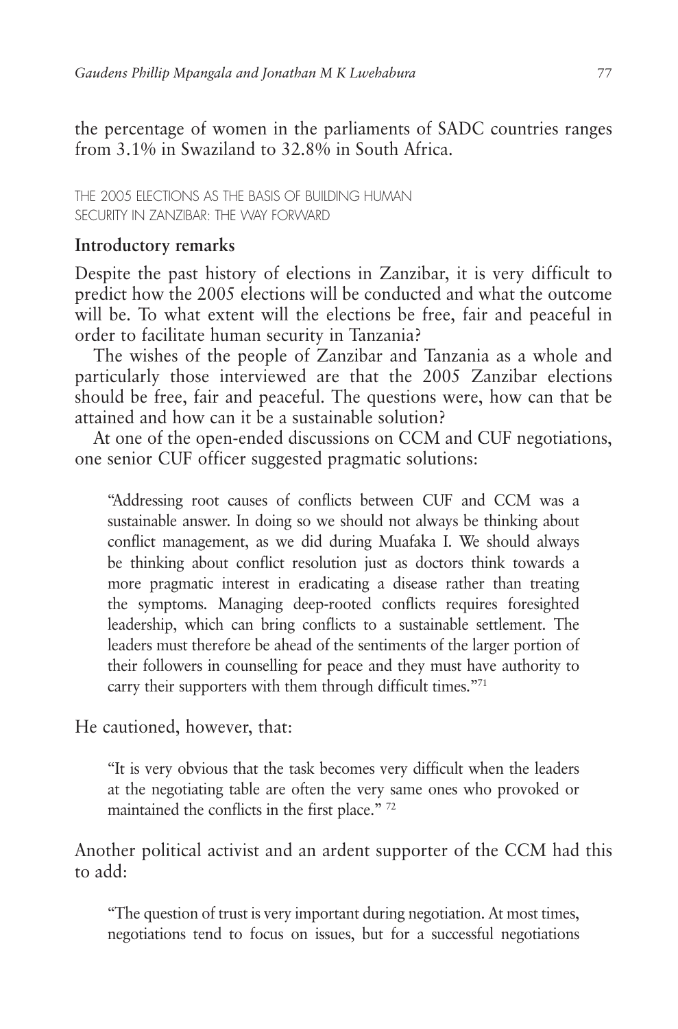the percentage of women in the parliaments of SADC countries ranges from 3.1% in Swaziland to 32.8% in South Africa.

## THE 2005 ELECTIONS AS THE BASIS OF BUILDING HUMAN SECURITY IN ZANZIBAR: THE WAY FORWARD

### Introductory remarks

Despite the past history of elections in Zanzibar, it is very difficult to predict how the 2005 elections will be conducted and what the outcome will be. To what extent will the elections be free, fair and peaceful in order to facilitate human security in Tanzania?

The wishes of the people of Zanzibar and Tanzania as a whole and particularly those interviewed are that the 2005 Zanzibar elections should be free, fair and peaceful. The questions were, how can that be attained and how can it be a sustainable solution?

At one of the open-ended discussions on CCM and CUF negotiations, one senior CUF officer suggested pragmatic solutions:

> "Addressing root causes of conflicts between CUF and CCM was a sustainable answer. In doing so we should not always be thinking about conflict management, as we did during Muafaka I. We should always be thinking about conflict resolution just as doctors think towards a more pragmatic interest in eradicating a disease rather than treating the symptoms. Managing deep-rooted conflicts requires foresighted leadership, which can bring conflicts to a sustainable settlement. The leaders must therefore be ahead of the sentiments of the larger portion of their followers in counselling for peace and they must have authority to carry their supporters with them through difficult times."[71]

He cautioned, however, that:

> "It is very obvious that the task becomes very difficult when the leaders at the negotiating table are often the very same ones who provoked or maintained the conflicts in the first place." [72]

Another political activist and an ardent supporter of the CCM had this to add:

> "The question of trust is very important during negotiation. At most times, negotiations tend to focus on issues, but for a successful negotiations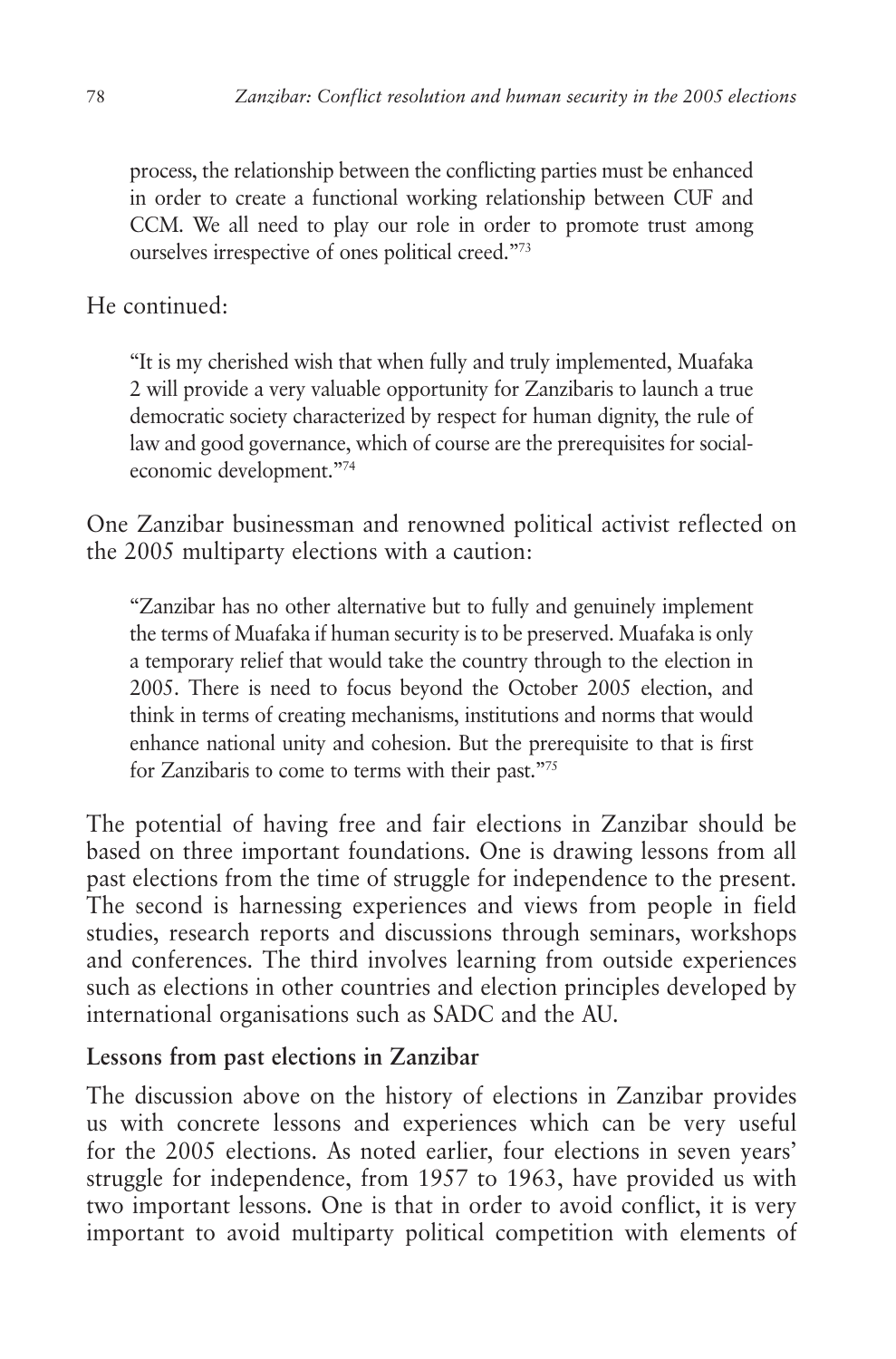process, the relationship between the conflicting parties must be enhanced in order to create a functional working relationship between CUF and CCM. We all need to play our role in order to promote trust among ourselves irrespective of ones political creed."[73]

He continued:

> "It is my cherished wish that when fully and truly implemented, Muafaka 2 will provide a very valuable opportunity for Zanzibaris to launch a true democratic society characterized by respect for human dignity, the rule of law and good governance, which of course are the prerequisites for social-economic development."[74]

One Zanzibar businessman and renowned political activist reflected on the 2005 multiparty elections with a caution:

> "Zanzibar has no other alternative but to fully and genuinely implement the terms of Muafaka if human security is to be preserved. Muafaka is only a temporary relief that would take the country through to the election in 2005. There is need to focus beyond the October 2005 election, and think in terms of creating mechanisms, institutions and norms that would enhance national unity and cohesion. But the prerequisite to that is first for Zanzibaris to come to terms with their past."[75]

The potential of having free and fair elections in Zanzibar should be based on three important foundations. One is drawing lessons from all past elections from the time of struggle for independence to the present. The second is harnessing experiences and views from people in field studies, research reports and discussions through seminars, workshops and conferences. The third involves learning from outside experiences such as elections in other countries and election principles developed by international organisations such as SADC and the AU.

**Lessons from past elections in Zanzibar**

The discussion above on the history of elections in Zanzibar provides us with concrete lessons and experiences which can be very useful for the 2005 elections. As noted earlier, four elections in seven years' struggle for independence, from 1957 to 1963, have provided us with two important lessons. One is that in order to avoid conflict, it is very important to avoid multiparty political competition with elements of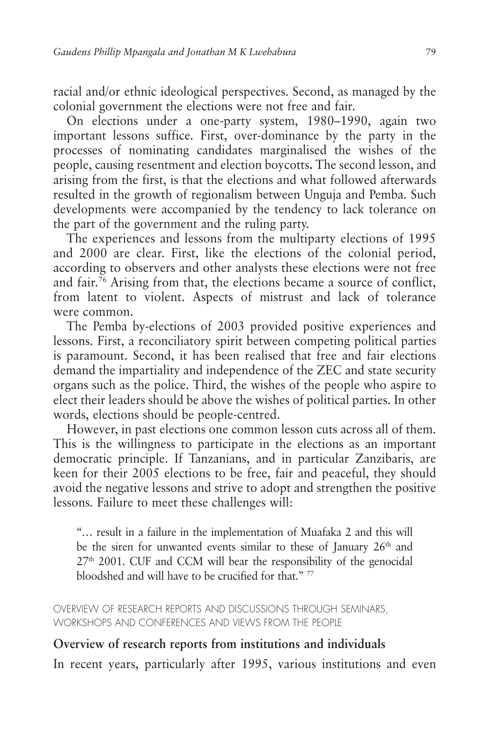racial and/or ethnic ideological perspectives. Second, as managed by the colonial government the elections were not free and fair.

On elections under a one-party system, 1980–1990, again two important lessons suffice. First, over-dominance by the party in the processes of nominating candidates marginalised the wishes of the people, causing resentment and election boycotts. The second lesson, and arising from the first, is that the elections and what followed afterwards resulted in the growth of regionalism between Unguja and Pemba. Such developments were accompanied by the tendency to lack tolerance on the part of the government and the ruling party.

The experiences and lessons from the multiparty elections of 1995 and 2000 are clear. First, like the elections of the colonial period, according to observers and other analysts these elections were not free and fair.[76] Arising from that, the elections became a source of conflict, from latent to violent. Aspects of mistrust and lack of tolerance were common.

The Pemba by-elections of 2003 provided positive experiences and lessons. First, a reconciliatory spirit between competing political parties is paramount. Second, it has been realised that free and fair elections demand the impartiality and independence of the ZEC and state security organs such as the police. Third, the wishes of the people who aspire to elect their leaders should be above the wishes of political parties. In other words, elections should be people-centred.

However, in past elections one common lesson cuts across all of them. This is the willingness to participate in the elections as an important democratic principle. If Tanzanians, and in particular Zanzibaris, are keen for their 2005 elections to be free, fair and peaceful, they should avoid the negative lessons and strive to adopt and strengthen the positive lessons. Failure to meet these challenges will:

> "… result in a failure in the implementation of Muafaka 2 and this will be the siren for unwanted events similar to these of January 26th and 27th 2001. CUF and CCM will bear the responsibility of the genocidal bloodshed and will have to be crucified for that." [77]

## OVERVIEW OF RESEARCH REPORTS AND DISCUSSIONS THROUGH SEMINARS, WORKSHOPS AND CONFERENCES AND VIEWS FROM THE PEOPLE

### Overview of research reports from institutions and individuals

In recent years, particularly after 1995, various institutions and even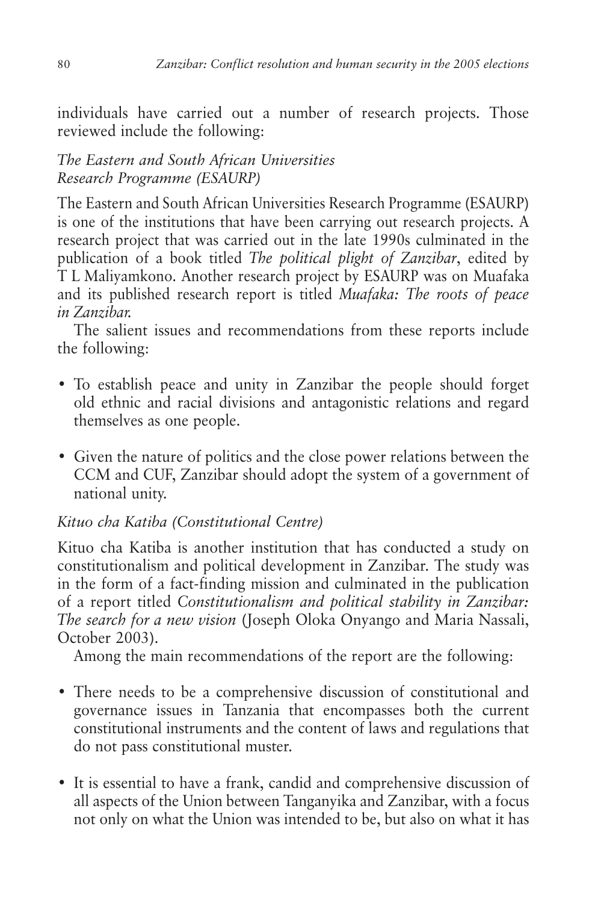individuals have carried out a number of research projects. Those reviewed include the following:

### *The Eastern and South African Universities Research Programme (ESAURP)*

The Eastern and South African Universities Research Programme (ESAURP) is one of the institutions that have been carrying out research projects. A research project that was carried out in the late 1990s culminated in the publication of a book titled *The political plight of Zanzibar*, edited by T L Maliyamkono. Another research project by ESAURP was on Muafaka and its published research report is titled *Muafaka: The roots of peace in Zanzibar.*

The salient issues and recommendations from these reports include the following:

- To establish peace and unity in Zanzibar the people should forget old ethnic and racial divisions and antagonistic relations and regard themselves as one people.
- Given the nature of politics and the close power relations between the CCM and CUF, Zanzibar should adopt the system of a government of national unity.

### *Kituo cha Katiba (Constitutional Centre)*

Kituo cha Katiba is another institution that has conducted a study on constitutionalism and political development in Zanzibar. The study was in the form of a fact-finding mission and culminated in the publication of a report titled *Constitutionalism and political stability in Zanzibar: The search for a new vision* (Joseph Oloka Onyango and Maria Nassali, October 2003).

Among the main recommendations of the report are the following:

- There needs to be a comprehensive discussion of constitutional and governance issues in Tanzania that encompasses both the current constitutional instruments and the content of laws and regulations that do not pass constitutional muster.
- It is essential to have a frank, candid and comprehensive discussion of all aspects of the Union between Tanganyika and Zanzibar, with a focus not only on what the Union was intended to be, but also on what it has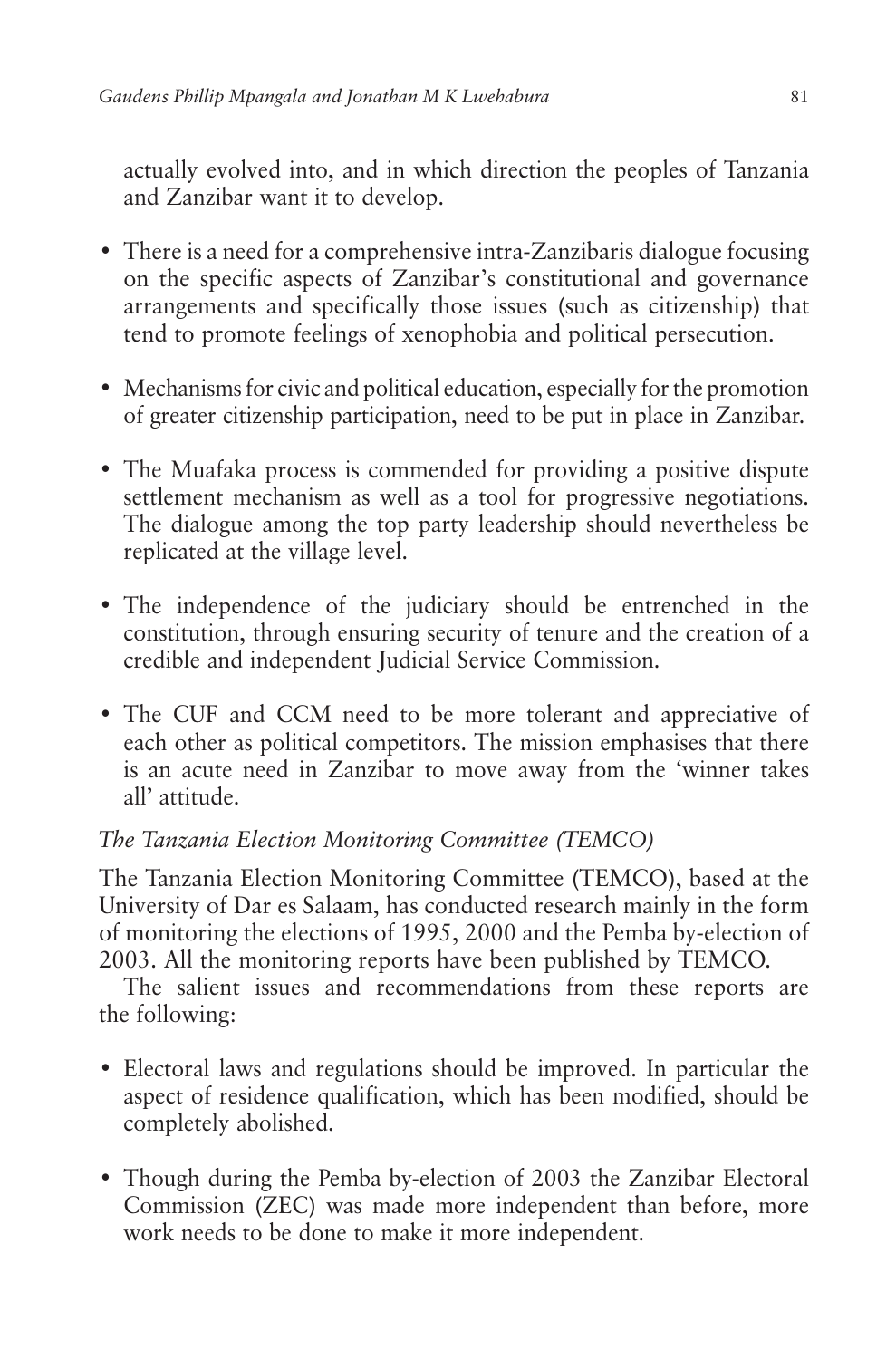actually evolved into, and in which direction the peoples of Tanzania and Zanzibar want it to develop.

- There is a need for a comprehensive intra-Zanzibaris dialogue focusing on the specific aspects of Zanzibar's constitutional and governance arrangements and specifically those issues (such as citizenship) that tend to promote feelings of xenophobia and political persecution.
- Mechanisms for civic and political education, especially for the promotion of greater citizenship participation, need to be put in place in Zanzibar.
- The Muafaka process is commended for providing a positive dispute settlement mechanism as well as a tool for progressive negotiations. The dialogue among the top party leadership should nevertheless be replicated at the village level.
- The independence of the judiciary should be entrenched in the constitution, through ensuring security of tenure and the creation of a credible and independent Judicial Service Commission.
- The CUF and CCM need to be more tolerant and appreciative of each other as political competitors. The mission emphasises that there is an acute need in Zanzibar to move away from the 'winner takes all' attitude.

*The Tanzania Election Monitoring Committee (TEMCO)*

The Tanzania Election Monitoring Committee (TEMCO), based at the University of Dar es Salaam, has conducted research mainly in the form of monitoring the elections of 1995, 2000 and the Pemba by-election of 2003. All the monitoring reports have been published by TEMCO.

The salient issues and recommendations from these reports are the following:

- Electoral laws and regulations should be improved. In particular the aspect of residence qualification, which has been modified, should be completely abolished.
- Though during the Pemba by-election of 2003 the Zanzibar Electoral Commission (ZEC) was made more independent than before, more work needs to be done to make it more independent.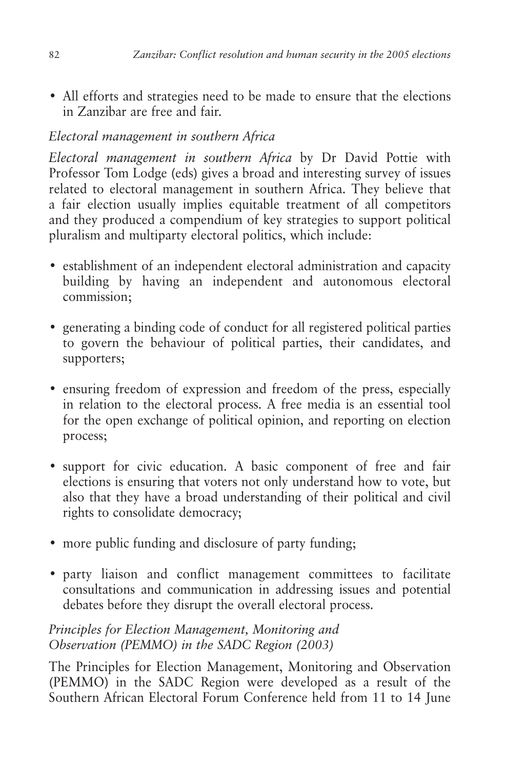- All efforts and strategies need to be made to ensure that the elections in Zanzibar are free and fair.

### *Electoral management in southern Africa*

*Electoral management in southern Africa* by Dr David Pottie with Professor Tom Lodge (eds) gives a broad and interesting survey of issues related to electoral management in southern Africa. They believe that a fair election usually implies equitable treatment of all competitors and they produced a compendium of key strategies to support political pluralism and multiparty electoral politics, which include:

- establishment of an independent electoral administration and capacity building by having an independent and autonomous electoral commission;
- generating a binding code of conduct for all registered political parties to govern the behaviour of political parties, their candidates, and supporters;
- ensuring freedom of expression and freedom of the press, especially in relation to the electoral process. A free media is an essential tool for the open exchange of political opinion, and reporting on election process;
- support for civic education. A basic component of free and fair elections is ensuring that voters not only understand how to vote, but also that they have a broad understanding of their political and civil rights to consolidate democracy;
- more public funding and disclosure of party funding;
- party liaison and conflict management committees to facilitate consultations and communication in addressing issues and potential debates before they disrupt the overall electoral process.

### *Principles for Election Management, Monitoring and Observation (PEMMO) in the SADC Region (2003)*

The Principles for Election Management, Monitoring and Observation (PEMMO) in the SADC Region were developed as a result of the Southern African Electoral Forum Conference held from 11 to 14 June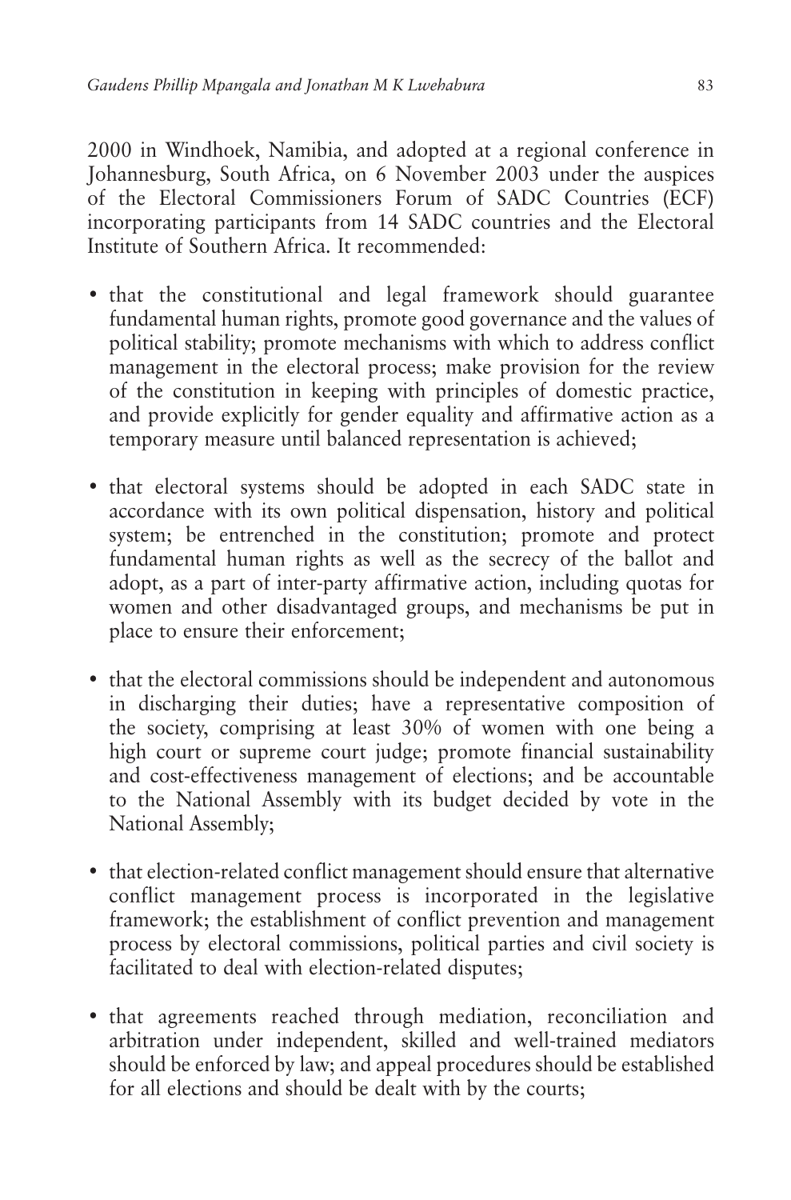2000 in Windhoek, Namibia, and adopted at a regional conference in Johannesburg, South Africa, on 6 November 2003 under the auspices of the Electoral Commissioners Forum of SADC Countries (ECF) incorporating participants from 14 SADC countries and the Electoral Institute of Southern Africa. It recommended:

- that the constitutional and legal framework should guarantee fundamental human rights, promote good governance and the values of political stability; promote mechanisms with which to address conflict management in the electoral process; make provision for the review of the constitution in keeping with principles of domestic practice, and provide explicitly for gender equality and affirmative action as a temporary measure until balanced representation is achieved;

- that electoral systems should be adopted in each SADC state in accordance with its own political dispensation, history and political system; be entrenched in the constitution; promote and protect fundamental human rights as well as the secrecy of the ballot and adopt, as a part of inter-party affirmative action, including quotas for women and other disadvantaged groups, and mechanisms be put in place to ensure their enforcement;

- that the electoral commissions should be independent and autonomous in discharging their duties; have a representative composition of the society, comprising at least 30% of women with one being a high court or supreme court judge; promote financial sustainability and cost-effectiveness management of elections; and be accountable to the National Assembly with its budget decided by vote in the National Assembly;

- that election-related conflict management should ensure that alternative conflict management process is incorporated in the legislative framework; the establishment of conflict prevention and management process by electoral commissions, political parties and civil society is facilitated to deal with election-related disputes;

- that agreements reached through mediation, reconciliation and arbitration under independent, skilled and well-trained mediators should be enforced by law; and appeal procedures should be established for all elections and should be dealt with by the courts;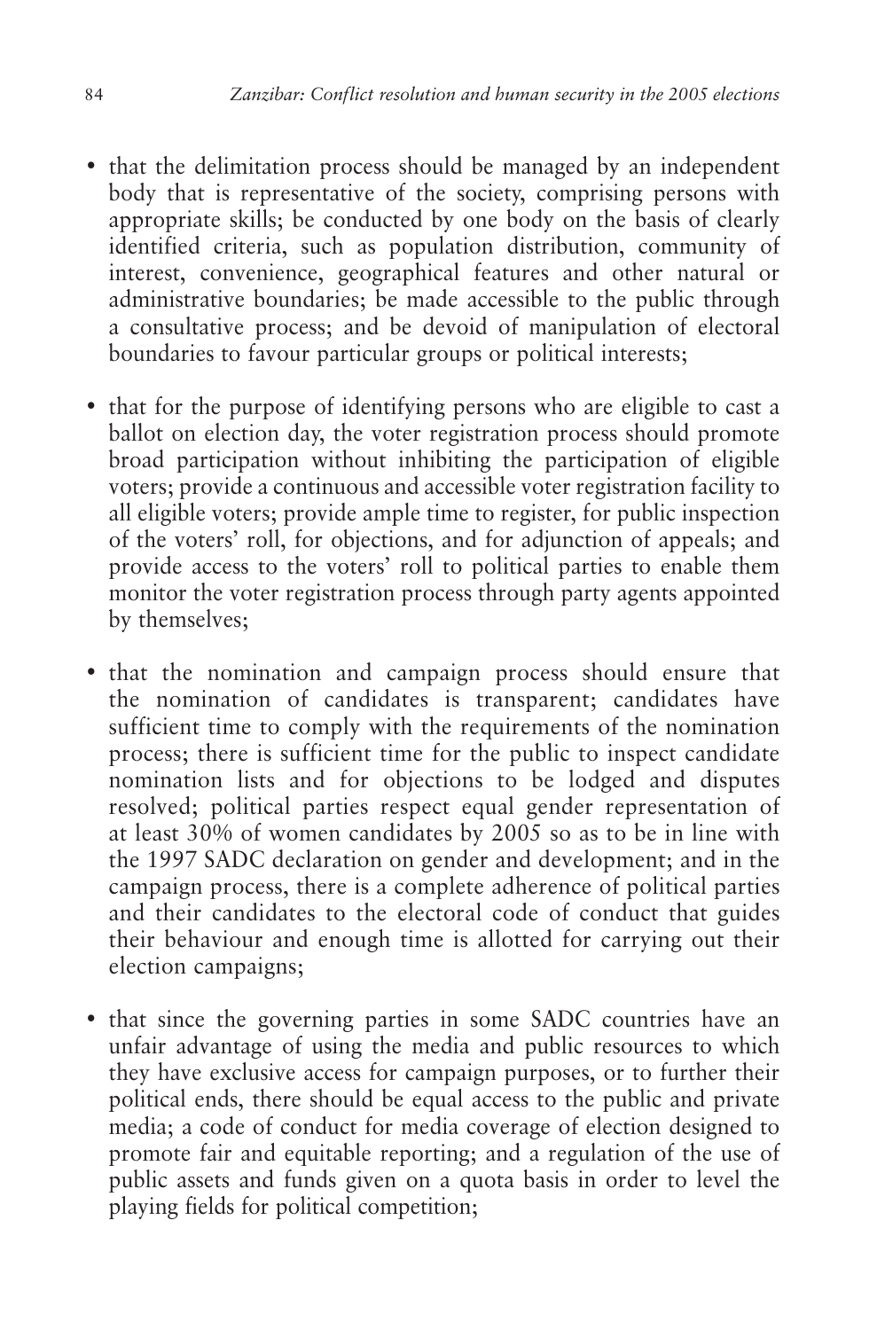- that the delimitation process should be managed by an independent body that is representative of the society, comprising persons with appropriate skills; be conducted by one body on the basis of clearly identified criteria, such as population distribution, community of interest, convenience, geographical features and other natural or administrative boundaries; be made accessible to the public through a consultative process; and be devoid of manipulation of electoral boundaries to favour particular groups or political interests;

- that for the purpose of identifying persons who are eligible to cast a ballot on election day, the voter registration process should promote broad participation without inhibiting the participation of eligible voters; provide a continuous and accessible voter registration facility to all eligible voters; provide ample time to register, for public inspection of the voters' roll, for objections, and for adjunction of appeals; and provide access to the voters' roll to political parties to enable them monitor the voter registration process through party agents appointed by themselves;

- that the nomination and campaign process should ensure that the nomination of candidates is transparent; candidates have sufficient time to comply with the requirements of the nomination process; there is sufficient time for the public to inspect candidate nomination lists and for objections to be lodged and disputes resolved; political parties respect equal gender representation of at least 30% of women candidates by 2005 so as to be in line with the 1997 SADC declaration on gender and development; and in the campaign process, there is a complete adherence of political parties and their candidates to the electoral code of conduct that guides their behaviour and enough time is allotted for carrying out their election campaigns;

- that since the governing parties in some SADC countries have an unfair advantage of using the media and public resources to which they have exclusive access for campaign purposes, or to further their political ends, there should be equal access to the public and private media; a code of conduct for media coverage of election designed to promote fair and equitable reporting; and a regulation of the use of public assets and funds given on a quota basis in order to level the playing fields for political competition;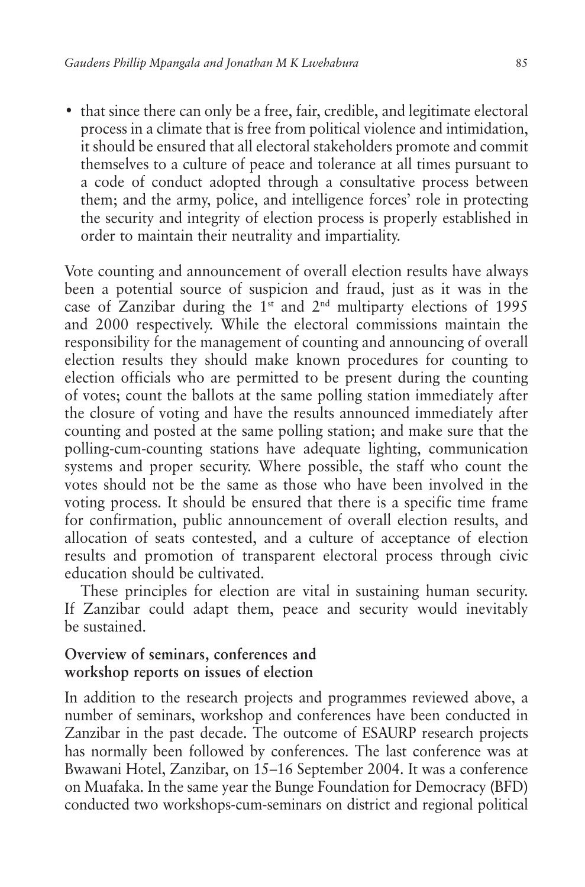- that since there can only be a free, fair, credible, and legitimate electoral process in a climate that is free from political violence and intimidation, it should be ensured that all electoral stakeholders promote and commit themselves to a culture of peace and tolerance at all times pursuant to a code of conduct adopted through a consultative process between them; and the army, police, and intelligence forces' role in protecting the security and integrity of election process is properly established in order to maintain their neutrality and impartiality.

Vote counting and announcement of overall election results have always been a potential source of suspicion and fraud, just as it was in the case of Zanzibar during the 1st and 2nd multiparty elections of 1995 and 2000 respectively. While the electoral commissions maintain the responsibility for the management of counting and announcing of overall election results they should make known procedures for counting to election officials who are permitted to be present during the counting of votes; count the ballots at the same polling station immediately after the closure of voting and have the results announced immediately after counting and posted at the same polling station; and make sure that the polling-cum-counting stations have adequate lighting, communication systems and proper security. Where possible, the staff who count the votes should not be the same as those who have been involved in the voting process. It should be ensured that there is a specific time frame for confirmation, public announcement of overall election results, and allocation of seats contested, and a culture of acceptance of election results and promotion of transparent electoral process through civic education should be cultivated.

These principles for election are vital in sustaining human security. If Zanzibar could adapt them, peace and security would inevitably be sustained.

### Overview of seminars, conferences and workshop reports on issues of election

In addition to the research projects and programmes reviewed above, a number of seminars, workshop and conferences have been conducted in Zanzibar in the past decade. The outcome of ESAURP research projects has normally been followed by conferences. The last conference was at Bwawani Hotel, Zanzibar, on 15–16 September 2004. It was a conference on Muafaka. In the same year the Bunge Foundation for Democracy (BFD) conducted two workshops-cum-seminars on district and regional political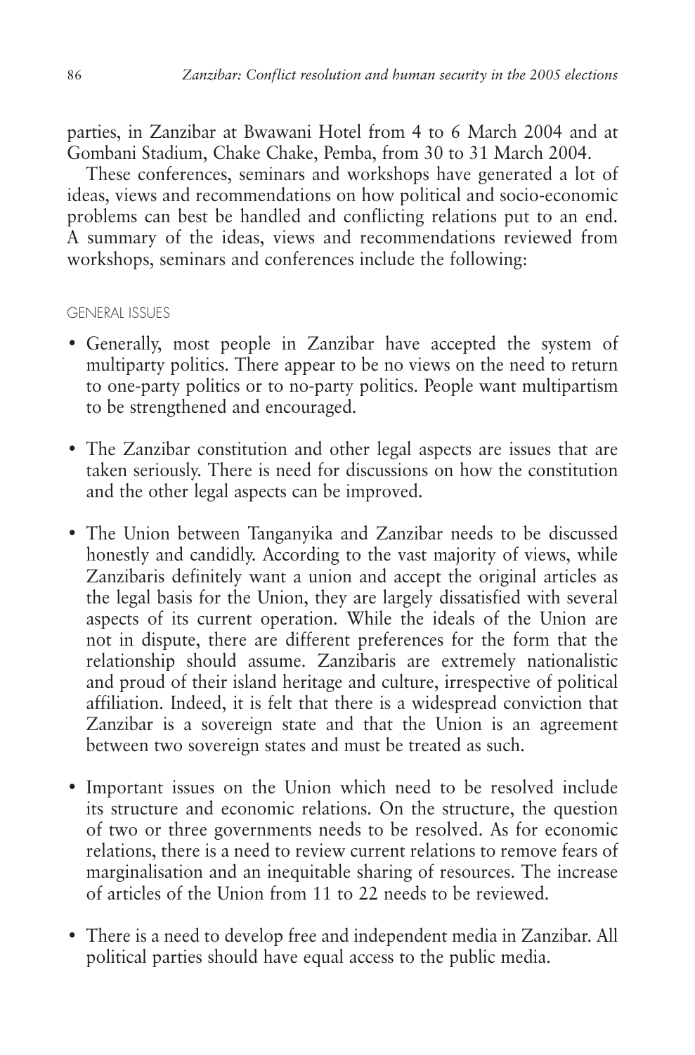parties, in Zanzibar at Bwawani Hotel from 4 to 6 March 2004 and at Gombani Stadium, Chake Chake, Pemba, from 30 to 31 March 2004.

These conferences, seminars and workshops have generated a lot of ideas, views and recommendations on how political and socio-economic problems can best be handled and conflicting relations put to an end. A summary of the ideas, views and recommendations reviewed from workshops, seminars and conferences include the following:

### GENERAL ISSUES

- Generally, most people in Zanzibar have accepted the system of multiparty politics. There appear to be no views on the need to return to one-party politics or to no-party politics. People want multipartism to be strengthened and encouraged.

- The Zanzibar constitution and other legal aspects are issues that are taken seriously. There is need for discussions on how the constitution and the other legal aspects can be improved.

- The Union between Tanganyika and Zanzibar needs to be discussed honestly and candidly. According to the vast majority of views, while Zanzibaris definitely want a union and accept the original articles as the legal basis for the Union, they are largely dissatisfied with several aspects of its current operation. While the ideals of the Union are not in dispute, there are different preferences for the form that the relationship should assume. Zanzibaris are extremely nationalistic and proud of their island heritage and culture, irrespective of political affiliation. Indeed, it is felt that there is a widespread conviction that Zanzibar is a sovereign state and that the Union is an agreement between two sovereign states and must be treated as such.

- Important issues on the Union which need to be resolved include its structure and economic relations. On the structure, the question of two or three governments needs to be resolved. As for economic relations, there is a need to review current relations to remove fears of marginalisation and an inequitable sharing of resources. The increase of articles of the Union from 11 to 22 needs to be reviewed.

- There is a need to develop free and independent media in Zanzibar. All political parties should have equal access to the public media.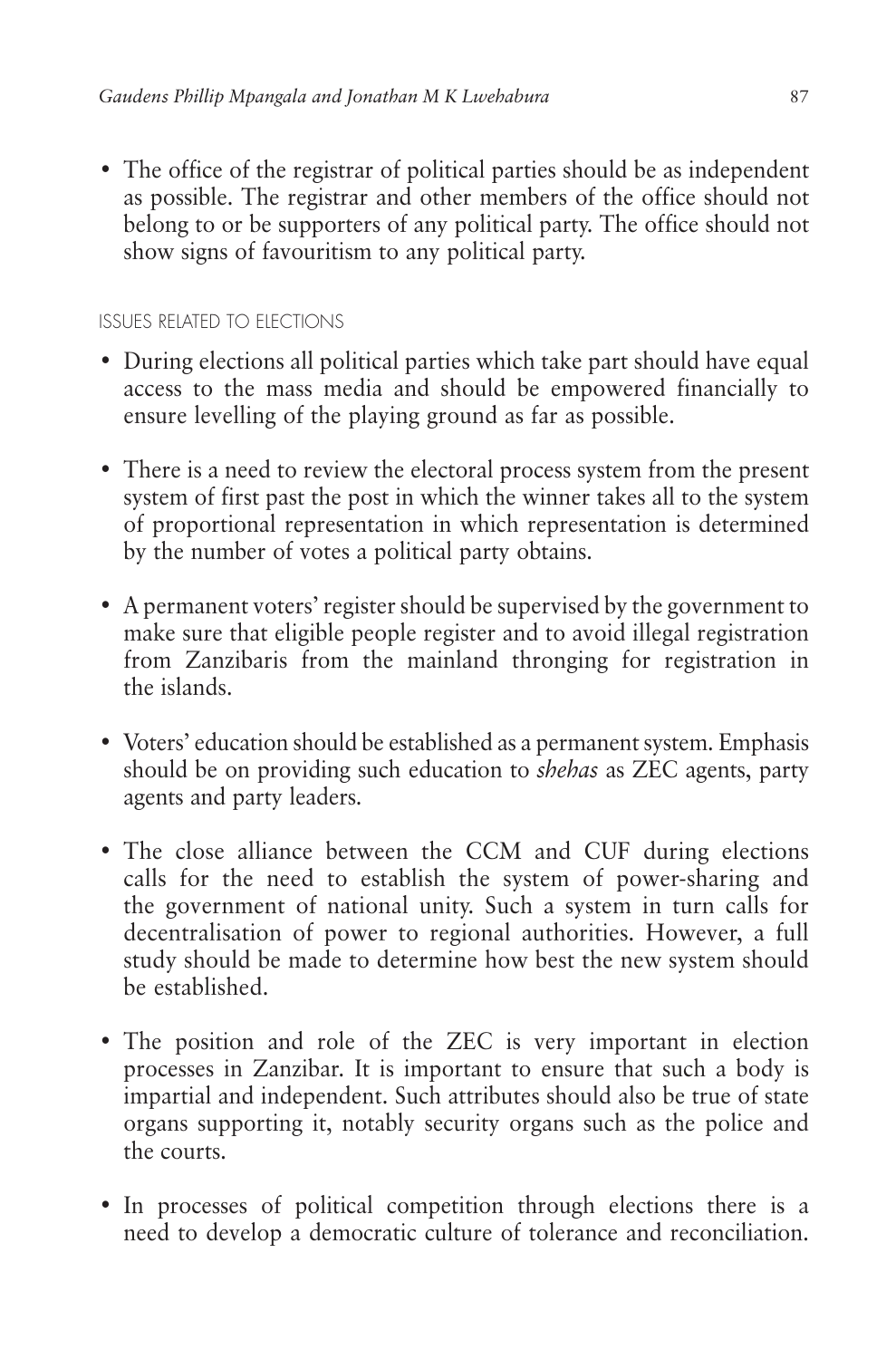- The office of the registrar of political parties should be as independent as possible. The registrar and other members of the office should not belong to or be supporters of any political party. The office should not show signs of favouritism to any political party.

### ISSUES RELATED TO ELECTIONS

- During elections all political parties which take part should have equal access to the mass media and should be empowered financially to ensure levelling of the playing ground as far as possible.
- There is a need to review the electoral process system from the present system of first past the post in which the winner takes all to the system of proportional representation in which representation is determined by the number of votes a political party obtains.
- A permanent voters' register should be supervised by the government to make sure that eligible people register and to avoid illegal registration from Zanzibaris from the mainland thronging for registration in the islands.
- Voters' education should be established as a permanent system. Emphasis should be on providing such education to *shehas* as ZEC agents, party agents and party leaders.
- The close alliance between the CCM and CUF during elections calls for the need to establish the system of power-sharing and the government of national unity. Such a system in turn calls for decentralisation of power to regional authorities. However, a full study should be made to determine how best the new system should be established.
- The position and role of the ZEC is very important in election processes in Zanzibar. It is important to ensure that such a body is impartial and independent. Such attributes should also be true of state organs supporting it, notably security organs such as the police and the courts.
- In processes of political competition through elections there is a need to develop a democratic culture of tolerance and reconciliation.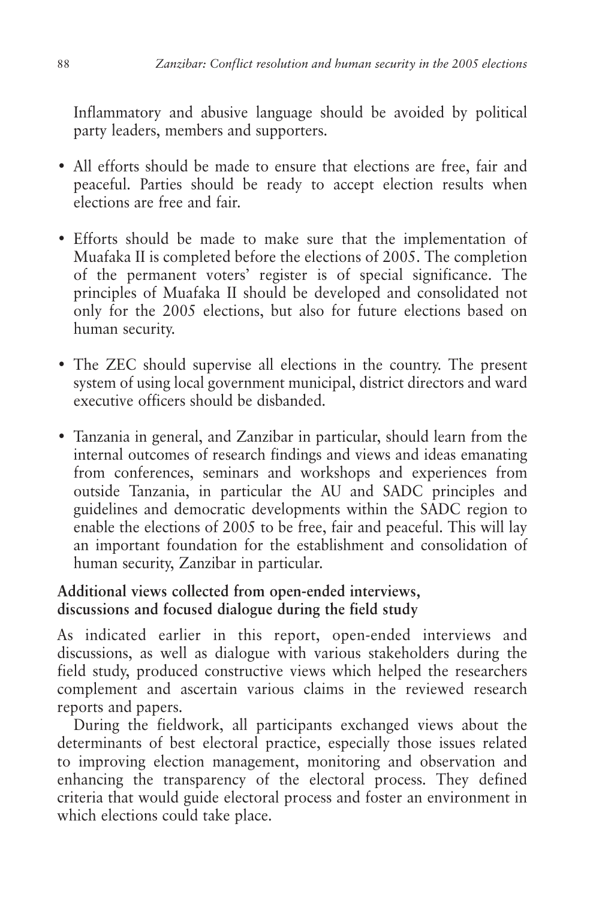Inflammatory and abusive language should be avoided by political party leaders, members and supporters.

- All efforts should be made to ensure that elections are free, fair and peaceful. Parties should be ready to accept election results when elections are free and fair.
- Efforts should be made to make sure that the implementation of Muafaka II is completed before the elections of 2005. The completion of the permanent voters' register is of special significance. The principles of Muafaka II should be developed and consolidated not only for the 2005 elections, but also for future elections based on human security.
- The ZEC should supervise all elections in the country. The present system of using local government municipal, district directors and ward executive officers should be disbanded.
- Tanzania in general, and Zanzibar in particular, should learn from the internal outcomes of research findings and views and ideas emanating from conferences, seminars and workshops and experiences from outside Tanzania, in particular the AU and SADC principles and guidelines and democratic developments within the SADC region to enable the elections of 2005 to be free, fair and peaceful. This will lay an important foundation for the establishment and consolidation of human security, Zanzibar in particular.

### Additional views collected from open-ended interviews, discussions and focused dialogue during the field study

As indicated earlier in this report, open-ended interviews and discussions, as well as dialogue with various stakeholders during the field study, produced constructive views which helped the researchers complement and ascertain various claims in the reviewed research reports and papers.

During the fieldwork, all participants exchanged views about the determinants of best electoral practice, especially those issues related to improving election management, monitoring and observation and enhancing the transparency of the electoral process. They defined criteria that would guide electoral process and foster an environment in which elections could take place.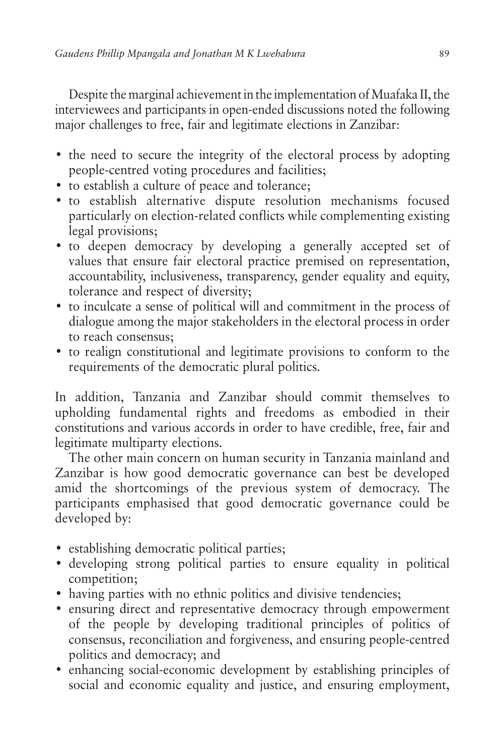Despite the marginal achievement in the implementation of Muafaka II, the interviewees and participants in open-ended discussions noted the following major challenges to free, fair and legitimate elections in Zanzibar:

- the need to secure the integrity of the electoral process by adopting people-centred voting procedures and facilities;
- to establish a culture of peace and tolerance;
- to establish alternative dispute resolution mechanisms focused particularly on election-related conflicts while complementing existing legal provisions;
- to deepen democracy by developing a generally accepted set of values that ensure fair electoral practice premised on representation, accountability, inclusiveness, transparency, gender equality and equity, tolerance and respect of diversity;
- to inculcate a sense of political will and commitment in the process of dialogue among the major stakeholders in the electoral process in order to reach consensus;
- to realign constitutional and legitimate provisions to conform to the requirements of the democratic plural politics.

In addition, Tanzania and Zanzibar should commit themselves to upholding fundamental rights and freedoms as embodied in their constitutions and various accords in order to have credible, free, fair and legitimate multiparty elections.

The other main concern on human security in Tanzania mainland and Zanzibar is how good democratic governance can best be developed amid the shortcomings of the previous system of democracy. The participants emphasised that good democratic governance could be developed by:

- establishing democratic political parties;
- developing strong political parties to ensure equality in political competition;
- having parties with no ethnic politics and divisive tendencies;
- ensuring direct and representative democracy through empowerment of the people by developing traditional principles of politics of consensus, reconciliation and forgiveness, and ensuring people-centred politics and democracy; and
- enhancing social-economic development by establishing principles of social and economic equality and justice, and ensuring employment,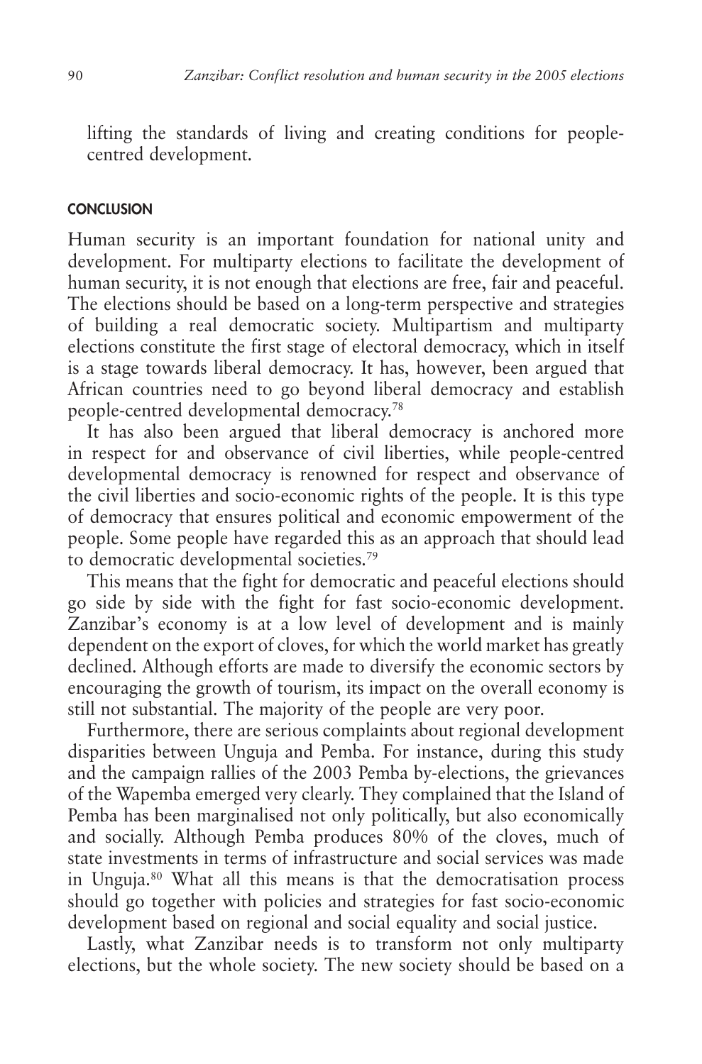lifting the standards of living and creating conditions for people-centred development.

## CONCLUSION

Human security is an important foundation for national unity and development. For multiparty elections to facilitate the development of human security, it is not enough that elections are free, fair and peaceful. The elections should be based on a long-term perspective and strategies of building a real democratic society. Multipartism and multiparty elections constitute the first stage of electoral democracy, which in itself is a stage towards liberal democracy. It has, however, been argued that African countries need to go beyond liberal democracy and establish people-centred developmental democracy.[78]

It has also been argued that liberal democracy is anchored more in respect for and observance of civil liberties, while people-centred developmental democracy is renowned for respect and observance of the civil liberties and socio-economic rights of the people. It is this type of democracy that ensures political and economic empowerment of the people. Some people have regarded this as an approach that should lead to democratic developmental societies.[79]

This means that the fight for democratic and peaceful elections should go side by side with the fight for fast socio-economic development. Zanzibar's economy is at a low level of development and is mainly dependent on the export of cloves, for which the world market has greatly declined. Although efforts are made to diversify the economic sectors by encouraging the growth of tourism, its impact on the overall economy is still not substantial. The majority of the people are very poor.

Furthermore, there are serious complaints about regional development disparities between Unguja and Pemba. For instance, during this study and the campaign rallies of the 2003 Pemba by-elections, the grievances of the Wapemba emerged very clearly. They complained that the Island of Pemba has been marginalised not only politically, but also economically and socially. Although Pemba produces 80% of the cloves, much of state investments in terms of infrastructure and social services was made in Unguja.[80] What all this means is that the democratisation process should go together with policies and strategies for fast socio-economic development based on regional and social equality and social justice.

Lastly, what Zanzibar needs is to transform not only multiparty elections, but the whole society. The new society should be based on a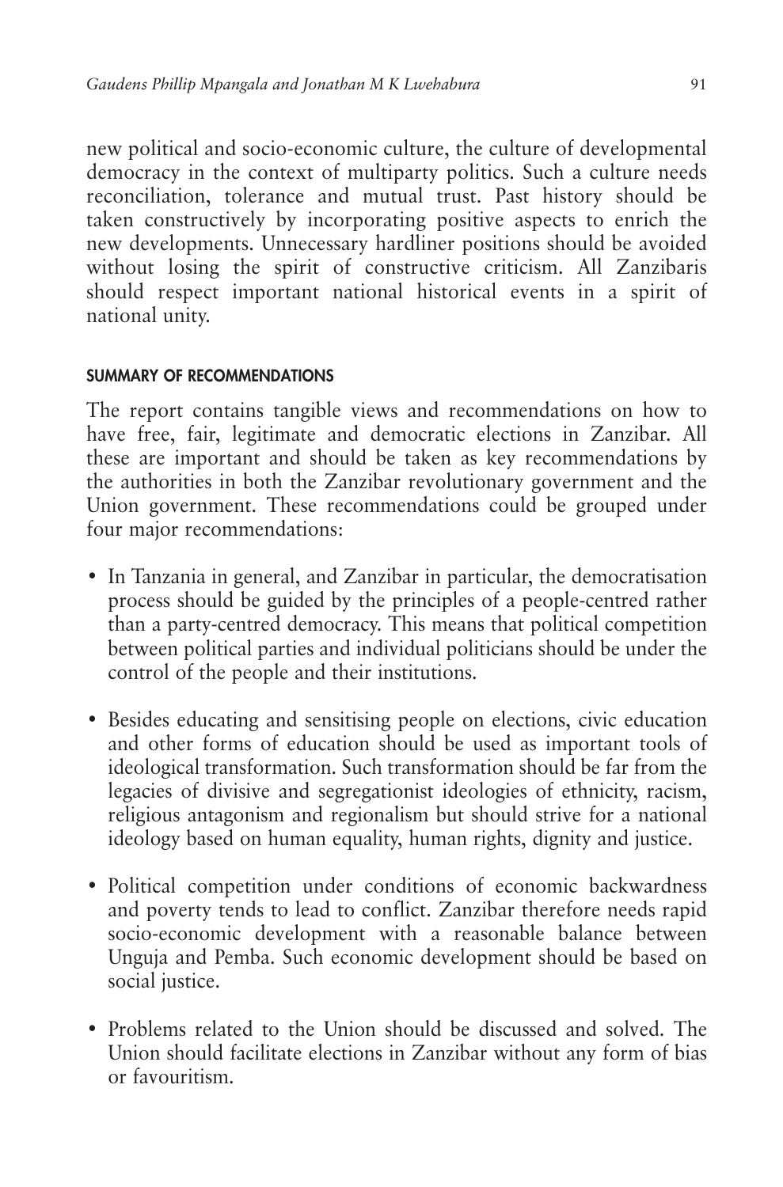new political and socio-economic culture, the culture of developmental democracy in the context of multiparty politics. Such a culture needs reconciliation, tolerance and mutual trust. Past history should be taken constructively by incorporating positive aspects to enrich the new developments. Unnecessary hardliner positions should be avoided without losing the spirit of constructive criticism. All Zanzibaris should respect important national historical events in a spirit of national unity.

#### SUMMARY OF RECOMMENDATIONS

The report contains tangible views and recommendations on how to have free, fair, legitimate and democratic elections in Zanzibar. All these are important and should be taken as key recommendations by the authorities in both the Zanzibar revolutionary government and the Union government. These recommendations could be grouped under four major recommendations:

- In Tanzania in general, and Zanzibar in particular, the democratisation process should be guided by the principles of a people-centred rather than a party-centred democracy. This means that political competition between political parties and individual politicians should be under the control of the people and their institutions.

- Besides educating and sensitising people on elections, civic education and other forms of education should be used as important tools of ideological transformation. Such transformation should be far from the legacies of divisive and segregationist ideologies of ethnicity, racism, religious antagonism and regionalism but should strive for a national ideology based on human equality, human rights, dignity and justice.

- Political competition under conditions of economic backwardness and poverty tends to lead to conflict. Zanzibar therefore needs rapid socio-economic development with a reasonable balance between Unguja and Pemba. Such economic development should be based on social justice.

- Problems related to the Union should be discussed and solved. The Union should facilitate elections in Zanzibar without any form of bias or favouritism.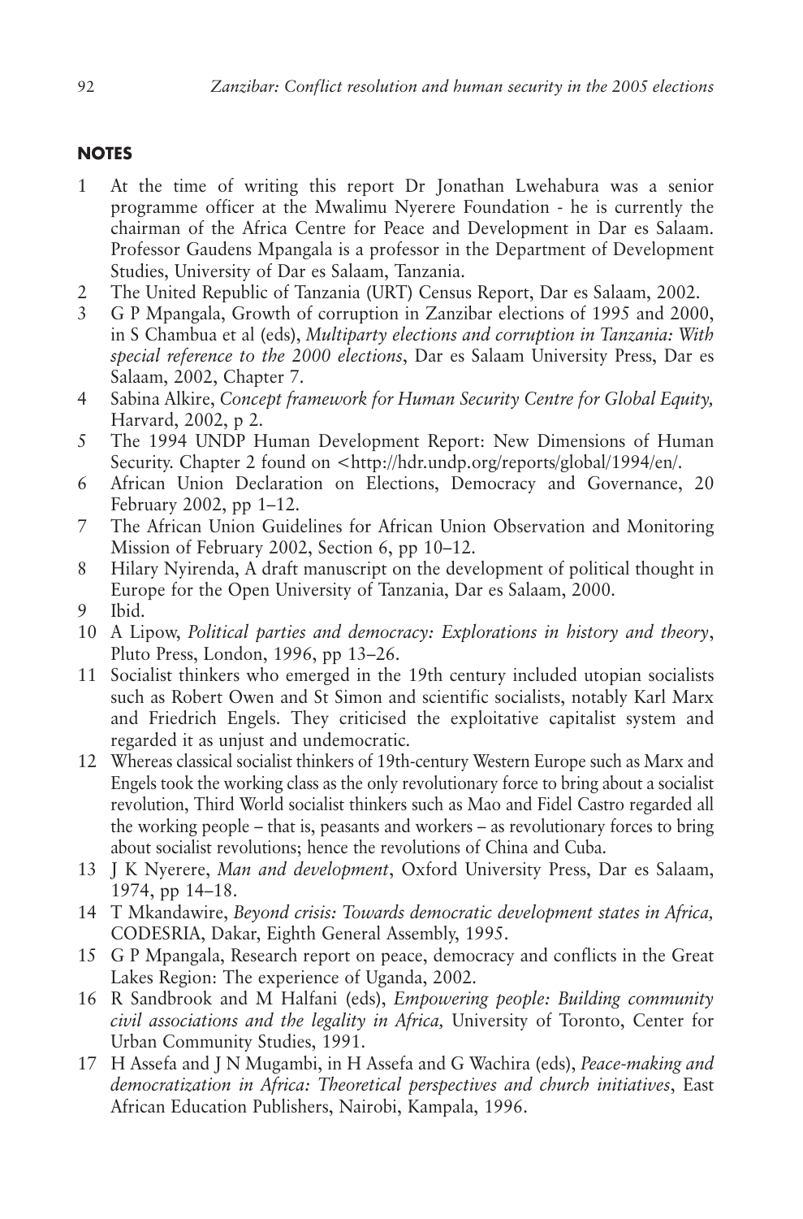## NOTES

1. At the time of writing this report Dr Jonathan Lwehabura was a senior programme officer at the Mwalimu Nyerere Foundation - he is currently the chairman of the Africa Centre for Peace and Development in Dar es Salaam. Professor Gaudens Mpangala is a professor in the Department of Development Studies, University of Dar es Salaam, Tanzania.
2. The United Republic of Tanzania (URT) Census Report, Dar es Salaam, 2002.
3. G P Mpangala, Growth of corruption in Zanzibar elections of 1995 and 2000, in S Chambua et al (eds), *Multiparty elections and corruption in Tanzania: With special reference to the 2000 elections*, Dar es Salaam University Press, Dar es Salaam, 2002, Chapter 7.
4. Sabina Alkire, *Concept framework for Human Security Centre for Global Equity,* Harvard, 2002, p 2.
5. The 1994 UNDP Human Development Report: New Dimensions of Human Security. Chapter 2 found on <http://hdr.undp.org/reports/global/1994/en/.
6. African Union Declaration on Elections, Democracy and Governance, 20 February 2002, pp 1–12.
7. The African Union Guidelines for African Union Observation and Monitoring Mission of February 2002, Section 6, pp 10–12.
8. Hilary Nyirenda, A draft manuscript on the development of political thought in Europe for the Open University of Tanzania, Dar es Salaam, 2000.
9. Ibid.
10. A Lipow, *Political parties and democracy: Explorations in history and theory*, Pluto Press, London, 1996, pp 13–26.
11. Socialist thinkers who emerged in the 19th century included utopian socialists such as Robert Owen and St Simon and scientific socialists, notably Karl Marx and Friedrich Engels. They criticised the exploitative capitalist system and regarded it as unjust and undemocratic.
12. Whereas classical socialist thinkers of 19th-century Western Europe such as Marx and Engels took the working class as the only revolutionary force to bring about a socialist revolution, Third World socialist thinkers such as Mao and Fidel Castro regarded all the working people – that is, peasants and workers – as revolutionary forces to bring about socialist revolutions; hence the revolutions of China and Cuba.
13. J K Nyerere, *Man and development*, Oxford University Press, Dar es Salaam, 1974, pp 14–18.
14. T Mkandawire, *Beyond crisis: Towards democratic development states in Africa,* CODESRIA, Dakar, Eighth General Assembly, 1995.
15. G P Mpangala, Research report on peace, democracy and conflicts in the Great Lakes Region: The experience of Uganda, 2002.
16. R Sandbrook and M Halfani (eds), *Empowering people: Building community civil associations and the legality in Africa,* University of Toronto, Center for Urban Community Studies, 1991.
17. H Assefa and J N Mugambi, in H Assefa and G Wachira (eds), *Peace-making and democratization in Africa: Theoretical perspectives and church initiatives*, East African Education Publishers, Nairobi, Kampala, 1996.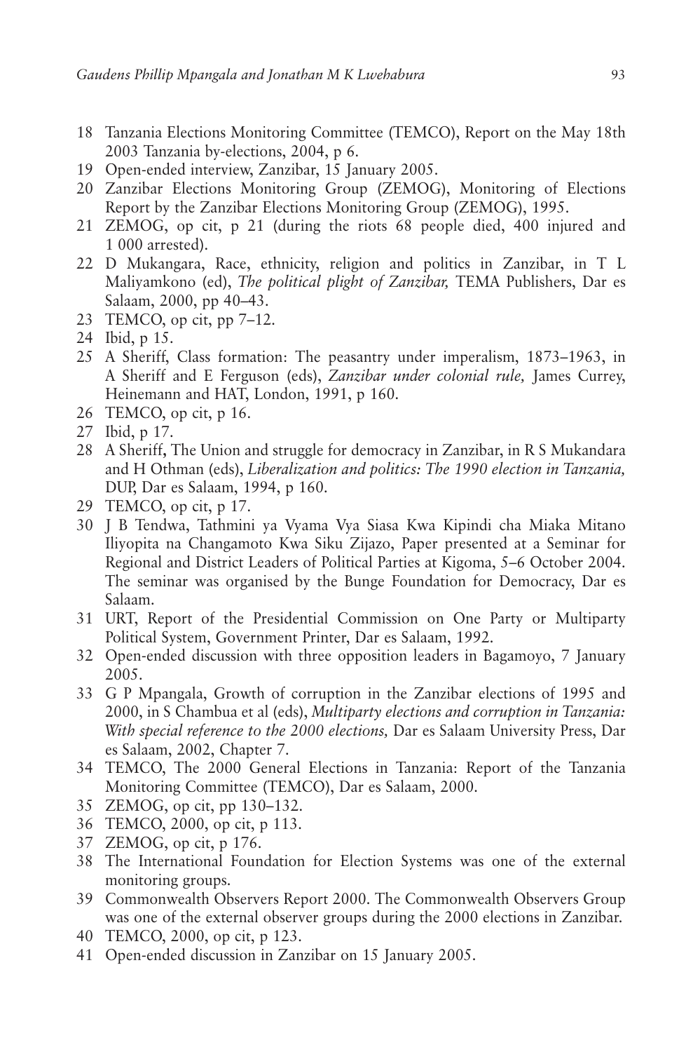18 Tanzania Elections Monitoring Committee (TEMCO), Report on the May 18th 2003 Tanzania by-elections, 2004, p 6.

19 Open-ended interview, Zanzibar, 15 January 2005.

20 Zanzibar Elections Monitoring Group (ZEMOG), Monitoring of Elections Report by the Zanzibar Elections Monitoring Group (ZEMOG), 1995.

21 ZEMOG, op cit, p 21 (during the riots 68 people died, 400 injured and 1 000 arrested).

22 D Mukangara, Race, ethnicity, religion and politics in Zanzibar, in T L Maliyamkono (ed), *The political plight of Zanzibar,* TEMA Publishers, Dar es Salaam, 2000, pp 40–43.

23 TEMCO, op cit, pp 7–12.

24 Ibid, p 15.

25 A Sheriff, Class formation: The peasantry under imperialism, 1873–1963, in A Sheriff and E Ferguson (eds), *Zanzibar under colonial rule,* James Currey, Heinemann and HAT, London, 1991, p 160.

26 TEMCO, op cit, p 16.

27 Ibid, p 17.

28 A Sheriff, The Union and struggle for democracy in Zanzibar, in R S Mukandara and H Othman (eds), *Liberalization and politics: The 1990 election in Tanzania,* DUP, Dar es Salaam, 1994, p 160.

29 TEMCO, op cit, p 17.

30 J B Tendwa, Tathmini ya Vyama Vya Siasa Kwa Kipindi cha Miaka Mitano Iliyopita na Changamoto Kwa Siku Zijazo, Paper presented at a Seminar for Regional and District Leaders of Political Parties at Kigoma, 5–6 October 2004. The seminar was organised by the Bunge Foundation for Democracy, Dar es Salaam.

31 URT, Report of the Presidential Commission on One Party or Multiparty Political System, Government Printer, Dar es Salaam, 1992.

32 Open-ended discussion with three opposition leaders in Bagamoyo, 7 January 2005.

33 G P Mpangala, Growth of corruption in the Zanzibar elections of 1995 and 2000, in S Chambua et al (eds), *Multiparty elections and corruption in Tanzania: With special reference to the 2000 elections,* Dar es Salaam University Press, Dar es Salaam, 2002, Chapter 7.

34 TEMCO, The 2000 General Elections in Tanzania: Report of the Tanzania Monitoring Committee (TEMCO), Dar es Salaam, 2000.

35 ZEMOG, op cit, pp 130–132.

36 TEMCO, 2000, op cit, p 113.

37 ZEMOG, op cit, p 176.

38 The International Foundation for Election Systems was one of the external monitoring groups.

39 Commonwealth Observers Report 2000. The Commonwealth Observers Group was one of the external observer groups during the 2000 elections in Zanzibar.

40 TEMCO, 2000, op cit, p 123.

41 Open-ended discussion in Zanzibar on 15 January 2005.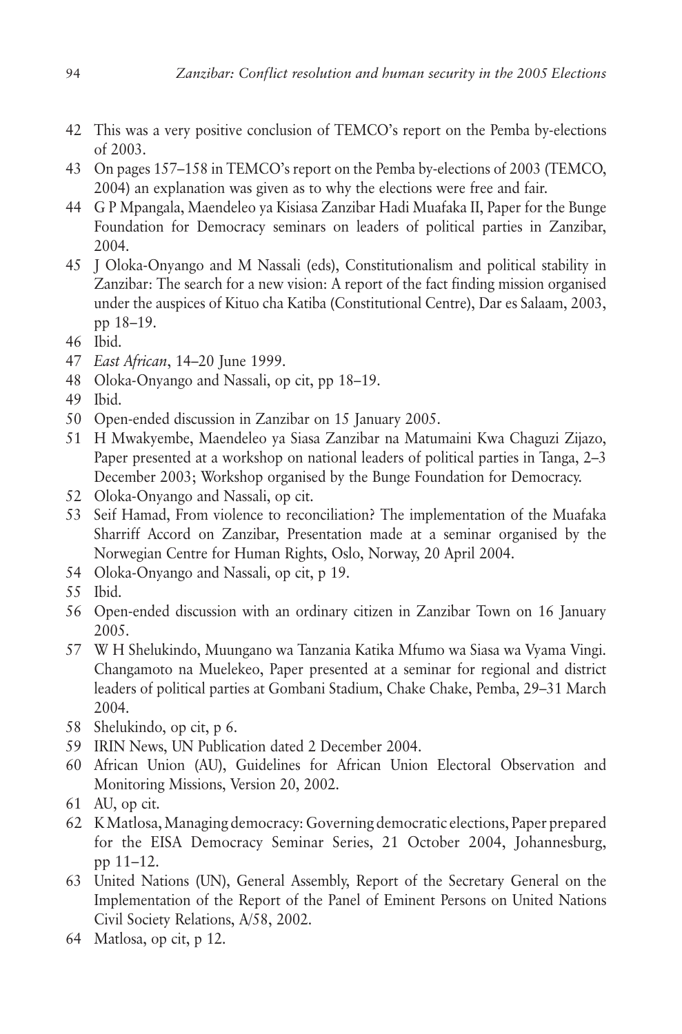42 This was a very positive conclusion of TEMCO's report on the Pemba by-elections of 2003.

43 On pages 157–158 in TEMCO's report on the Pemba by-elections of 2003 (TEMCO, 2004) an explanation was given as to why the elections were free and fair.

44 G P Mpangala, Maendeleo ya Kisiasa Zanzibar Hadi Muafaka II, Paper for the Bunge Foundation for Democracy seminars on leaders of political parties in Zanzibar, 2004.

45 J Oloka-Onyango and M Nassali (eds), Constitutionalism and political stability in Zanzibar: The search for a new vision: A report of the fact finding mission organised under the auspices of Kituo cha Katiba (Constitutional Centre), Dar es Salaam, 2003, pp 18–19.

46 Ibid.

47 *East African*, 14–20 June 1999.

48 Oloka-Onyango and Nassali, op cit, pp 18–19.

49 Ibid.

50 Open-ended discussion in Zanzibar on 15 January 2005.

51 H Mwakyembe, Maendeleo ya Siasa Zanzibar na Matumaini Kwa Chaguzi Zijazo, Paper presented at a workshop on national leaders of political parties in Tanga, 2–3 December 2003; Workshop organised by the Bunge Foundation for Democracy.

52 Oloka-Onyango and Nassali, op cit.

53 Seif Hamad, From violence to reconciliation? The implementation of the Muafaka Sharriff Accord on Zanzibar, Presentation made at a seminar organised by the Norwegian Centre for Human Rights, Oslo, Norway, 20 April 2004.

54 Oloka-Onyango and Nassali, op cit, p 19.

55 Ibid.

56 Open-ended discussion with an ordinary citizen in Zanzibar Town on 16 January 2005.

57 W H Shelukindo, Muungano wa Tanzania Katika Mfumo wa Siasa wa Vyama Vingi. Changamoto na Muelekeo, Paper presented at a seminar for regional and district leaders of political parties at Gombani Stadium, Chake Chake, Pemba, 29–31 March 2004.

58 Shelukindo, op cit, p 6.

59 IRIN News, UN Publication dated 2 December 2004.

60 African Union (AU), Guidelines for African Union Electoral Observation and Monitoring Missions, Version 20, 2002.

61 AU, op cit.

62 K Matlosa, Managing democracy: Governing democratic elections, Paper prepared for the EISA Democracy Seminar Series, 21 October 2004, Johannesburg, pp 11–12.

63 United Nations (UN), General Assembly, Report of the Secretary General on the Implementation of the Report of the Panel of Eminent Persons on United Nations Civil Society Relations, A/58, 2002.

64 Matlosa, op cit, p 12.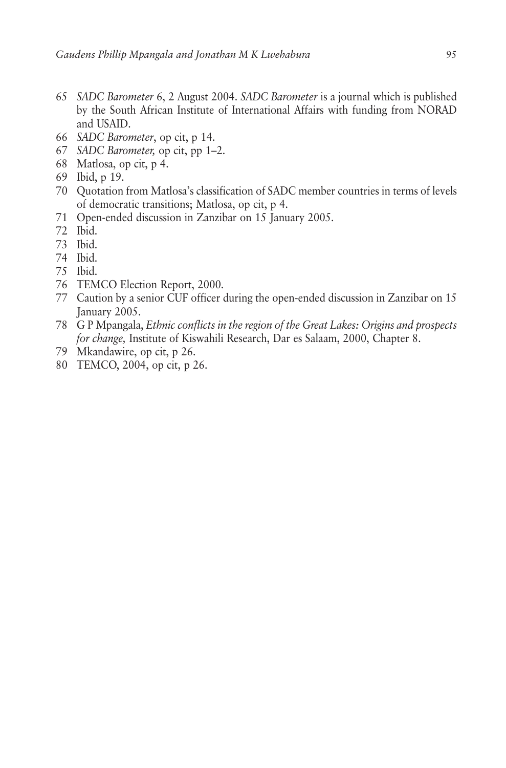65 *SADC Barometer* 6, 2 August 2004. *SADC Barometer* is a journal which is published by the South African Institute of International Affairs with funding from NORAD and USAID.
66 *SADC Barometer*, op cit, p 14.
67 *SADC Barometer,* op cit, pp 1–2.
68 Matlosa, op cit, p 4.
69 Ibid, p 19.
70 Quotation from Matlosa's classification of SADC member countries in terms of levels of democratic transitions; Matlosa, op cit, p 4.
71 Open-ended discussion in Zanzibar on 15 January 2005.
72 Ibid.
73 Ibid.
74 Ibid.
75 Ibid.
76 TEMCO Election Report, 2000.
77 Caution by a senior CUF officer during the open-ended discussion in Zanzibar on 15 January 2005.
78 G P Mpangala, *Ethnic conflicts in the region of the Great Lakes: Origins and prospects for change,* Institute of Kiswahili Research, Dar es Salaam, 2000, Chapter 8.
79 Mkandawire, op cit, p 26.
80 TEMCO, 2004, op cit, p 26.